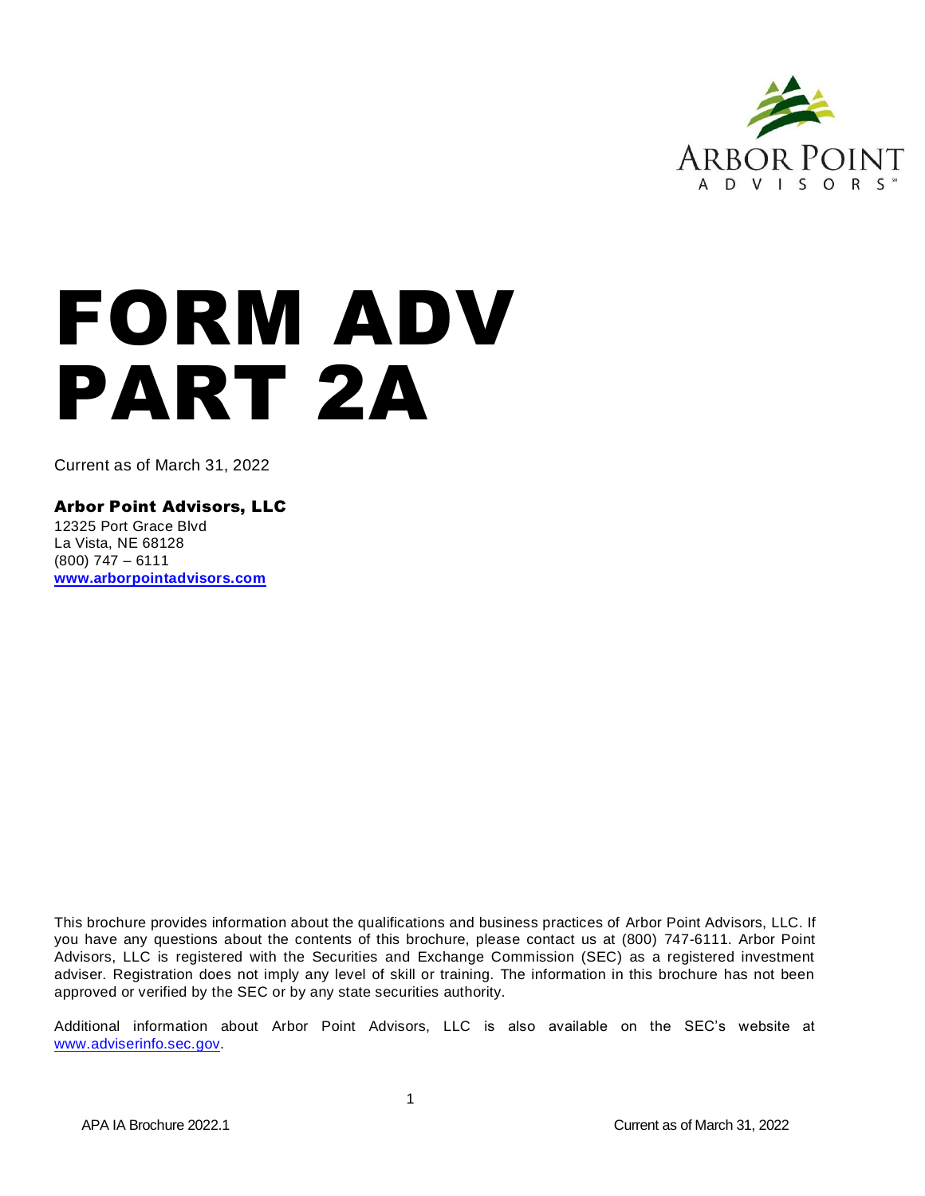# FORM ADV PART 2A

Current as of March 31, 2022

**Arbor Point Advisors, LLC**
12325 Port Grace Blvd
La Vista, NE 68128
(800) 747 – 6111
**www.arborpointadvisors.com**

This brochure provides information about the qualifications and business practices of Arbor Point Advisors, LLC. If you have any questions about the contents of this brochure, please contact us at (800) 747-6111. Arbor Point Advisors, LLC is registered with the Securities and Exchange Commission (SEC) as a registered investment adviser. Registration does not imply any level of skill or training. The information in this brochure has not been approved or verified by the SEC or by any state securities authority.

Additional information about Arbor Point Advisors, LLC is also available on the SEC's website at www.adviserinfo.sec.gov.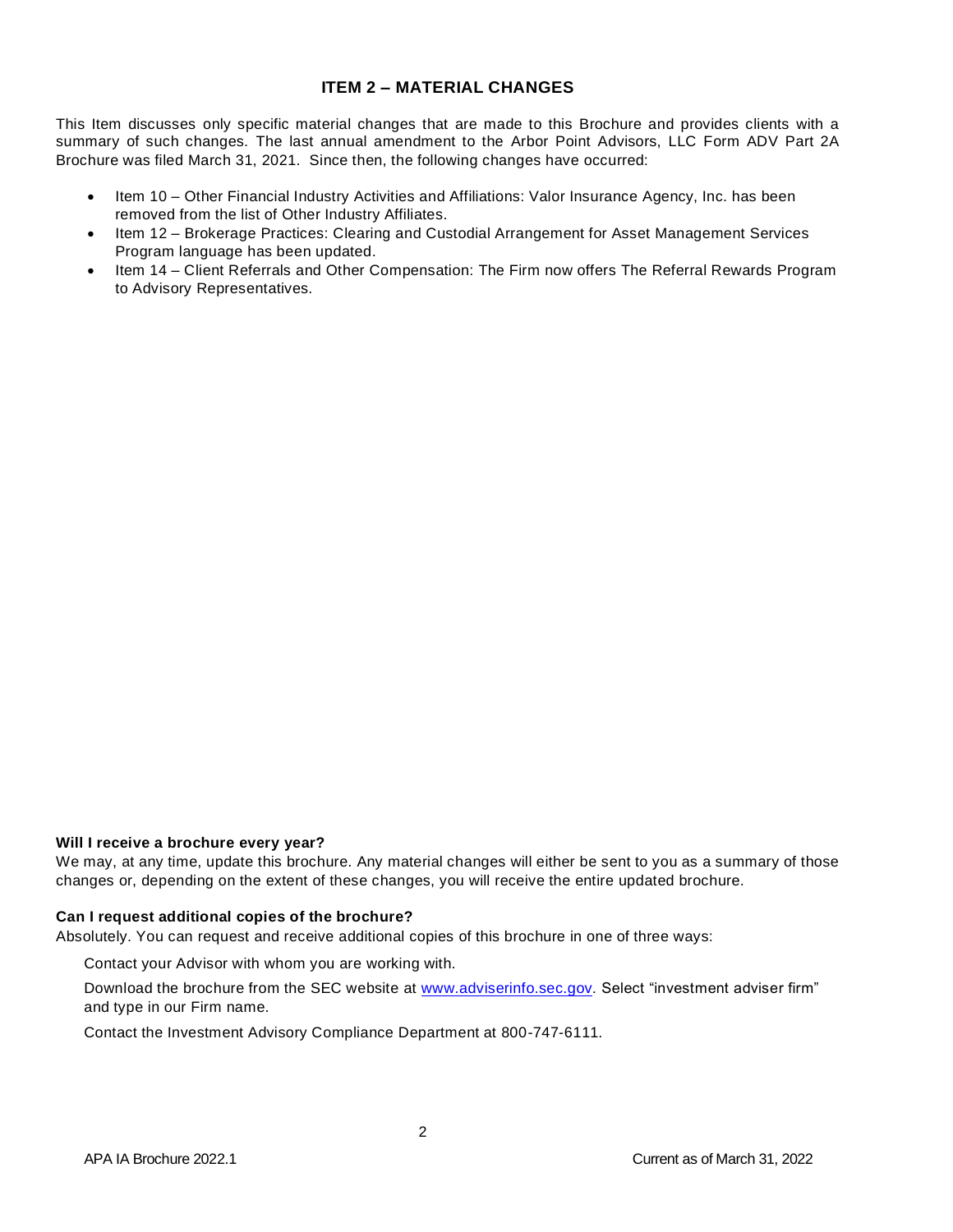## ITEM 2 – MATERIAL CHANGES

This Item discusses only specific material changes that are made to this Brochure and provides clients with a summary of such changes. The last annual amendment to the Arbor Point Advisors, LLC Form ADV Part 2A Brochure was filed March 31, 2021. Since then, the following changes have occurred:

- Item 10 – Other Financial Industry Activities and Affiliations: Valor Insurance Agency, Inc. has been removed from the list of Other Industry Affiliates.
- Item 12 – Brokerage Practices: Clearing and Custodial Arrangement for Asset Management Services Program language has been updated.
- Item 14 – Client Referrals and Other Compensation: The Firm now offers The Referral Rewards Program to Advisory Representatives.

**Will I receive a brochure every year?**

We may, at any time, update this brochure. Any material changes will either be sent to you as a summary of those changes or, depending on the extent of these changes, you will receive the entire updated brochure.

**Can I request additional copies of the brochure?**

Absolutely. You can request and receive additional copies of this brochure in one of three ways:

Contact your Advisor with whom you are working with.

Download the brochure from the SEC website at www.adviserinfo.sec.gov. Select "investment adviser firm" and type in our Firm name.

Contact the Investment Advisory Compliance Department at 800-747-6111.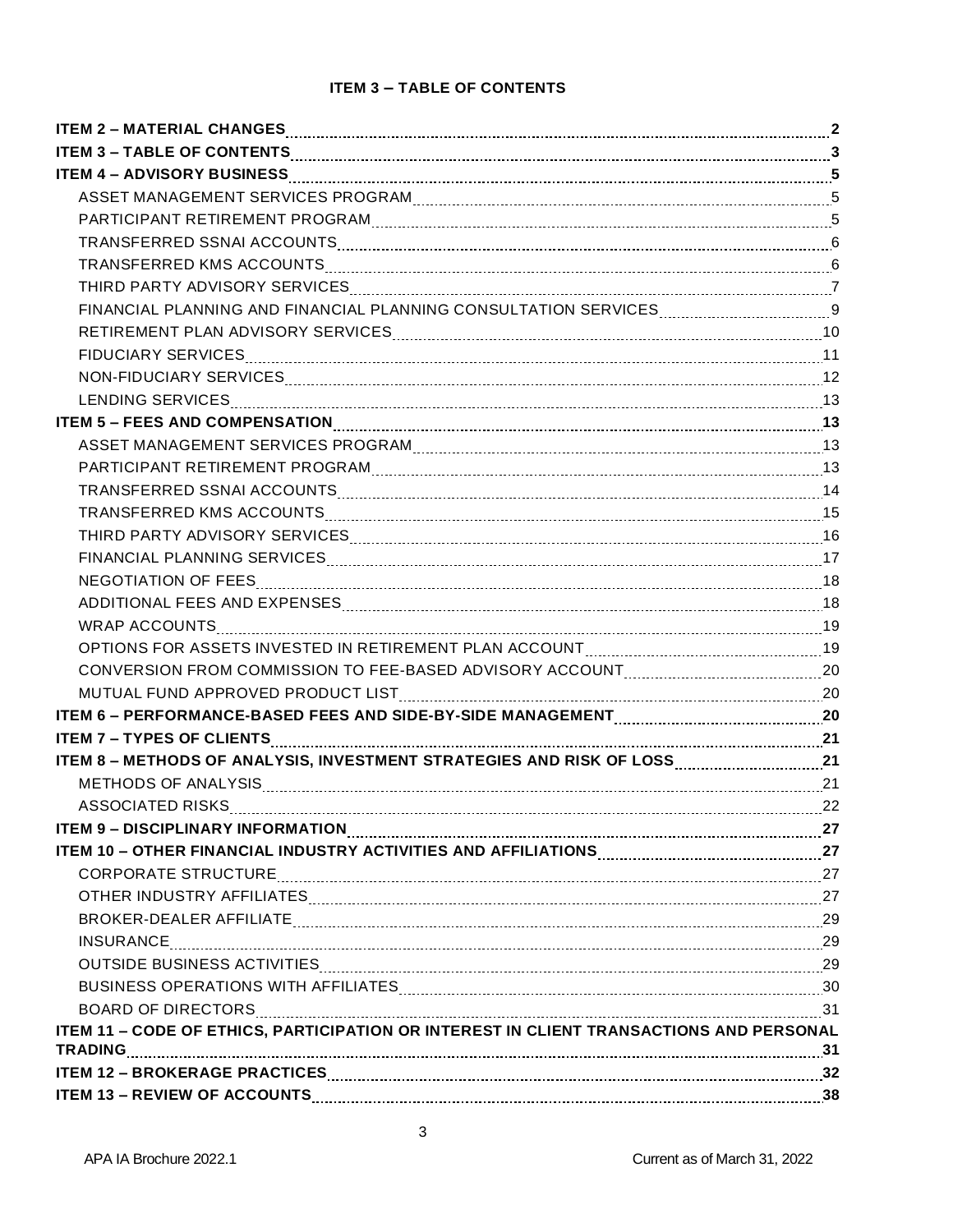## ITEM 3 – TABLE OF CONTENTS

**ITEM 2 – MATERIAL CHANGES** 2
**ITEM 3 – TABLE OF CONTENTS** 3
**ITEM 4 – ADVISORY BUSINESS** 5
- ASSET MANAGEMENT SERVICES PROGRAM 5
- PARTICIPANT RETIREMENT PROGRAM 5
- TRANSFERRED SSNAI ACCOUNTS 6
- TRANSFERRED KMS ACCOUNTS 6
- THIRD PARTY ADVISORY SERVICES 7
- FINANCIAL PLANNING AND FINANCIAL PLANNING CONSULTATION SERVICES 9
- RETIREMENT PLAN ADVISORY SERVICES 10
- FIDUCIARY SERVICES 11
- NON-FIDUCIARY SERVICES 12
- LENDING SERVICES 13

**ITEM 5 – FEES AND COMPENSATION** 13
- ASSET MANAGEMENT SERVICES PROGRAM 13
- PARTICIPANT RETIREMENT PROGRAM 13
- TRANSFERRED SSNAI ACCOUNTS 14
- TRANSFERRED KMS ACCOUNTS 15
- THIRD PARTY ADVISORY SERVICES 16
- FINANCIAL PLANNING SERVICES 17
- NEGOTIATION OF FEES 18
- ADDITIONAL FEES AND EXPENSES 18
- WRAP ACCOUNTS 19
- OPTIONS FOR ASSETS INVESTED IN RETIREMENT PLAN ACCOUNT 19
- CONVERSION FROM COMMISSION TO FEE-BASED ADVISORY ACCOUNT 20
- MUTUAL FUND APPROVED PRODUCT LIST 20

**ITEM 6 – PERFORMANCE-BASED FEES AND SIDE-BY-SIDE MANAGEMENT** 20
**ITEM 7 – TYPES OF CLIENTS** 21
**ITEM 8 – METHODS OF ANALYSIS, INVESTMENT STRATEGIES AND RISK OF LOSS** 21
- METHODS OF ANALYSIS 21
- ASSOCIATED RISKS 22

**ITEM 9 – DISCIPLINARY INFORMATION** 27
**ITEM 10 – OTHER FINANCIAL INDUSTRY ACTIVITIES AND AFFILIATIONS** 27
- CORPORATE STRUCTURE 27
- OTHER INDUSTRY AFFILIATES 27
- BROKER-DEALER AFFILIATE 29
- INSURANCE 29
- OUTSIDE BUSINESS ACTIVITIES 29
- BUSINESS OPERATIONS WITH AFFILIATES 30
- BOARD OF DIRECTORS 31

**ITEM 11 – CODE OF ETHICS, PARTICIPATION OR INTEREST IN CLIENT TRANSACTIONS AND PERSONAL TRADING** 31
**ITEM 12 – BROKERAGE PRACTICES** 32
**ITEM 13 – REVIEW OF ACCOUNTS** 38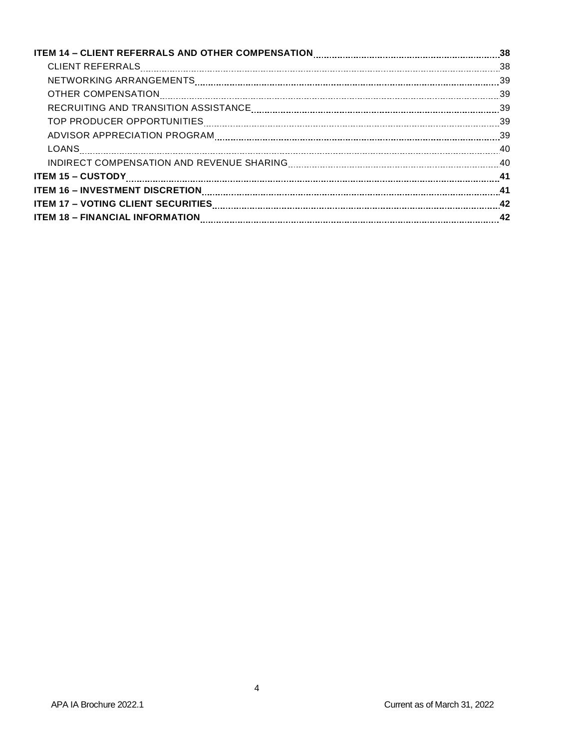**ITEM 14 – CLIENT REFERRALS AND OTHER COMPENSATION** 38

- CLIENT REFERRALS 38
- NETWORKING ARRANGEMENTS 39
- OTHER COMPENSATION 39
- RECRUITING AND TRANSITION ASSISTANCE 39
- TOP PRODUCER OPPORTUNITIES 39
- ADVISOR APPRECIATION PROGRAM 39
- LOANS 40
- INDIRECT COMPENSATION AND REVENUE SHARING 40

**ITEM 15 – CUSTODY** 41

**ITEM 16 – INVESTMENT DISCRETION** 41

**ITEM 17 – VOTING CLIENT SECURITIES** 42

**ITEM 18 – FINANCIAL INFORMATION** 42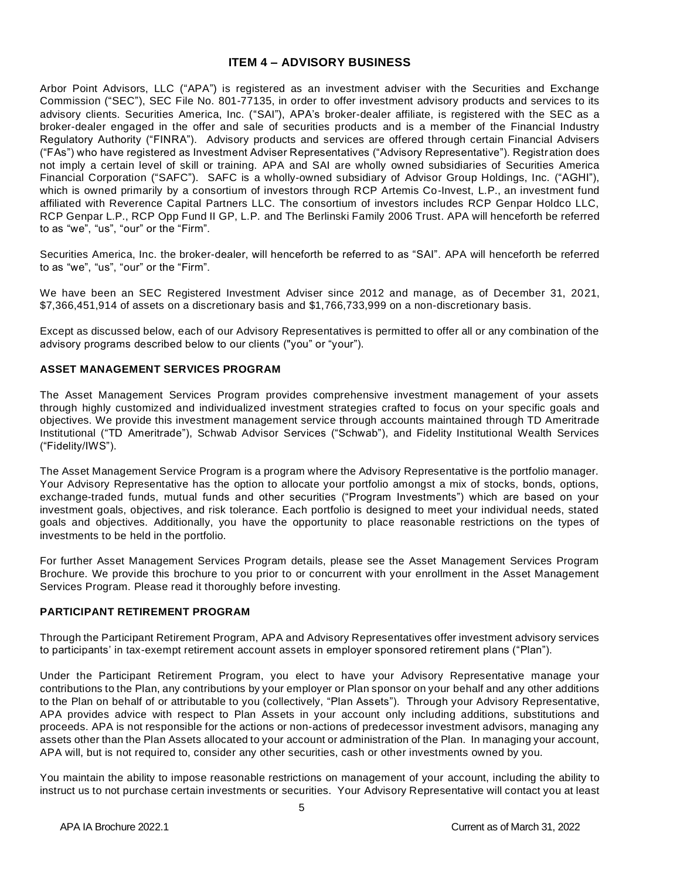## ITEM 4 – ADVISORY BUSINESS

Arbor Point Advisors, LLC ("APA") is registered as an investment adviser with the Securities and Exchange Commission ("SEC"), SEC File No. 801-77135, in order to offer investment advisory products and services to its advisory clients. Securities America, Inc. ("SAI"), APA's broker-dealer affiliate, is registered with the SEC as a broker-dealer engaged in the offer and sale of securities products and is a member of the Financial Industry Regulatory Authority ("FINRA"). Advisory products and services are offered through certain Financial Advisers ("FAs") who have registered as Investment Adviser Representatives ("Advisory Representative"). Registration does not imply a certain level of skill or training. APA and SAI are wholly owned subsidiaries of Securities America Financial Corporation ("SAFC"). SAFC is a wholly-owned subsidiary of Advisor Group Holdings, Inc. ("AGHI"), which is owned primarily by a consortium of investors through RCP Artemis Co-Invest, L.P., an investment fund affiliated with Reverence Capital Partners LLC. The consortium of investors includes RCP Genpar Holdco LLC, RCP Genpar L.P., RCP Opp Fund II GP, L.P. and The Berlinski Family 2006 Trust. APA will henceforth be referred to as "we", "us", "our" or the "Firm".

Securities America, Inc. the broker-dealer, will henceforth be referred to as "SAI". APA will henceforth be referred to as "we", "us", "our" or the "Firm".

We have been an SEC Registered Investment Adviser since 2012 and manage, as of December 31, 2021, $7,366,451,914 of assets on a discretionary basis and $1,766,733,999 on a non-discretionary basis.

Except as discussed below, each of our Advisory Representatives is permitted to offer all or any combination of the advisory programs described below to our clients ("you" or "your").

### ASSET MANAGEMENT SERVICES PROGRAM

The Asset Management Services Program provides comprehensive investment management of your assets through highly customized and individualized investment strategies crafted to focus on your specific goals and objectives. We provide this investment management service through accounts maintained through TD Ameritrade Institutional ("TD Ameritrade"), Schwab Advisor Services ("Schwab"), and Fidelity Institutional Wealth Services ("Fidelity/IWS").

The Asset Management Service Program is a program where the Advisory Representative is the portfolio manager. Your Advisory Representative has the option to allocate your portfolio amongst a mix of stocks, bonds, options, exchange-traded funds, mutual funds and other securities ("Program Investments") which are based on your investment goals, objectives, and risk tolerance. Each portfolio is designed to meet your individual needs, stated goals and objectives. Additionally, you have the opportunity to place reasonable restrictions on the types of investments to be held in the portfolio.

For further Asset Management Services Program details, please see the Asset Management Services Program Brochure. We provide this brochure to you prior to or concurrent with your enrollment in the Asset Management Services Program. Please read it thoroughly before investing.

### PARTICIPANT RETIREMENT PROGRAM

Through the Participant Retirement Program, APA and Advisory Representatives offer investment advisory services to participants' in tax-exempt retirement account assets in employer sponsored retirement plans ("Plan").

Under the Participant Retirement Program, you elect to have your Advisory Representative manage your contributions to the Plan, any contributions by your employer or Plan sponsor on your behalf and any other additions to the Plan on behalf of or attributable to you (collectively, "Plan Assets"). Through your Advisory Representative, APA provides advice with respect to Plan Assets in your account only including additions, substitutions and proceeds. APA is not responsible for the actions or non-actions of predecessor investment advisors, managing any assets other than the Plan Assets allocated to your account or administration of the Plan. In managing your account, APA will, but is not required to, consider any other securities, cash or other investments owned by you.

You maintain the ability to impose reasonable restrictions on management of your account, including the ability to instruct us to not purchase certain investments or securities. Your Advisory Representative will contact you at least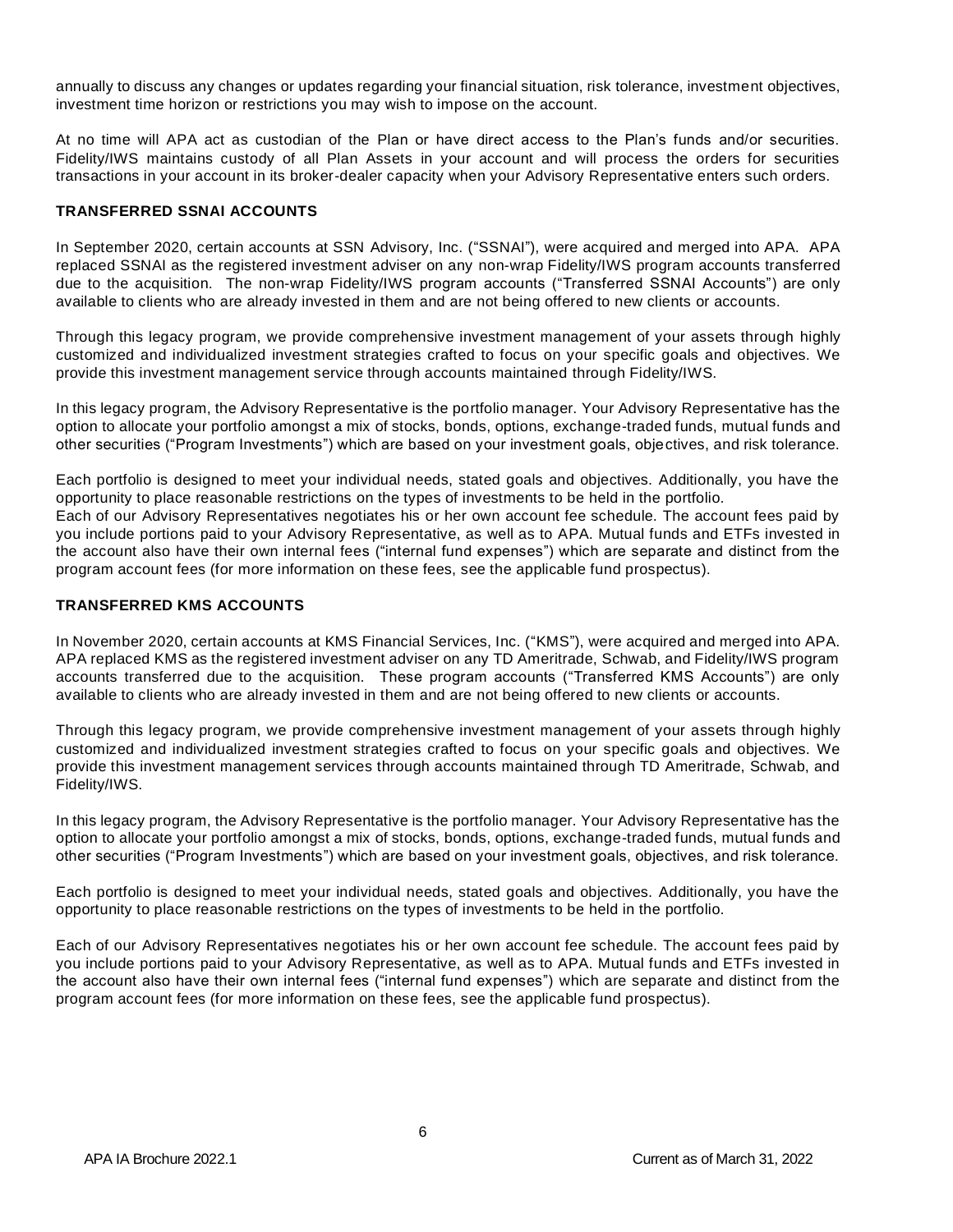annually to discuss any changes or updates regarding your financial situation, risk tolerance, investment objectives, investment time horizon or restrictions you may wish to impose on the account.

At no time will APA act as custodian of the Plan or have direct access to the Plan's funds and/or securities. Fidelity/IWS maintains custody of all Plan Assets in your account and will process the orders for securities transactions in your account in its broker-dealer capacity when your Advisory Representative enters such orders.

**TRANSFERRED SSNAI ACCOUNTS**

In September 2020, certain accounts at SSN Advisory, Inc. ("SSNAI"), were acquired and merged into APA. APA replaced SSNAI as the registered investment adviser on any non-wrap Fidelity/IWS program accounts transferred due to the acquisition. The non-wrap Fidelity/IWS program accounts ("Transferred SSNAI Accounts") are only available to clients who are already invested in them and are not being offered to new clients or accounts.

Through this legacy program, we provide comprehensive investment management of your assets through highly customized and individualized investment strategies crafted to focus on your specific goals and objectives. We provide this investment management service through accounts maintained through Fidelity/IWS.

In this legacy program, the Advisory Representative is the portfolio manager. Your Advisory Representative has the option to allocate your portfolio amongst a mix of stocks, bonds, options, exchange-traded funds, mutual funds and other securities ("Program Investments") which are based on your investment goals, objectives, and risk tolerance.

Each portfolio is designed to meet your individual needs, stated goals and objectives. Additionally, you have the opportunity to place reasonable restrictions on the types of investments to be held in the portfolio.
Each of our Advisory Representatives negotiates his or her own account fee schedule. The account fees paid by you include portions paid to your Advisory Representative, as well as to APA. Mutual funds and ETFs invested in the account also have their own internal fees ("internal fund expenses") which are separate and distinct from the program account fees (for more information on these fees, see the applicable fund prospectus).

**TRANSFERRED KMS ACCOUNTS**

In November 2020, certain accounts at KMS Financial Services, Inc. ("KMS"), were acquired and merged into APA. APA replaced KMS as the registered investment adviser on any TD Ameritrade, Schwab, and Fidelity/IWS program accounts transferred due to the acquisition. These program accounts ("Transferred KMS Accounts") are only available to clients who are already invested in them and are not being offered to new clients or accounts.

Through this legacy program, we provide comprehensive investment management of your assets through highly customized and individualized investment strategies crafted to focus on your specific goals and objectives. We provide this investment management services through accounts maintained through TD Ameritrade, Schwab, and Fidelity/IWS.

In this legacy program, the Advisory Representative is the portfolio manager. Your Advisory Representative has the option to allocate your portfolio amongst a mix of stocks, bonds, options, exchange-traded funds, mutual funds and other securities ("Program Investments") which are based on your investment goals, objectives, and risk tolerance.

Each portfolio is designed to meet your individual needs, stated goals and objectives. Additionally, you have the opportunity to place reasonable restrictions on the types of investments to be held in the portfolio.

Each of our Advisory Representatives negotiates his or her own account fee schedule. The account fees paid by you include portions paid to your Advisory Representative, as well as to APA. Mutual funds and ETFs invested in the account also have their own internal fees ("internal fund expenses") which are separate and distinct from the program account fees (for more information on these fees, see the applicable fund prospectus).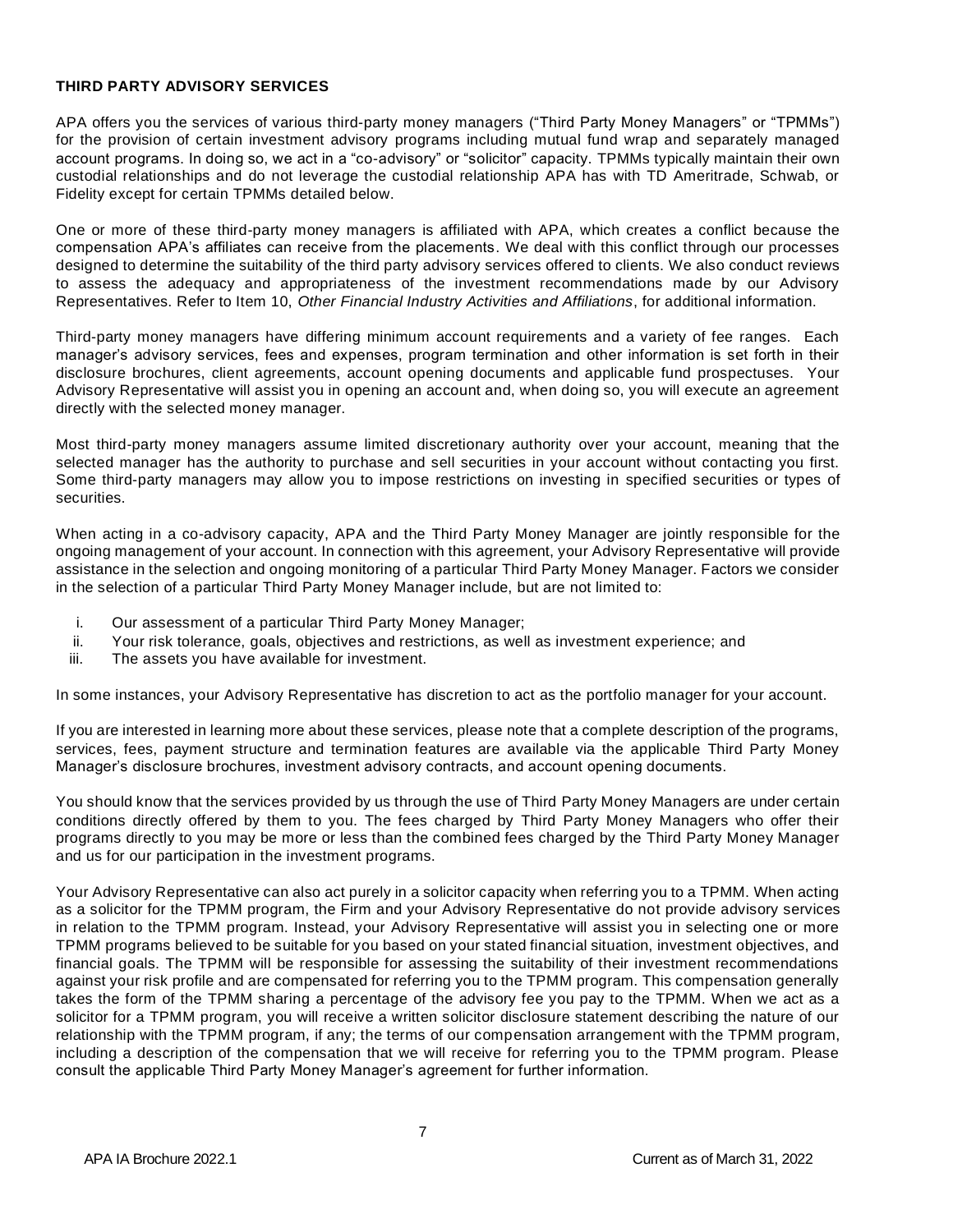## THIRD PARTY ADVISORY SERVICES

APA offers you the services of various third-party money managers ("Third Party Money Managers" or "TPMMs") for the provision of certain investment advisory programs including mutual fund wrap and separately managed account programs. In doing so, we act in a "co-advisory" or "solicitor" capacity. TPMMs typically maintain their own custodial relationships and do not leverage the custodial relationship APA has with TD Ameritrade, Schwab, or Fidelity except for certain TPMMs detailed below.

One or more of these third-party money managers is affiliated with APA, which creates a conflict because the compensation APA's affiliates can receive from the placements. We deal with this conflict through our processes designed to determine the suitability of the third party advisory services offered to clients. We also conduct reviews to assess the adequacy and appropriateness of the investment recommendations made by our Advisory Representatives. Refer to Item 10, *Other Financial Industry Activities and Affiliations*, for additional information.

Third-party money managers have differing minimum account requirements and a variety of fee ranges. Each manager's advisory services, fees and expenses, program termination and other information is set forth in their disclosure brochures, client agreements, account opening documents and applicable fund prospectuses. Your Advisory Representative will assist you in opening an account and, when doing so, you will execute an agreement directly with the selected money manager.

Most third-party money managers assume limited discretionary authority over your account, meaning that the selected manager has the authority to purchase and sell securities in your account without contacting you first. Some third-party managers may allow you to impose restrictions on investing in specified securities or types of securities.

When acting in a co-advisory capacity, APA and the Third Party Money Manager are jointly responsible for the ongoing management of your account. In connection with this agreement, your Advisory Representative will provide assistance in the selection and ongoing monitoring of a particular Third Party Money Manager. Factors we consider in the selection of a particular Third Party Money Manager include, but are not limited to:

i. Our assessment of a particular Third Party Money Manager;
ii. Your risk tolerance, goals, objectives and restrictions, as well as investment experience; and
iii. The assets you have available for investment.

In some instances, your Advisory Representative has discretion to act as the portfolio manager for your account.

If you are interested in learning more about these services, please note that a complete description of the programs, services, fees, payment structure and termination features are available via the applicable Third Party Money Manager's disclosure brochures, investment advisory contracts, and account opening documents.

You should know that the services provided by us through the use of Third Party Money Managers are under certain conditions directly offered by them to you. The fees charged by Third Party Money Managers who offer their programs directly to you may be more or less than the combined fees charged by the Third Party Money Manager and us for our participation in the investment programs.

Your Advisory Representative can also act purely in a solicitor capacity when referring you to a TPMM. When acting as a solicitor for the TPMM program, the Firm and your Advisory Representative do not provide advisory services in relation to the TPMM program. Instead, your Advisory Representative will assist you in selecting one or more TPMM programs believed to be suitable for you based on your stated financial situation, investment objectives, and financial goals. The TPMM will be responsible for assessing the suitability of their investment recommendations against your risk profile and are compensated for referring you to the TPMM program. This compensation generally takes the form of the TPMM sharing a percentage of the advisory fee you pay to the TPMM. When we act as a solicitor for a TPMM program, you will receive a written solicitor disclosure statement describing the nature of our relationship with the TPMM program, if any; the terms of our compensation arrangement with the TPMM program, including a description of the compensation that we will receive for referring you to the TPMM program. Please consult the applicable Third Party Money Manager's agreement for further information.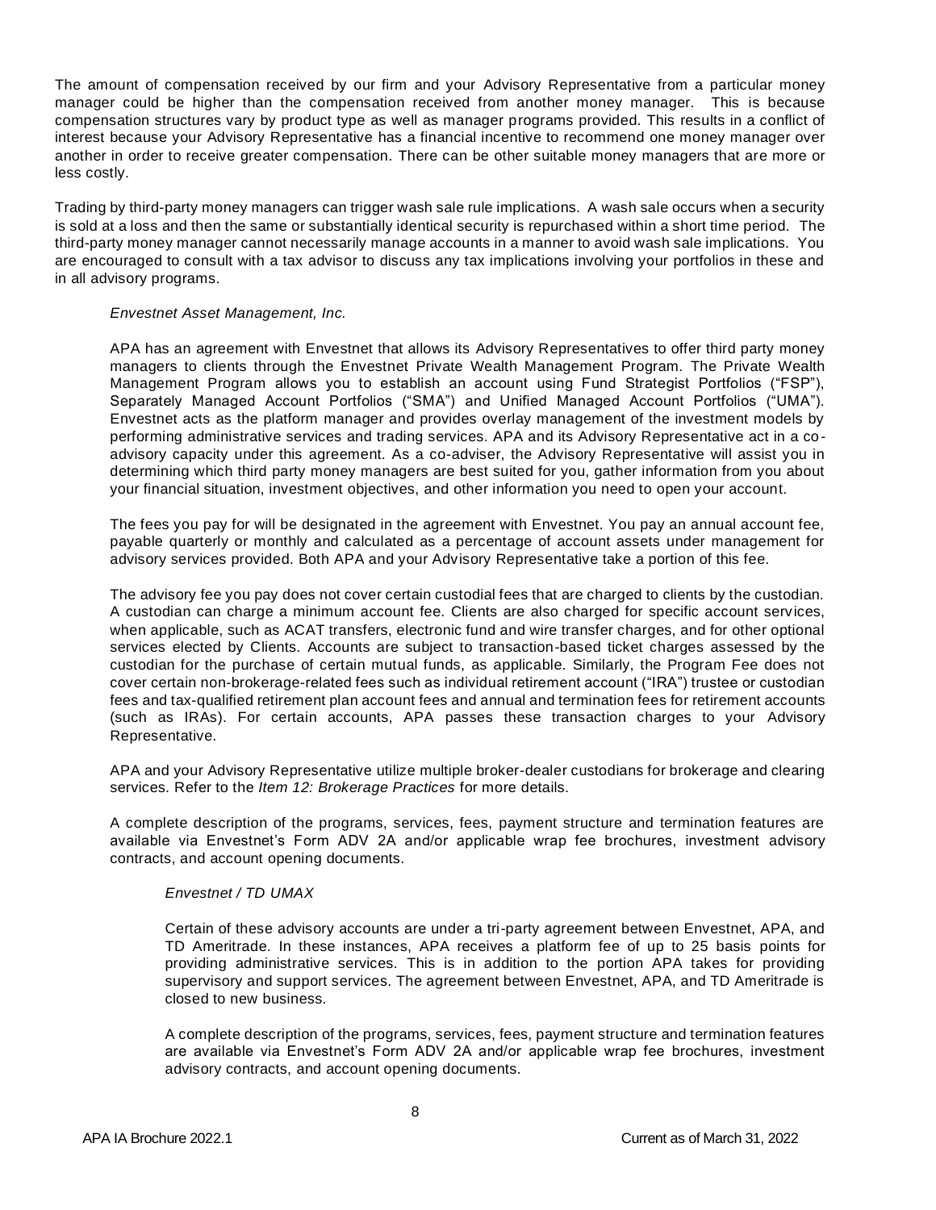The amount of compensation received by our firm and your Advisory Representative from a particular money manager could be higher than the compensation received from another money manager. This is because compensation structures vary by product type as well as manager programs provided. This results in a conflict of interest because your Advisory Representative has a financial incentive to recommend one money manager over another in order to receive greater compensation. There can be other suitable money managers that are more or less costly.

Trading by third-party money managers can trigger wash sale rule implications. A wash sale occurs when a security is sold at a loss and then the same or substantially identical security is repurchased within a short time period. The third-party money manager cannot necessarily manage accounts in a manner to avoid wash sale implications. You are encouraged to consult with a tax advisor to discuss any tax implications involving your portfolios in these and in all advisory programs.

*Envestnet Asset Management, Inc.*

APA has an agreement with Envestnet that allows its Advisory Representatives to offer third party money managers to clients through the Envestnet Private Wealth Management Program. The Private Wealth Management Program allows you to establish an account using Fund Strategist Portfolios ("FSP"), Separately Managed Account Portfolios ("SMA") and Unified Managed Account Portfolios ("UMA"). Envestnet acts as the platform manager and provides overlay management of the investment models by performing administrative services and trading services. APA and its Advisory Representative act in a co-advisory capacity under this agreement. As a co-adviser, the Advisory Representative will assist you in determining which third party money managers are best suited for you, gather information from you about your financial situation, investment objectives, and other information you need to open your account.

The fees you pay for will be designated in the agreement with Envestnet. You pay an annual account fee, payable quarterly or monthly and calculated as a percentage of account assets under management for advisory services provided. Both APA and your Advisory Representative take a portion of this fee.

The advisory fee you pay does not cover certain custodial fees that are charged to clients by the custodian. A custodian can charge a minimum account fee. Clients are also charged for specific account services, when applicable, such as ACAT transfers, electronic fund and wire transfer charges, and for other optional services elected by Clients. Accounts are subject to transaction-based ticket charges assessed by the custodian for the purchase of certain mutual funds, as applicable. Similarly, the Program Fee does not cover certain non-brokerage-related fees such as individual retirement account ("IRA") trustee or custodian fees and tax-qualified retirement plan account fees and annual and termination fees for retirement accounts (such as IRAs). For certain accounts, APA passes these transaction charges to your Advisory Representative.

APA and your Advisory Representative utilize multiple broker-dealer custodians for brokerage and clearing services. Refer to the *Item 12: Brokerage Practices* for more details.

A complete description of the programs, services, fees, payment structure and termination features are available via Envestnet's Form ADV 2A and/or applicable wrap fee brochures, investment advisory contracts, and account opening documents.

*Envestnet / TD UMAX*

Certain of these advisory accounts are under a tri-party agreement between Envestnet, APA, and TD Ameritrade. In these instances, APA receives a platform fee of up to 25 basis points for providing administrative services. This is in addition to the portion APA takes for providing supervisory and support services. The agreement between Envestnet, APA, and TD Ameritrade is closed to new business.

A complete description of the programs, services, fees, payment structure and termination features are available via Envestnet's Form ADV 2A and/or applicable wrap fee brochures, investment advisory contracts, and account opening documents.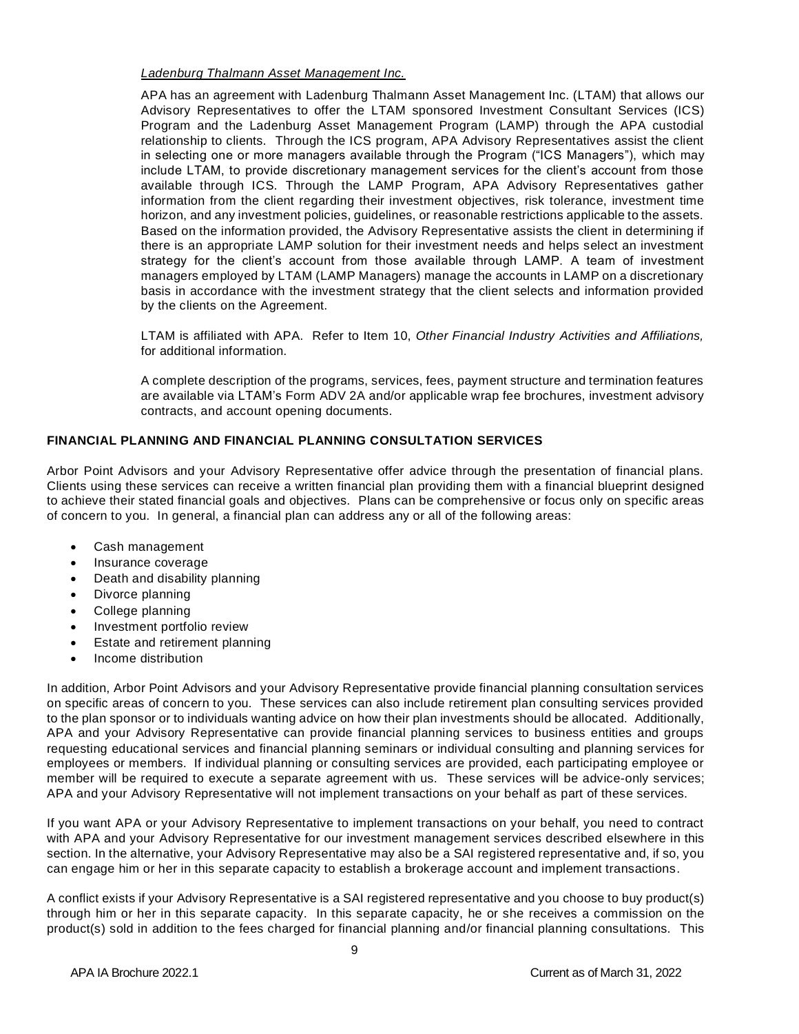*Ladenburg Thalmann Asset Management Inc.*

APA has an agreement with Ladenburg Thalmann Asset Management Inc. (LTAM) that allows our Advisory Representatives to offer the LTAM sponsored Investment Consultant Services (ICS) Program and the Ladenburg Asset Management Program (LAMP) through the APA custodial relationship to clients. Through the ICS program, APA Advisory Representatives assist the client in selecting one or more managers available through the Program ("ICS Managers"), which may include LTAM, to provide discretionary management services for the client's account from those available through ICS. Through the LAMP Program, APA Advisory Representatives gather information from the client regarding their investment objectives, risk tolerance, investment time horizon, and any investment policies, guidelines, or reasonable restrictions applicable to the assets. Based on the information provided, the Advisory Representative assists the client in determining if there is an appropriate LAMP solution for their investment needs and helps select an investment strategy for the client's account from those available through LAMP. A team of investment managers employed by LTAM (LAMP Managers) manage the accounts in LAMP on a discretionary basis in accordance with the investment strategy that the client selects and information provided by the clients on the Agreement.

LTAM is affiliated with APA. Refer to Item 10, *Other Financial Industry Activities and Affiliations,* for additional information.

A complete description of the programs, services, fees, payment structure and termination features are available via LTAM's Form ADV 2A and/or applicable wrap fee brochures, investment advisory contracts, and account opening documents.

**FINANCIAL PLANNING AND FINANCIAL PLANNING CONSULTATION SERVICES**

Arbor Point Advisors and your Advisory Representative offer advice through the presentation of financial plans. Clients using these services can receive a written financial plan providing them with a financial blueprint designed to achieve their stated financial goals and objectives. Plans can be comprehensive or focus only on specific areas of concern to you. In general, a financial plan can address any or all of the following areas:

- Cash management
- Insurance coverage
- Death and disability planning
- Divorce planning
- College planning
- Investment portfolio review
- Estate and retirement planning
- Income distribution

In addition, Arbor Point Advisors and your Advisory Representative provide financial planning consultation services on specific areas of concern to you. These services can also include retirement plan consulting services provided to the plan sponsor or to individuals wanting advice on how their plan investments should be allocated. Additionally, APA and your Advisory Representative can provide financial planning services to business entities and groups requesting educational services and financial planning seminars or individual consulting and planning services for employees or members. If individual planning or consulting services are provided, each participating employee or member will be required to execute a separate agreement with us. These services will be advice-only services; APA and your Advisory Representative will not implement transactions on your behalf as part of these services.

If you want APA or your Advisory Representative to implement transactions on your behalf, you need to contract with APA and your Advisory Representative for our investment management services described elsewhere in this section. In the alternative, your Advisory Representative may also be a SAI registered representative and, if so, you can engage him or her in this separate capacity to establish a brokerage account and implement transactions.

A conflict exists if your Advisory Representative is a SAI registered representative and you choose to buy product(s) through him or her in this separate capacity. In this separate capacity, he or she receives a commission on the product(s) sold in addition to the fees charged for financial planning and/or financial planning consultations. This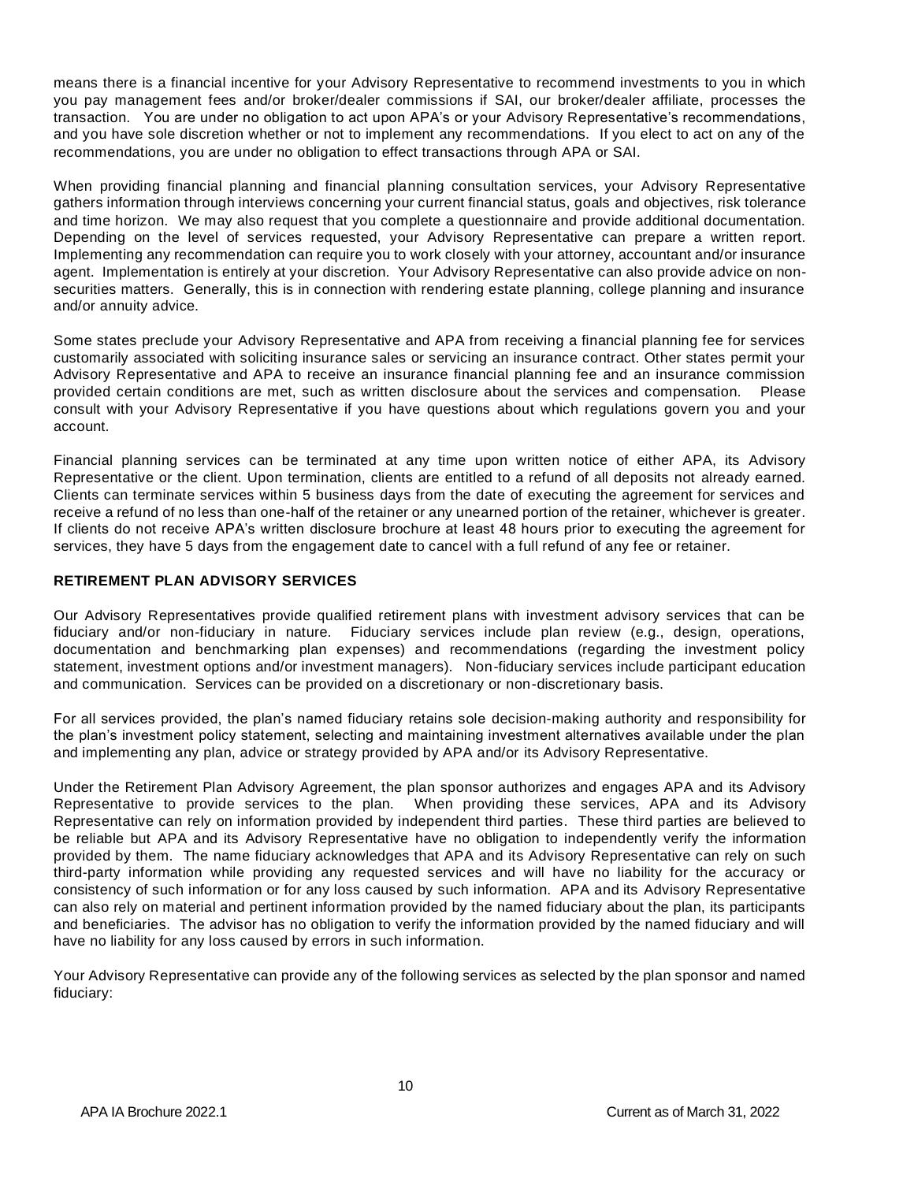means there is a financial incentive for your Advisory Representative to recommend investments to you in which you pay management fees and/or broker/dealer commissions if SAI, our broker/dealer affiliate, processes the transaction. You are under no obligation to act upon APA's or your Advisory Representative's recommendations, and you have sole discretion whether or not to implement any recommendations. If you elect to act on any of the recommendations, you are under no obligation to effect transactions through APA or SAI.

When providing financial planning and financial planning consultation services, your Advisory Representative gathers information through interviews concerning your current financial status, goals and objectives, risk tolerance and time horizon. We may also request that you complete a questionnaire and provide additional documentation. Depending on the level of services requested, your Advisory Representative can prepare a written report. Implementing any recommendation can require you to work closely with your attorney, accountant and/or insurance agent. Implementation is entirely at your discretion. Your Advisory Representative can also provide advice on non-securities matters. Generally, this is in connection with rendering estate planning, college planning and insurance and/or annuity advice.

Some states preclude your Advisory Representative and APA from receiving a financial planning fee for services customarily associated with soliciting insurance sales or servicing an insurance contract. Other states permit your Advisory Representative and APA to receive an insurance financial planning fee and an insurance commission provided certain conditions are met, such as written disclosure about the services and compensation. Please consult with your Advisory Representative if you have questions about which regulations govern you and your account.

Financial planning services can be terminated at any time upon written notice of either APA, its Advisory Representative or the client. Upon termination, clients are entitled to a refund of all deposits not already earned. Clients can terminate services within 5 business days from the date of executing the agreement for services and receive a refund of no less than one-half of the retainer or any unearned portion of the retainer, whichever is greater. If clients do not receive APA's written disclosure brochure at least 48 hours prior to executing the agreement for services, they have 5 days from the engagement date to cancel with a full refund of any fee or retainer.

**RETIREMENT PLAN ADVISORY SERVICES**

Our Advisory Representatives provide qualified retirement plans with investment advisory services that can be fiduciary and/or non-fiduciary in nature. Fiduciary services include plan review (e.g., design, operations, documentation and benchmarking plan expenses) and recommendations (regarding the investment policy statement, investment options and/or investment managers). Non-fiduciary services include participant education and communication. Services can be provided on a discretionary or non-discretionary basis.

For all services provided, the plan's named fiduciary retains sole decision-making authority and responsibility for the plan's investment policy statement, selecting and maintaining investment alternatives available under the plan and implementing any plan, advice or strategy provided by APA and/or its Advisory Representative.

Under the Retirement Plan Advisory Agreement, the plan sponsor authorizes and engages APA and its Advisory Representative to provide services to the plan. When providing these services, APA and its Advisory Representative can rely on information provided by independent third parties. These third parties are believed to be reliable but APA and its Advisory Representative have no obligation to independently verify the information provided by them. The name fiduciary acknowledges that APA and its Advisory Representative can rely on such third-party information while providing any requested services and will have no liability for the accuracy or consistency of such information or for any loss caused by such information. APA and its Advisory Representative can also rely on material and pertinent information provided by the named fiduciary about the plan, its participants and beneficiaries. The advisor has no obligation to verify the information provided by the named fiduciary and will have no liability for any loss caused by errors in such information.

Your Advisory Representative can provide any of the following services as selected by the plan sponsor and named fiduciary: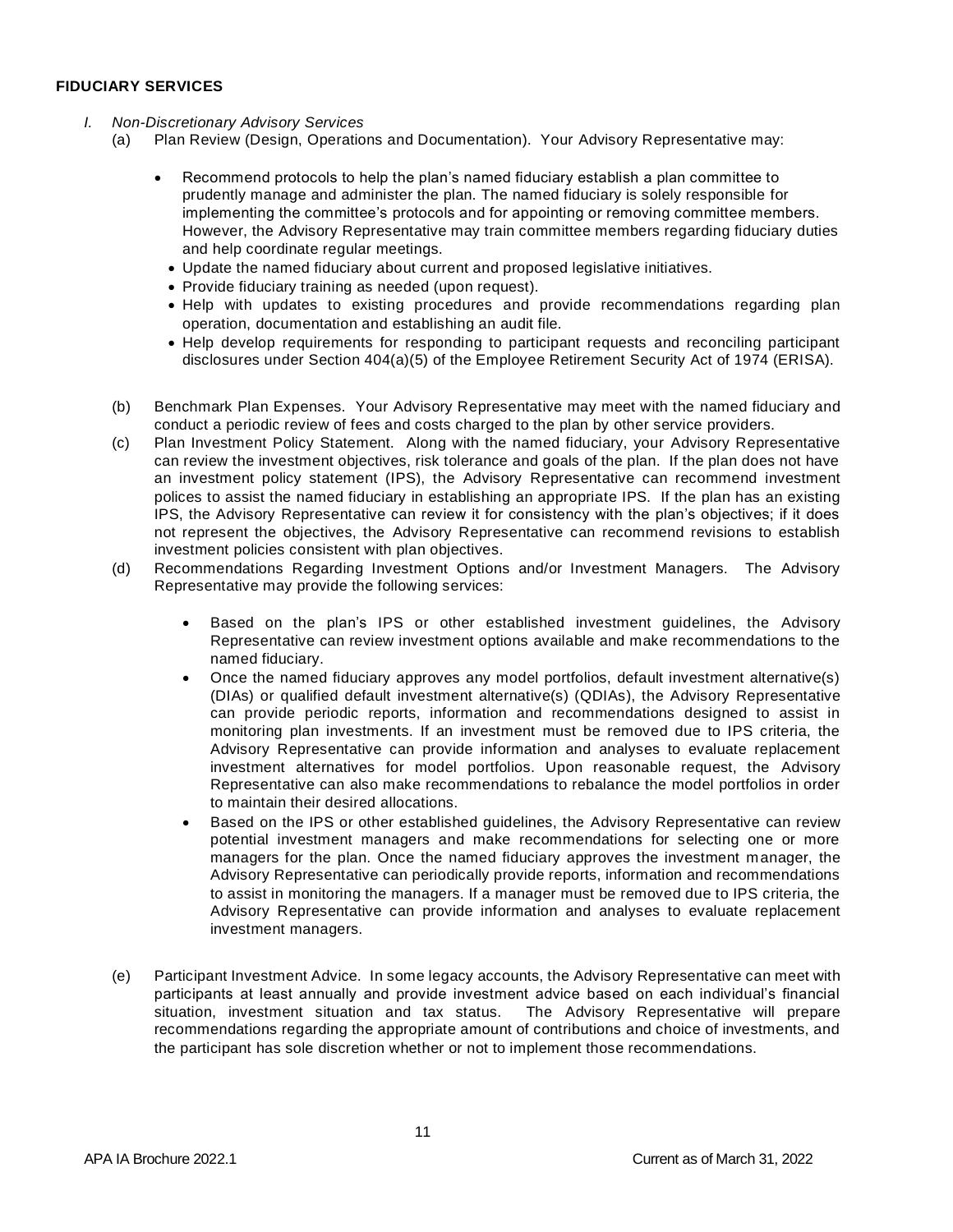## FIDUCIARY SERVICES

*I. Non-Discretionary Advisory Services*

(a) Plan Review (Design, Operations and Documentation). Your Advisory Representative may:

- Recommend protocols to help the plan's named fiduciary establish a plan committee to prudently manage and administer the plan. The named fiduciary is solely responsible for implementing the committee's protocols and for appointing or removing committee members. However, the Advisory Representative may train committee members regarding fiduciary duties and help coordinate regular meetings.
- Update the named fiduciary about current and proposed legislative initiatives.
- Provide fiduciary training as needed (upon request).
- Help with updates to existing procedures and provide recommendations regarding plan operation, documentation and establishing an audit file.
- Help develop requirements for responding to participant requests and reconciling participant disclosures under Section 404(a)(5) of the Employee Retirement Security Act of 1974 (ERISA).

(b) Benchmark Plan Expenses. Your Advisory Representative may meet with the named fiduciary and conduct a periodic review of fees and costs charged to the plan by other service providers.

(c) Plan Investment Policy Statement. Along with the named fiduciary, your Advisory Representative can review the investment objectives, risk tolerance and goals of the plan. If the plan does not have an investment policy statement (IPS), the Advisory Representative can recommend investment polices to assist the named fiduciary in establishing an appropriate IPS. If the plan has an existing IPS, the Advisory Representative can review it for consistency with the plan's objectives; if it does not represent the objectives, the Advisory Representative can recommend revisions to establish investment policies consistent with plan objectives.

(d) Recommendations Regarding Investment Options and/or Investment Managers. The Advisory Representative may provide the following services:

- Based on the plan's IPS or other established investment guidelines, the Advisory Representative can review investment options available and make recommendations to the named fiduciary.
- Once the named fiduciary approves any model portfolios, default investment alternative(s) (DIAs) or qualified default investment alternative(s) (QDIAs), the Advisory Representative can provide periodic reports, information and recommendations designed to assist in monitoring plan investments. If an investment must be removed due to IPS criteria, the Advisory Representative can provide information and analyses to evaluate replacement investment alternatives for model portfolios. Upon reasonable request, the Advisory Representative can also make recommendations to rebalance the model portfolios in order to maintain their desired allocations.
- Based on the IPS or other established guidelines, the Advisory Representative can review potential investment managers and make recommendations for selecting one or more managers for the plan. Once the named fiduciary approves the investment manager, the Advisory Representative can periodically provide reports, information and recommendations to assist in monitoring the managers. If a manager must be removed due to IPS criteria, the Advisory Representative can provide information and analyses to evaluate replacement investment managers.

(e) Participant Investment Advice. In some legacy accounts, the Advisory Representative can meet with participants at least annually and provide investment advice based on each individual's financial situation, investment situation and tax status. The Advisory Representative will prepare recommendations regarding the appropriate amount of contributions and choice of investments, and the participant has sole discretion whether or not to implement those recommendations.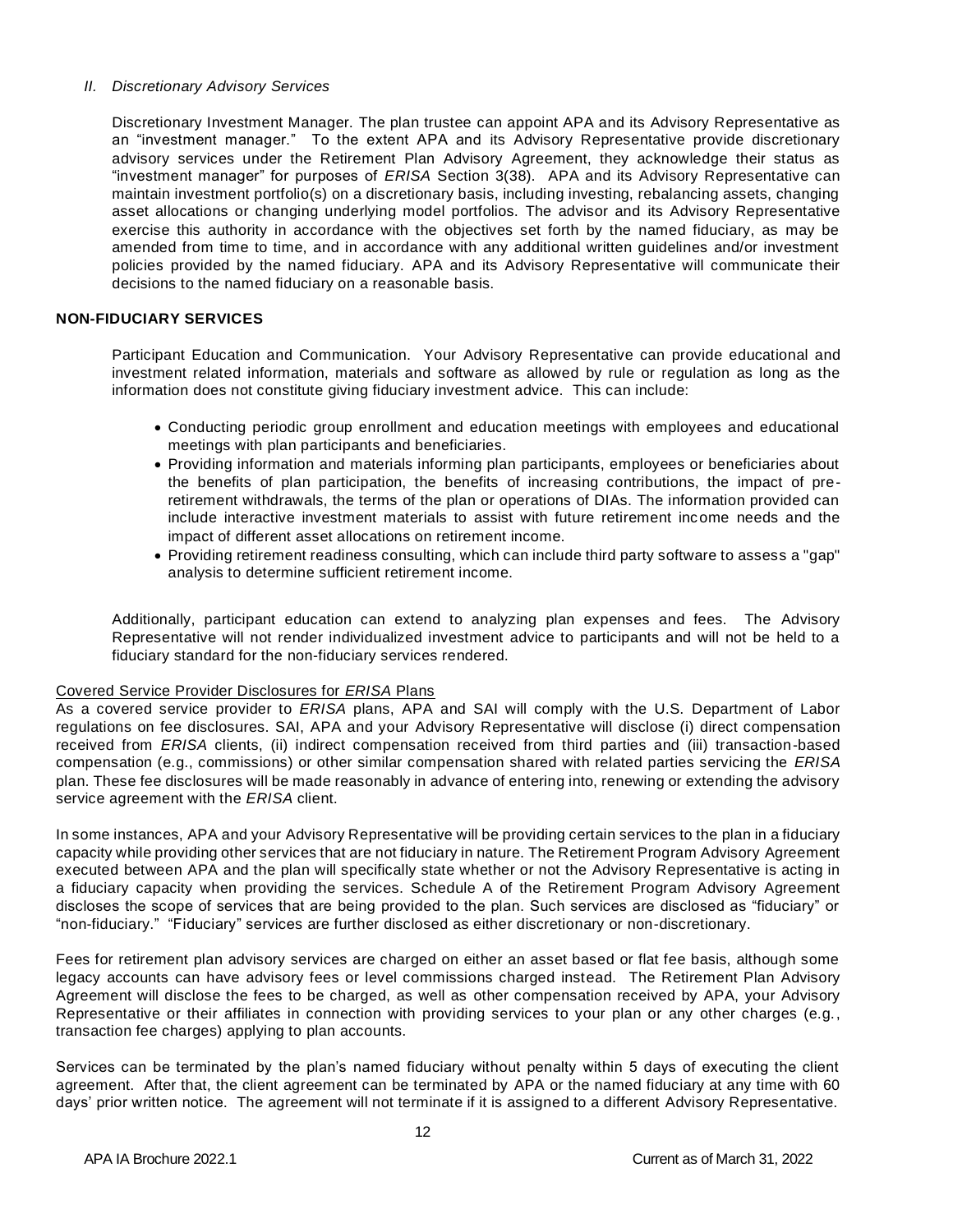*II. Discretionary Advisory Services*

Discretionary Investment Manager. The plan trustee can appoint APA and its Advisory Representative as an "investment manager." To the extent APA and its Advisory Representative provide discretionary advisory services under the Retirement Plan Advisory Agreement, they acknowledge their status as "investment manager" for purposes of *ERISA* Section 3(38). APA and its Advisory Representative can maintain investment portfolio(s) on a discretionary basis, including investing, rebalancing assets, changing asset allocations or changing underlying model portfolios. The advisor and its Advisory Representative exercise this authority in accordance with the objectives set forth by the named fiduciary, as may be amended from time to time, and in accordance with any additional written guidelines and/or investment policies provided by the named fiduciary. APA and its Advisory Representative will communicate their decisions to the named fiduciary on a reasonable basis.

**NON-FIDUCIARY SERVICES**

Participant Education and Communication. Your Advisory Representative can provide educational and investment related information, materials and software as allowed by rule or regulation as long as the information does not constitute giving fiduciary investment advice. This can include:

- Conducting periodic group enrollment and education meetings with employees and educational meetings with plan participants and beneficiaries.
- Providing information and materials informing plan participants, employees or beneficiaries about the benefits of plan participation, the benefits of increasing contributions, the impact of pre-retirement withdrawals, the terms of the plan or operations of DIAs. The information provided can include interactive investment materials to assist with future retirement income needs and the impact of different asset allocations on retirement income.
- Providing retirement readiness consulting, which can include third party software to assess a "gap" analysis to determine sufficient retirement income.

Additionally, participant education can extend to analyzing plan expenses and fees. The Advisory Representative will not render individualized investment advice to participants and will not be held to a fiduciary standard for the non-fiduciary services rendered.

Covered Service Provider Disclosures for *ERISA* Plans

As a covered service provider to *ERISA* plans, APA and SAI will comply with the U.S. Department of Labor regulations on fee disclosures. SAI, APA and your Advisory Representative will disclose (i) direct compensation received from *ERISA* clients, (ii) indirect compensation received from third parties and (iii) transaction-based compensation (e.g., commissions) or other similar compensation shared with related parties servicing the *ERISA* plan. These fee disclosures will be made reasonably in advance of entering into, renewing or extending the advisory service agreement with the *ERISA* client.

In some instances, APA and your Advisory Representative will be providing certain services to the plan in a fiduciary capacity while providing other services that are not fiduciary in nature. The Retirement Program Advisory Agreement executed between APA and the plan will specifically state whether or not the Advisory Representative is acting in a fiduciary capacity when providing the services. Schedule A of the Retirement Program Advisory Agreement discloses the scope of services that are being provided to the plan. Such services are disclosed as "fiduciary" or "non-fiduciary." "Fiduciary" services are further disclosed as either discretionary or non-discretionary.

Fees for retirement plan advisory services are charged on either an asset based or flat fee basis, although some legacy accounts can have advisory fees or level commissions charged instead. The Retirement Plan Advisory Agreement will disclose the fees to be charged, as well as other compensation received by APA, your Advisory Representative or their affiliates in connection with providing services to your plan or any other charges (e.g., transaction fee charges) applying to plan accounts.

Services can be terminated by the plan's named fiduciary without penalty within 5 days of executing the client agreement. After that, the client agreement can be terminated by APA or the named fiduciary at any time with 60 days' prior written notice. The agreement will not terminate if it is assigned to a different Advisory Representative.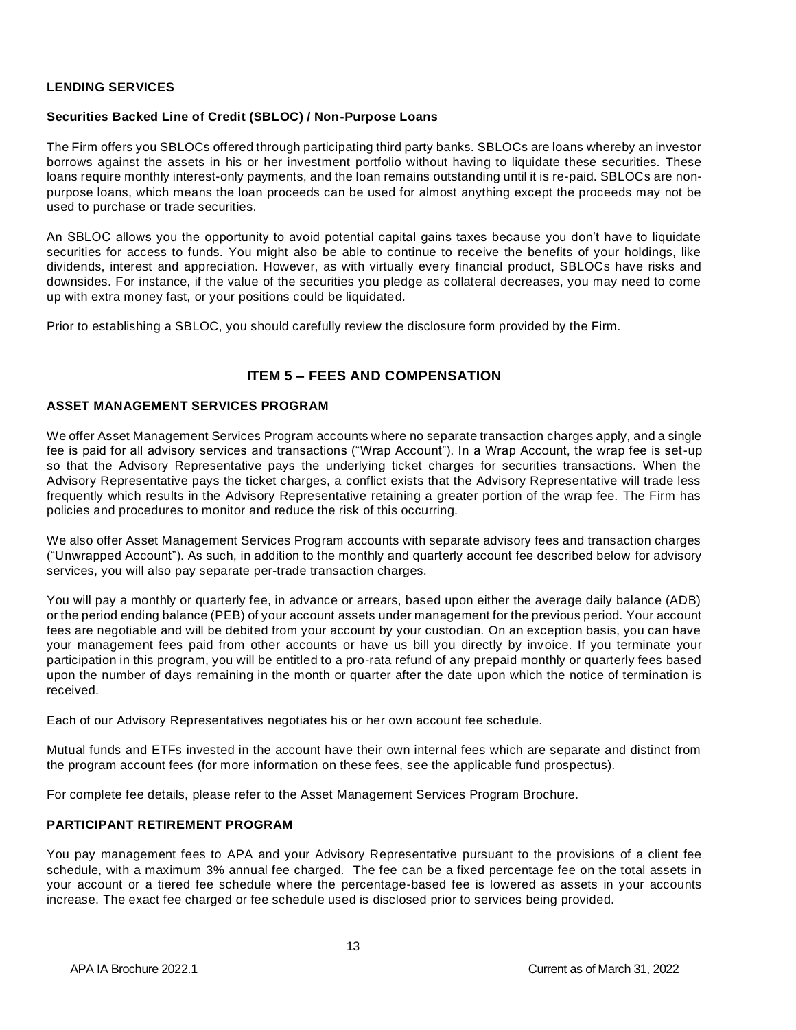### LENDING SERVICES

**Securities Backed Line of Credit (SBLOC) / Non-Purpose Loans**

The Firm offers you SBLOCs offered through participating third party banks. SBLOCs are loans whereby an investor borrows against the assets in his or her investment portfolio without having to liquidate these securities. These loans require monthly interest-only payments, and the loan remains outstanding until it is re-paid. SBLOCs are non-purpose loans, which means the loan proceeds can be used for almost anything except the proceeds may not be used to purchase or trade securities.

An SBLOC allows you the opportunity to avoid potential capital gains taxes because you don't have to liquidate securities for access to funds. You might also be able to continue to receive the benefits of your holdings, like dividends, interest and appreciation. However, as with virtually every financial product, SBLOCs have risks and downsides. For instance, if the value of the securities you pledge as collateral decreases, you may need to come up with extra money fast, or your positions could be liquidated.

Prior to establishing a SBLOC, you should carefully review the disclosure form provided by the Firm.

## ITEM 5 – FEES AND COMPENSATION

### ASSET MANAGEMENT SERVICES PROGRAM

We offer Asset Management Services Program accounts where no separate transaction charges apply, and a single fee is paid for all advisory services and transactions ("Wrap Account"). In a Wrap Account, the wrap fee is set-up so that the Advisory Representative pays the underlying ticket charges for securities transactions. When the Advisory Representative pays the ticket charges, a conflict exists that the Advisory Representative will trade less frequently which results in the Advisory Representative retaining a greater portion of the wrap fee. The Firm has policies and procedures to monitor and reduce the risk of this occurring.

We also offer Asset Management Services Program accounts with separate advisory fees and transaction charges ("Unwrapped Account"). As such, in addition to the monthly and quarterly account fee described below for advisory services, you will also pay separate per-trade transaction charges.

You will pay a monthly or quarterly fee, in advance or arrears, based upon either the average daily balance (ADB) or the period ending balance (PEB) of your account assets under management for the previous period. Your account fees are negotiable and will be debited from your account by your custodian. On an exception basis, you can have your management fees paid from other accounts or have us bill you directly by invoice. If you terminate your participation in this program, you will be entitled to a pro-rata refund of any prepaid monthly or quarterly fees based upon the number of days remaining in the month or quarter after the date upon which the notice of termination is received.

Each of our Advisory Representatives negotiates his or her own account fee schedule.

Mutual funds and ETFs invested in the account have their own internal fees which are separate and distinct from the program account fees (for more information on these fees, see the applicable fund prospectus).

For complete fee details, please refer to the Asset Management Services Program Brochure.

### PARTICIPANT RETIREMENT PROGRAM

You pay management fees to APA and your Advisory Representative pursuant to the provisions of a client fee schedule, with a maximum 3% annual fee charged. The fee can be a fixed percentage fee on the total assets in your account or a tiered fee schedule where the percentage-based fee is lowered as assets in your accounts increase. The exact fee charged or fee schedule used is disclosed prior to services being provided.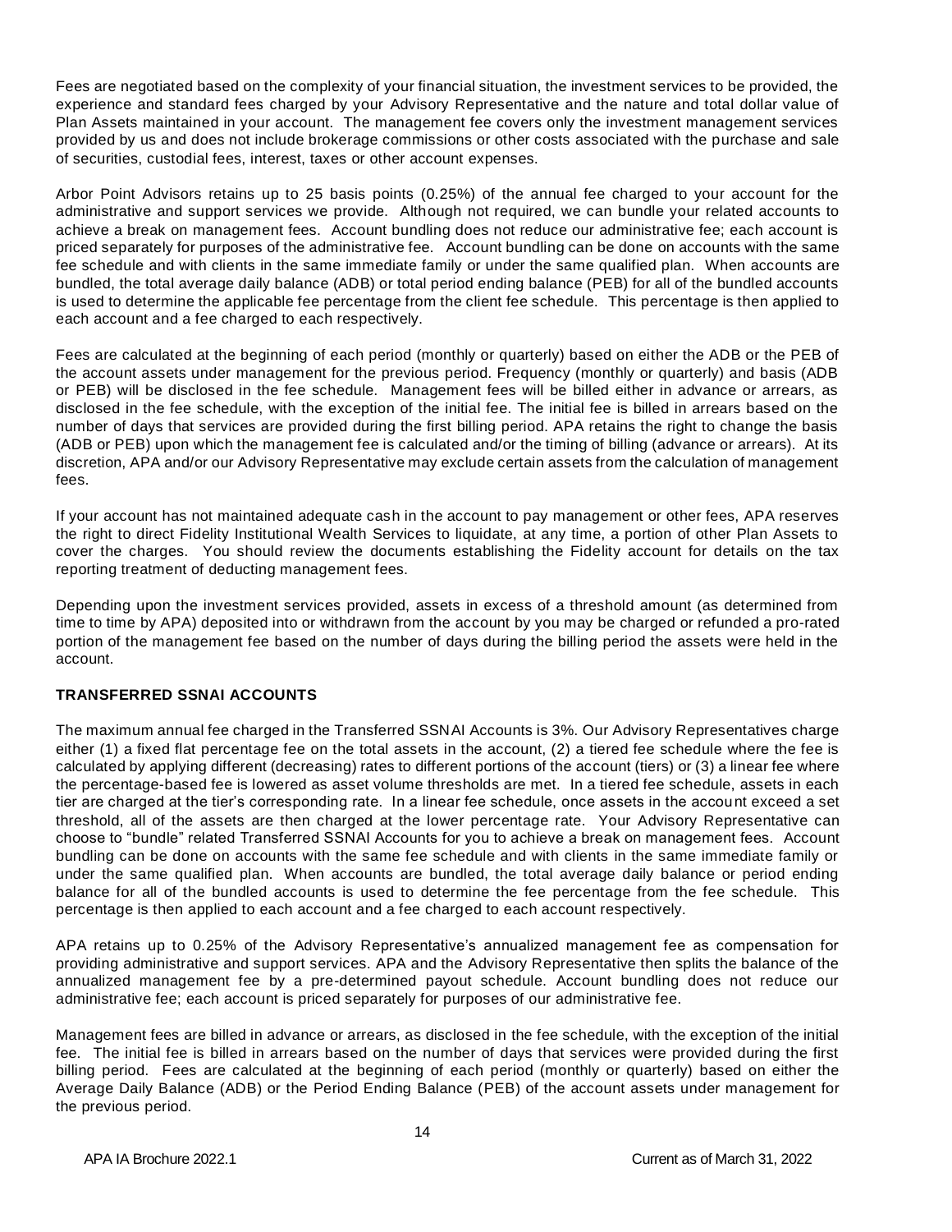Fees are negotiated based on the complexity of your financial situation, the investment services to be provided, the experience and standard fees charged by your Advisory Representative and the nature and total dollar value of Plan Assets maintained in your account. The management fee covers only the investment management services provided by us and does not include brokerage commissions or other costs associated with the purchase and sale of securities, custodial fees, interest, taxes or other account expenses.

Arbor Point Advisors retains up to 25 basis points (0.25%) of the annual fee charged to your account for the administrative and support services we provide. Although not required, we can bundle your related accounts to achieve a break on management fees. Account bundling does not reduce our administrative fee; each account is priced separately for purposes of the administrative fee. Account bundling can be done on accounts with the same fee schedule and with clients in the same immediate family or under the same qualified plan. When accounts are bundled, the total average daily balance (ADB) or total period ending balance (PEB) for all of the bundled accounts is used to determine the applicable fee percentage from the client fee schedule. This percentage is then applied to each account and a fee charged to each respectively.

Fees are calculated at the beginning of each period (monthly or quarterly) based on either the ADB or the PEB of the account assets under management for the previous period. Frequency (monthly or quarterly) and basis (ADB or PEB) will be disclosed in the fee schedule. Management fees will be billed either in advance or arrears, as disclosed in the fee schedule, with the exception of the initial fee. The initial fee is billed in arrears based on the number of days that services are provided during the first billing period. APA retains the right to change the basis (ADB or PEB) upon which the management fee is calculated and/or the timing of billing (advance or arrears). At its discretion, APA and/or our Advisory Representative may exclude certain assets from the calculation of management fees.

If your account has not maintained adequate cash in the account to pay management or other fees, APA reserves the right to direct Fidelity Institutional Wealth Services to liquidate, at any time, a portion of other Plan Assets to cover the charges. You should review the documents establishing the Fidelity account for details on the tax reporting treatment of deducting management fees.

Depending upon the investment services provided, assets in excess of a threshold amount (as determined from time to time by APA) deposited into or withdrawn from the account by you may be charged or refunded a pro-rated portion of the management fee based on the number of days during the billing period the assets were held in the account.

**TRANSFERRED SSNAI ACCOUNTS**

The maximum annual fee charged in the Transferred SSNAI Accounts is 3%. Our Advisory Representatives charge either (1) a fixed flat percentage fee on the total assets in the account, (2) a tiered fee schedule where the fee is calculated by applying different (decreasing) rates to different portions of the account (tiers) or (3) a linear fee where the percentage-based fee is lowered as asset volume thresholds are met. In a tiered fee schedule, assets in each tier are charged at the tier's corresponding rate. In a linear fee schedule, once assets in the account exceed a set threshold, all of the assets are then charged at the lower percentage rate. Your Advisory Representative can choose to "bundle" related Transferred SSNAI Accounts for you to achieve a break on management fees. Account bundling can be done on accounts with the same fee schedule and with clients in the same immediate family or under the same qualified plan. When accounts are bundled, the total average daily balance or period ending balance for all of the bundled accounts is used to determine the fee percentage from the fee schedule. This percentage is then applied to each account and a fee charged to each account respectively.

APA retains up to 0.25% of the Advisory Representative's annualized management fee as compensation for providing administrative and support services. APA and the Advisory Representative then splits the balance of the annualized management fee by a pre-determined payout schedule. Account bundling does not reduce our administrative fee; each account is priced separately for purposes of our administrative fee.

Management fees are billed in advance or arrears, as disclosed in the fee schedule, with the exception of the initial fee. The initial fee is billed in arrears based on the number of days that services were provided during the first billing period. Fees are calculated at the beginning of each period (monthly or quarterly) based on either the Average Daily Balance (ADB) or the Period Ending Balance (PEB) of the account assets under management for the previous period.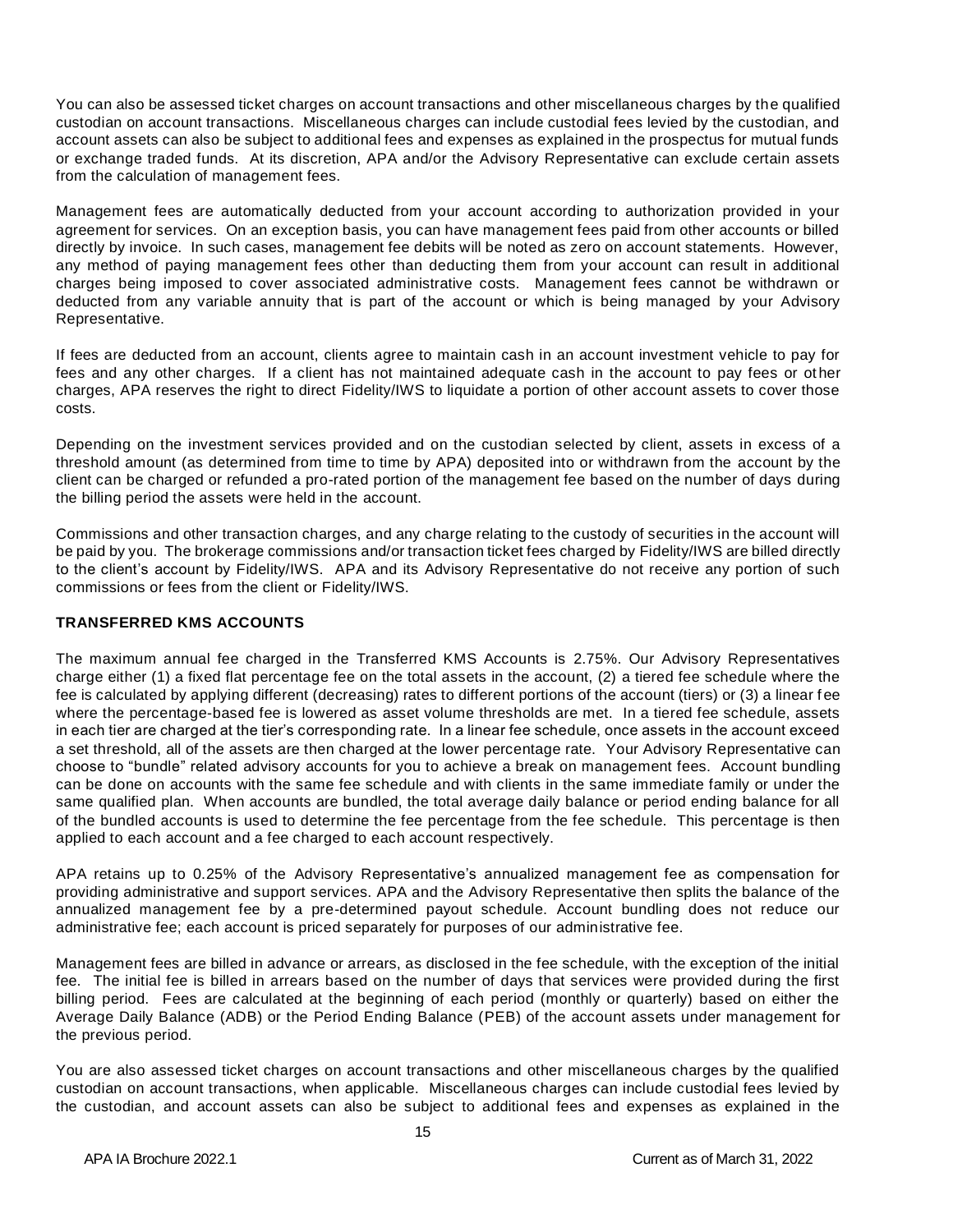You can also be assessed ticket charges on account transactions and other miscellaneous charges by the qualified custodian on account transactions. Miscellaneous charges can include custodial fees levied by the custodian, and account assets can also be subject to additional fees and expenses as explained in the prospectus for mutual funds or exchange traded funds. At its discretion, APA and/or the Advisory Representative can exclude certain assets from the calculation of management fees.

Management fees are automatically deducted from your account according to authorization provided in your agreement for services. On an exception basis, you can have management fees paid from other accounts or billed directly by invoice. In such cases, management fee debits will be noted as zero on account statements. However, any method of paying management fees other than deducting them from your account can result in additional charges being imposed to cover associated administrative costs. Management fees cannot be withdrawn or deducted from any variable annuity that is part of the account or which is being managed by your Advisory Representative.

If fees are deducted from an account, clients agree to maintain cash in an account investment vehicle to pay for fees and any other charges. If a client has not maintained adequate cash in the account to pay fees or other charges, APA reserves the right to direct Fidelity/IWS to liquidate a portion of other account assets to cover those costs.

Depending on the investment services provided and on the custodian selected by client, assets in excess of a threshold amount (as determined from time to time by APA) deposited into or withdrawn from the account by the client can be charged or refunded a pro-rated portion of the management fee based on the number of days during the billing period the assets were held in the account.

Commissions and other transaction charges, and any charge relating to the custody of securities in the account will be paid by you. The brokerage commissions and/or transaction ticket fees charged by Fidelity/IWS are billed directly to the client's account by Fidelity/IWS. APA and its Advisory Representative do not receive any portion of such commissions or fees from the client or Fidelity/IWS.

**TRANSFERRED KMS ACCOUNTS**

The maximum annual fee charged in the Transferred KMS Accounts is 2.75%. Our Advisory Representatives charge either (1) a fixed flat percentage fee on the total assets in the account, (2) a tiered fee schedule where the fee is calculated by applying different (decreasing) rates to different portions of the account (tiers) or (3) a linear fee where the percentage-based fee is lowered as asset volume thresholds are met. In a tiered fee schedule, assets in each tier are charged at the tier's corresponding rate. In a linear fee schedule, once assets in the account exceed a set threshold, all of the assets are then charged at the lower percentage rate. Your Advisory Representative can choose to "bundle" related advisory accounts for you to achieve a break on management fees. Account bundling can be done on accounts with the same fee schedule and with clients in the same immediate family or under the same qualified plan. When accounts are bundled, the total average daily balance or period ending balance for all of the bundled accounts is used to determine the fee percentage from the fee schedule. This percentage is then applied to each account and a fee charged to each account respectively.

APA retains up to 0.25% of the Advisory Representative's annualized management fee as compensation for providing administrative and support services. APA and the Advisory Representative then splits the balance of the annualized management fee by a pre-determined payout schedule. Account bundling does not reduce our administrative fee; each account is priced separately for purposes of our administrative fee.

Management fees are billed in advance or arrears, as disclosed in the fee schedule, with the exception of the initial fee. The initial fee is billed in arrears based on the number of days that services were provided during the first billing period. Fees are calculated at the beginning of each period (monthly or quarterly) based on either the Average Daily Balance (ADB) or the Period Ending Balance (PEB) of the account assets under management for the previous period.

You are also assessed ticket charges on account transactions and other miscellaneous charges by the qualified custodian on account transactions, when applicable. Miscellaneous charges can include custodial fees levied by the custodian, and account assets can also be subject to additional fees and expenses as explained in the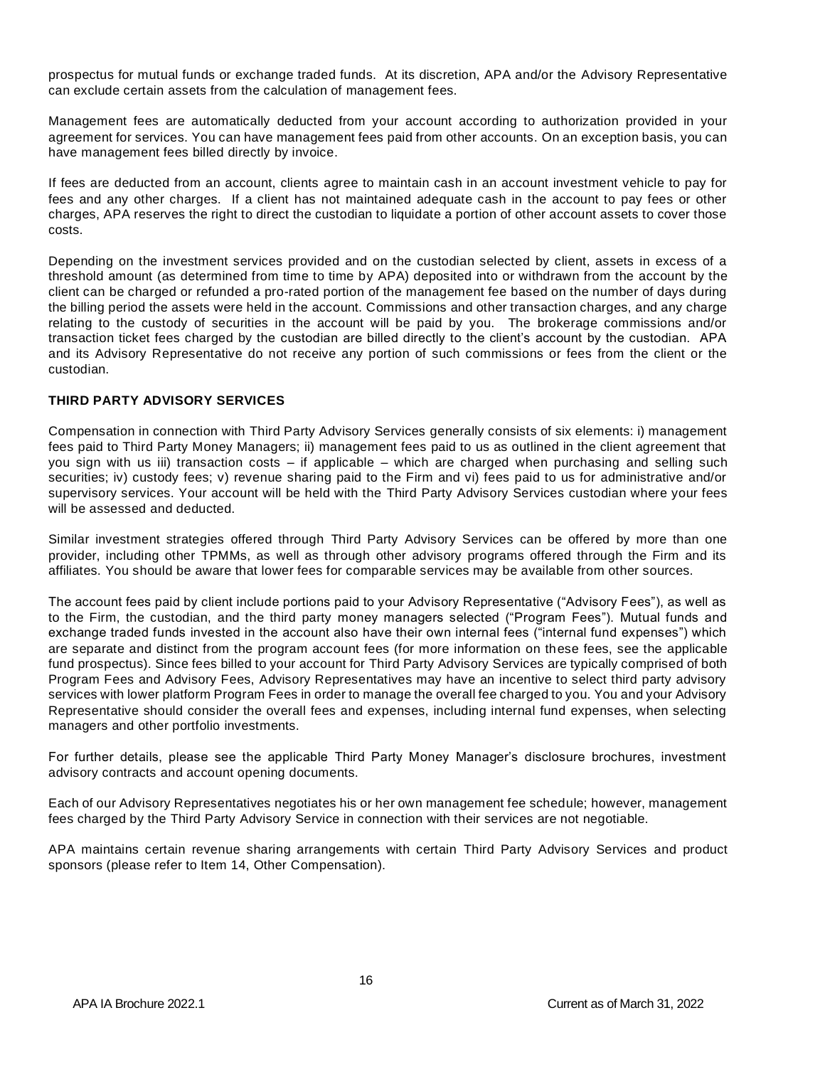prospectus for mutual funds or exchange traded funds. At its discretion, APA and/or the Advisory Representative can exclude certain assets from the calculation of management fees.

Management fees are automatically deducted from your account according to authorization provided in your agreement for services. You can have management fees paid from other accounts. On an exception basis, you can have management fees billed directly by invoice.

If fees are deducted from an account, clients agree to maintain cash in an account investment vehicle to pay for fees and any other charges. If a client has not maintained adequate cash in the account to pay fees or other charges, APA reserves the right to direct the custodian to liquidate a portion of other account assets to cover those costs.

Depending on the investment services provided and on the custodian selected by client, assets in excess of a threshold amount (as determined from time to time by APA) deposited into or withdrawn from the account by the client can be charged or refunded a pro-rated portion of the management fee based on the number of days during the billing period the assets were held in the account. Commissions and other transaction charges, and any charge relating to the custody of securities in the account will be paid by you. The brokerage commissions and/or transaction ticket fees charged by the custodian are billed directly to the client's account by the custodian. APA and its Advisory Representative do not receive any portion of such commissions or fees from the client or the custodian.

**THIRD PARTY ADVISORY SERVICES**

Compensation in connection with Third Party Advisory Services generally consists of six elements: i) management fees paid to Third Party Money Managers; ii) management fees paid to us as outlined in the client agreement that you sign with us iii) transaction costs – if applicable – which are charged when purchasing and selling such securities; iv) custody fees; v) revenue sharing paid to the Firm and vi) fees paid to us for administrative and/or supervisory services. Your account will be held with the Third Party Advisory Services custodian where your fees will be assessed and deducted.

Similar investment strategies offered through Third Party Advisory Services can be offered by more than one provider, including other TPMMs, as well as through other advisory programs offered through the Firm and its affiliates. You should be aware that lower fees for comparable services may be available from other sources.

The account fees paid by client include portions paid to your Advisory Representative ("Advisory Fees"), as well as to the Firm, the custodian, and the third party money managers selected ("Program Fees"). Mutual funds and exchange traded funds invested in the account also have their own internal fees ("internal fund expenses") which are separate and distinct from the program account fees (for more information on these fees, see the applicable fund prospectus). Since fees billed to your account for Third Party Advisory Services are typically comprised of both Program Fees and Advisory Fees, Advisory Representatives may have an incentive to select third party advisory services with lower platform Program Fees in order to manage the overall fee charged to you. You and your Advisory Representative should consider the overall fees and expenses, including internal fund expenses, when selecting managers and other portfolio investments.

For further details, please see the applicable Third Party Money Manager's disclosure brochures, investment advisory contracts and account opening documents.

Each of our Advisory Representatives negotiates his or her own management fee schedule; however, management fees charged by the Third Party Advisory Service in connection with their services are not negotiable.

APA maintains certain revenue sharing arrangements with certain Third Party Advisory Services and product sponsors (please refer to Item 14, Other Compensation).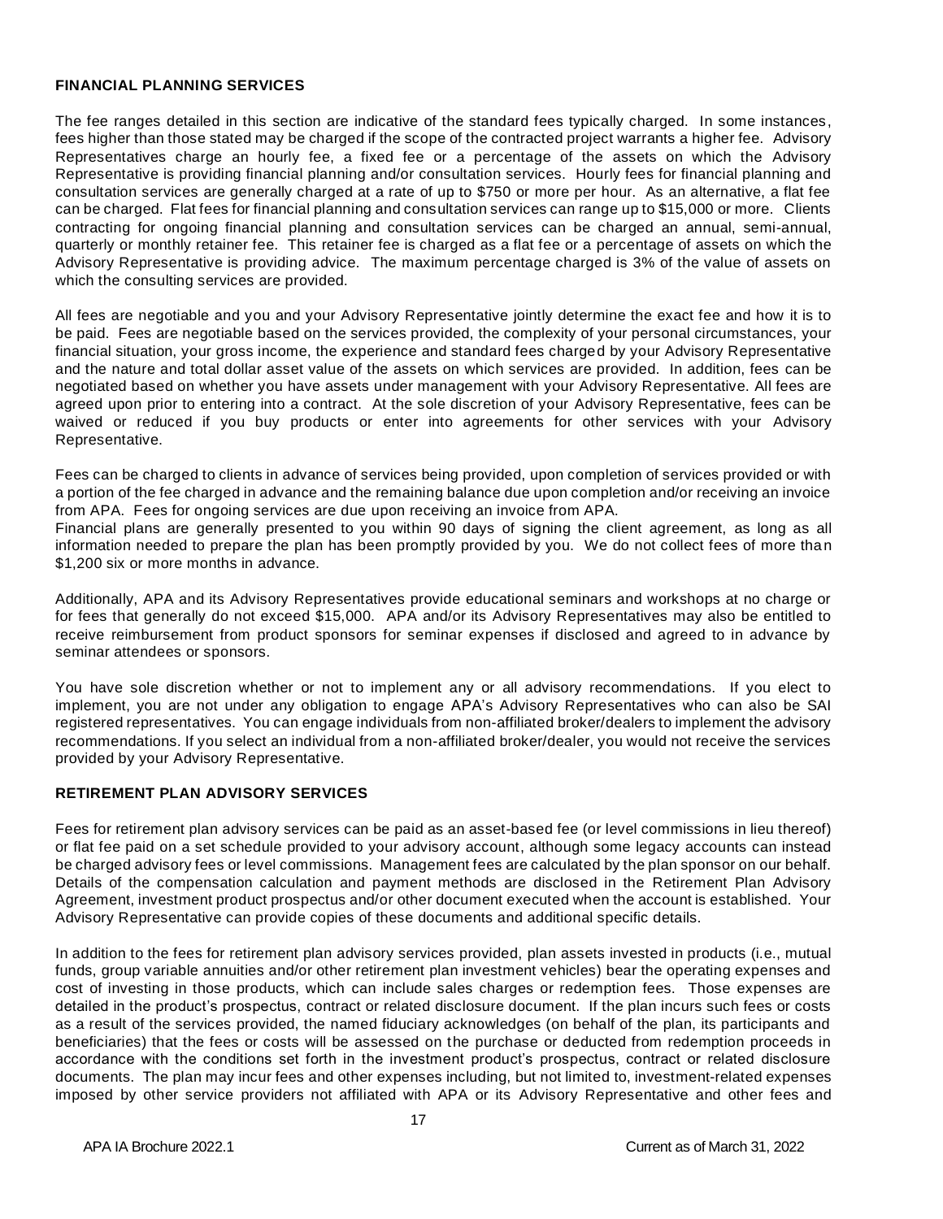### FINANCIAL PLANNING SERVICES

The fee ranges detailed in this section are indicative of the standard fees typically charged. In some instances, fees higher than those stated may be charged if the scope of the contracted project warrants a higher fee. Advisory Representatives charge an hourly fee, a fixed fee or a percentage of the assets on which the Advisory Representative is providing financial planning and/or consultation services. Hourly fees for financial planning and consultation services are generally charged at a rate of up to $750 or more per hour. As an alternative, a flat fee can be charged. Flat fees for financial planning and consultation services can range up to $15,000 or more. Clients contracting for ongoing financial planning and consultation services can be charged an annual, semi-annual, quarterly or monthly retainer fee. This retainer fee is charged as a flat fee or a percentage of assets on which the Advisory Representative is providing advice. The maximum percentage charged is 3% of the value of assets on which the consulting services are provided.

All fees are negotiable and you and your Advisory Representative jointly determine the exact fee and how it is to be paid. Fees are negotiable based on the services provided, the complexity of your personal circumstances, your financial situation, your gross income, the experience and standard fees charged by your Advisory Representative and the nature and total dollar asset value of the assets on which services are provided. In addition, fees can be negotiated based on whether you have assets under management with your Advisory Representative. All fees are agreed upon prior to entering into a contract. At the sole discretion of your Advisory Representative, fees can be waived or reduced if you buy products or enter into agreements for other services with your Advisory Representative.

Fees can be charged to clients in advance of services being provided, upon completion of services provided or with a portion of the fee charged in advance and the remaining balance due upon completion and/or receiving an invoice from APA. Fees for ongoing services are due upon receiving an invoice from APA.
Financial plans are generally presented to you within 90 days of signing the client agreement, as long as all information needed to prepare the plan has been promptly provided by you. We do not collect fees of more than $1,200 six or more months in advance.

Additionally, APA and its Advisory Representatives provide educational seminars and workshops at no charge or for fees that generally do not exceed $15,000. APA and/or its Advisory Representatives may also be entitled to receive reimbursement from product sponsors for seminar expenses if disclosed and agreed to in advance by seminar attendees or sponsors.

You have sole discretion whether or not to implement any or all advisory recommendations. If you elect to implement, you are not under any obligation to engage APA's Advisory Representatives who can also be SAI registered representatives. You can engage individuals from non-affiliated broker/dealers to implement the advisory recommendations. If you select an individual from a non-affiliated broker/dealer, you would not receive the services provided by your Advisory Representative.

### RETIREMENT PLAN ADVISORY SERVICES

Fees for retirement plan advisory services can be paid as an asset-based fee (or level commissions in lieu thereof) or flat fee paid on a set schedule provided to your advisory account, although some legacy accounts can instead be charged advisory fees or level commissions. Management fees are calculated by the plan sponsor on our behalf. Details of the compensation calculation and payment methods are disclosed in the Retirement Plan Advisory Agreement, investment product prospectus and/or other document executed when the account is established. Your Advisory Representative can provide copies of these documents and additional specific details.

In addition to the fees for retirement plan advisory services provided, plan assets invested in products (i.e., mutual funds, group variable annuities and/or other retirement plan investment vehicles) bear the operating expenses and cost of investing in those products, which can include sales charges or redemption fees. Those expenses are detailed in the product's prospectus, contract or related disclosure document. If the plan incurs such fees or costs as a result of the services provided, the named fiduciary acknowledges (on behalf of the plan, its participants and beneficiaries) that the fees or costs will be assessed on the purchase or deducted from redemption proceeds in accordance with the conditions set forth in the investment product's prospectus, contract or related disclosure documents. The plan may incur fees and other expenses including, but not limited to, investment-related expenses imposed by other service providers not affiliated with APA or its Advisory Representative and other fees and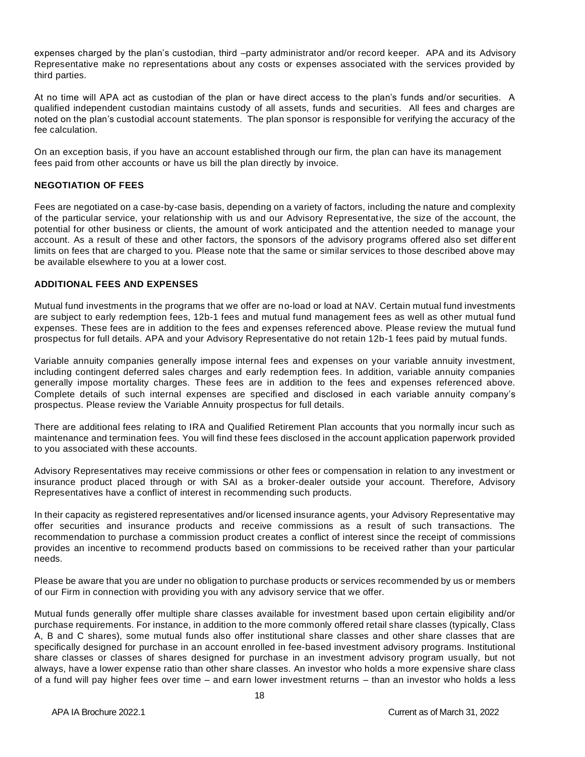expenses charged by the plan's custodian, third –party administrator and/or record keeper. APA and its Advisory Representative make no representations about any costs or expenses associated with the services provided by third parties.

At no time will APA act as custodian of the plan or have direct access to the plan's funds and/or securities. A qualified independent custodian maintains custody of all assets, funds and securities. All fees and charges are noted on the plan's custodial account statements. The plan sponsor is responsible for verifying the accuracy of the fee calculation.

On an exception basis, if you have an account established through our firm, the plan can have its management fees paid from other accounts or have us bill the plan directly by invoice.

**NEGOTIATION OF FEES**

Fees are negotiated on a case-by-case basis, depending on a variety of factors, including the nature and complexity of the particular service, your relationship with us and our Advisory Representative, the size of the account, the potential for other business or clients, the amount of work anticipated and the attention needed to manage your account. As a result of these and other factors, the sponsors of the advisory programs offered also set different limits on fees that are charged to you. Please note that the same or similar services to those described above may be available elsewhere to you at a lower cost.

**ADDITIONAL FEES AND EXPENSES**

Mutual fund investments in the programs that we offer are no-load or load at NAV. Certain mutual fund investments are subject to early redemption fees, 12b-1 fees and mutual fund management fees as well as other mutual fund expenses. These fees are in addition to the fees and expenses referenced above. Please review the mutual fund prospectus for full details. APA and your Advisory Representative do not retain 12b-1 fees paid by mutual funds.

Variable annuity companies generally impose internal fees and expenses on your variable annuity investment, including contingent deferred sales charges and early redemption fees. In addition, variable annuity companies generally impose mortality charges. These fees are in addition to the fees and expenses referenced above. Complete details of such internal expenses are specified and disclosed in each variable annuity company's prospectus. Please review the Variable Annuity prospectus for full details.

There are additional fees relating to IRA and Qualified Retirement Plan accounts that you normally incur such as maintenance and termination fees. You will find these fees disclosed in the account application paperwork provided to you associated with these accounts.

Advisory Representatives may receive commissions or other fees or compensation in relation to any investment or insurance product placed through or with SAI as a broker-dealer outside your account. Therefore, Advisory Representatives have a conflict of interest in recommending such products.

In their capacity as registered representatives and/or licensed insurance agents, your Advisory Representative may offer securities and insurance products and receive commissions as a result of such transactions. The recommendation to purchase a commission product creates a conflict of interest since the receipt of commissions provides an incentive to recommend products based on commissions to be received rather than your particular needs.

Please be aware that you are under no obligation to purchase products or services recommended by us or members of our Firm in connection with providing you with any advisory service that we offer.

Mutual funds generally offer multiple share classes available for investment based upon certain eligibility and/or purchase requirements. For instance, in addition to the more commonly offered retail share classes (typically, Class A, B and C shares), some mutual funds also offer institutional share classes and other share classes that are specifically designed for purchase in an account enrolled in fee-based investment advisory programs. Institutional share classes or classes of shares designed for purchase in an investment advisory program usually, but not always, have a lower expense ratio than other share classes. An investor who holds a more expensive share class of a fund will pay higher fees over time – and earn lower investment returns – than an investor who holds a less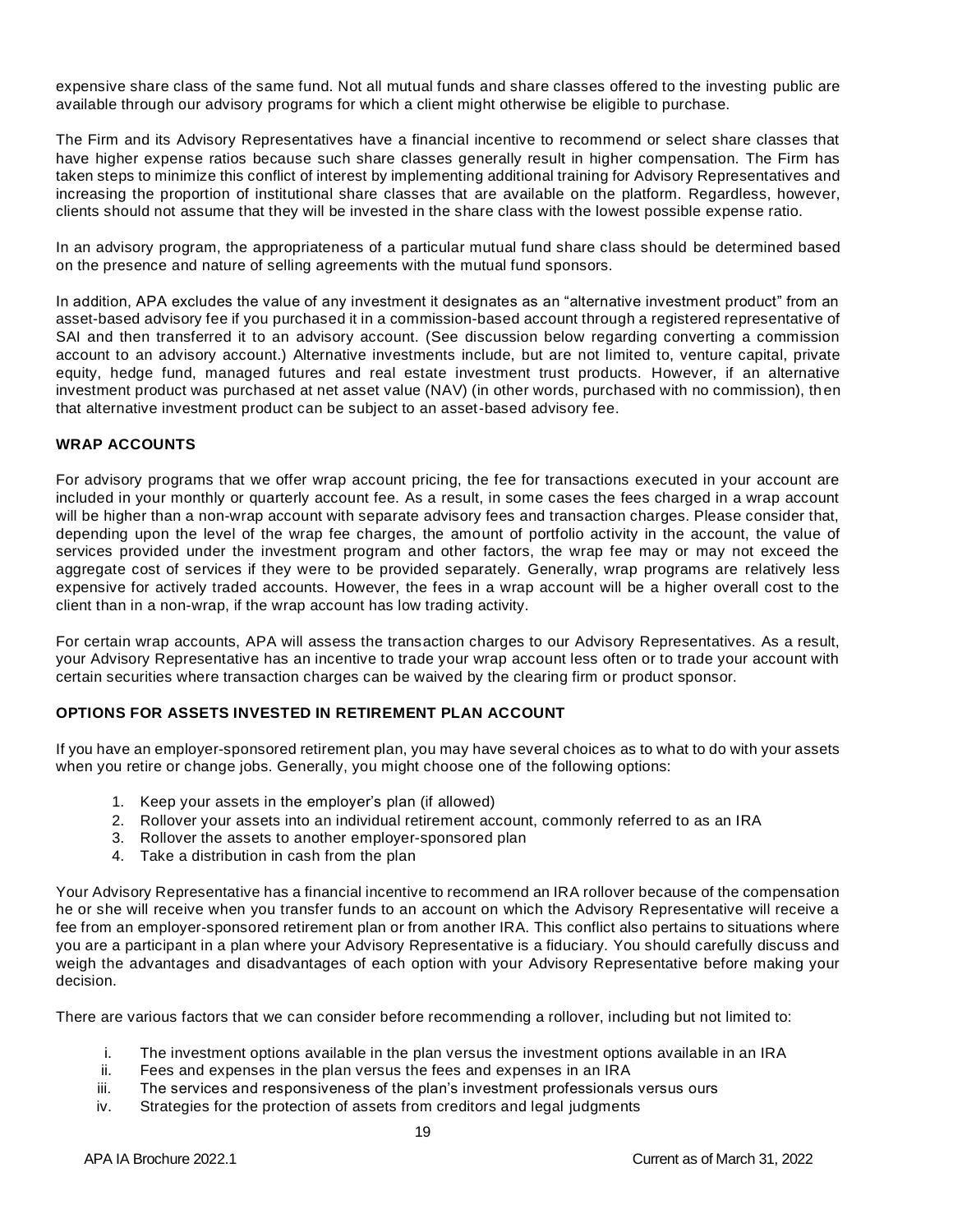expensive share class of the same fund. Not all mutual funds and share classes offered to the investing public are available through our advisory programs for which a client might otherwise be eligible to purchase.

The Firm and its Advisory Representatives have a financial incentive to recommend or select share classes that have higher expense ratios because such share classes generally result in higher compensation. The Firm has taken steps to minimize this conflict of interest by implementing additional training for Advisory Representatives and increasing the proportion of institutional share classes that are available on the platform. Regardless, however, clients should not assume that they will be invested in the share class with the lowest possible expense ratio.

In an advisory program, the appropriateness of a particular mutual fund share class should be determined based on the presence and nature of selling agreements with the mutual fund sponsors.

In addition, APA excludes the value of any investment it designates as an "alternative investment product" from an asset-based advisory fee if you purchased it in a commission-based account through a registered representative of SAI and then transferred it to an advisory account. (See discussion below regarding converting a commission account to an advisory account.) Alternative investments include, but are not limited to, venture capital, private equity, hedge fund, managed futures and real estate investment trust products. However, if an alternative investment product was purchased at net asset value (NAV) (in other words, purchased with no commission), then that alternative investment product can be subject to an asset-based advisory fee.

**WRAP ACCOUNTS**

For advisory programs that we offer wrap account pricing, the fee for transactions executed in your account are included in your monthly or quarterly account fee. As a result, in some cases the fees charged in a wrap account will be higher than a non-wrap account with separate advisory fees and transaction charges. Please consider that, depending upon the level of the wrap fee charges, the amount of portfolio activity in the account, the value of services provided under the investment program and other factors, the wrap fee may or may not exceed the aggregate cost of services if they were to be provided separately. Generally, wrap programs are relatively less expensive for actively traded accounts. However, the fees in a wrap account will be a higher overall cost to the client than in a non-wrap, if the wrap account has low trading activity.

For certain wrap accounts, APA will assess the transaction charges to our Advisory Representatives. As a result, your Advisory Representative has an incentive to trade your wrap account less often or to trade your account with certain securities where transaction charges can be waived by the clearing firm or product sponsor.

**OPTIONS FOR ASSETS INVESTED IN RETIREMENT PLAN ACCOUNT**

If you have an employer-sponsored retirement plan, you may have several choices as to what to do with your assets when you retire or change jobs. Generally, you might choose one of the following options:

1. Keep your assets in the employer's plan (if allowed)
2. Rollover your assets into an individual retirement account, commonly referred to as an IRA
3. Rollover the assets to another employer-sponsored plan
4. Take a distribution in cash from the plan

Your Advisory Representative has a financial incentive to recommend an IRA rollover because of the compensation he or she will receive when you transfer funds to an account on which the Advisory Representative will receive a fee from an employer-sponsored retirement plan or from another IRA. This conflict also pertains to situations where you are a participant in a plan where your Advisory Representative is a fiduciary. You should carefully discuss and weigh the advantages and disadvantages of each option with your Advisory Representative before making your decision.

There are various factors that we can consider before recommending a rollover, including but not limited to:

i. The investment options available in the plan versus the investment options available in an IRA
ii. Fees and expenses in the plan versus the fees and expenses in an IRA
iii. The services and responsiveness of the plan's investment professionals versus ours
iv. Strategies for the protection of assets from creditors and legal judgments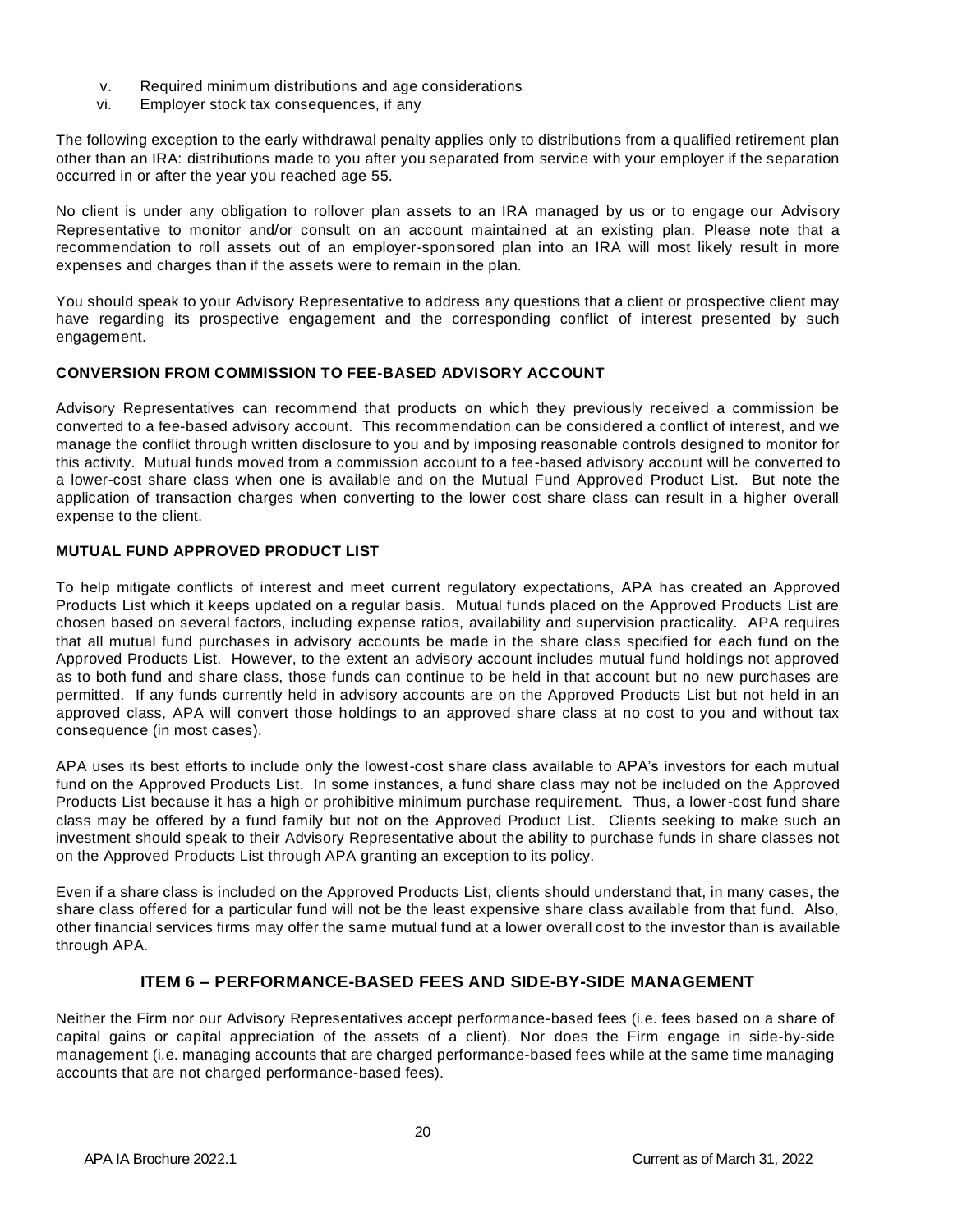v. Required minimum distributions and age considerations
vi. Employer stock tax consequences, if any

The following exception to the early withdrawal penalty applies only to distributions from a qualified retirement plan other than an IRA: distributions made to you after you separated from service with your employer if the separation occurred in or after the year you reached age 55.

No client is under any obligation to rollover plan assets to an IRA managed by us or to engage our Advisory Representative to monitor and/or consult on an account maintained at an existing plan. Please note that a recommendation to roll assets out of an employer-sponsored plan into an IRA will most likely result in more expenses and charges than if the assets were to remain in the plan.

You should speak to your Advisory Representative to address any questions that a client or prospective client may have regarding its prospective engagement and the corresponding conflict of interest presented by such engagement.

**CONVERSION FROM COMMISSION TO FEE-BASED ADVISORY ACCOUNT**

Advisory Representatives can recommend that products on which they previously received a commission be converted to a fee-based advisory account. This recommendation can be considered a conflict of interest, and we manage the conflict through written disclosure to you and by imposing reasonable controls designed to monitor for this activity. Mutual funds moved from a commission account to a fee-based advisory account will be converted to a lower-cost share class when one is available and on the Mutual Fund Approved Product List. But note the application of transaction charges when converting to the lower cost share class can result in a higher overall expense to the client.

**MUTUAL FUND APPROVED PRODUCT LIST**

To help mitigate conflicts of interest and meet current regulatory expectations, APA has created an Approved Products List which it keeps updated on a regular basis. Mutual funds placed on the Approved Products List are chosen based on several factors, including expense ratios, availability and supervision practicality. APA requires that all mutual fund purchases in advisory accounts be made in the share class specified for each fund on the Approved Products List. However, to the extent an advisory account includes mutual fund holdings not approved as to both fund and share class, those funds can continue to be held in that account but no new purchases are permitted. If any funds currently held in advisory accounts are on the Approved Products List but not held in an approved class, APA will convert those holdings to an approved share class at no cost to you and without tax consequence (in most cases).

APA uses its best efforts to include only the lowest-cost share class available to APA's investors for each mutual fund on the Approved Products List. In some instances, a fund share class may not be included on the Approved Products List because it has a high or prohibitive minimum purchase requirement. Thus, a lower-cost fund share class may be offered by a fund family but not on the Approved Product List. Clients seeking to make such an investment should speak to their Advisory Representative about the ability to purchase funds in share classes not on the Approved Products List through APA granting an exception to its policy.

Even if a share class is included on the Approved Products List, clients should understand that, in many cases, the share class offered for a particular fund will not be the least expensive share class available from that fund. Also, other financial services firms may offer the same mutual fund at a lower overall cost to the investor than is available through APA.

## ITEM 6 – PERFORMANCE-BASED FEES AND SIDE-BY-SIDE MANAGEMENT

Neither the Firm nor our Advisory Representatives accept performance-based fees (i.e. fees based on a share of capital gains or capital appreciation of the assets of a client). Nor does the Firm engage in side-by-side management (i.e. managing accounts that are charged performance-based fees while at the same time managing accounts that are not charged performance-based fees).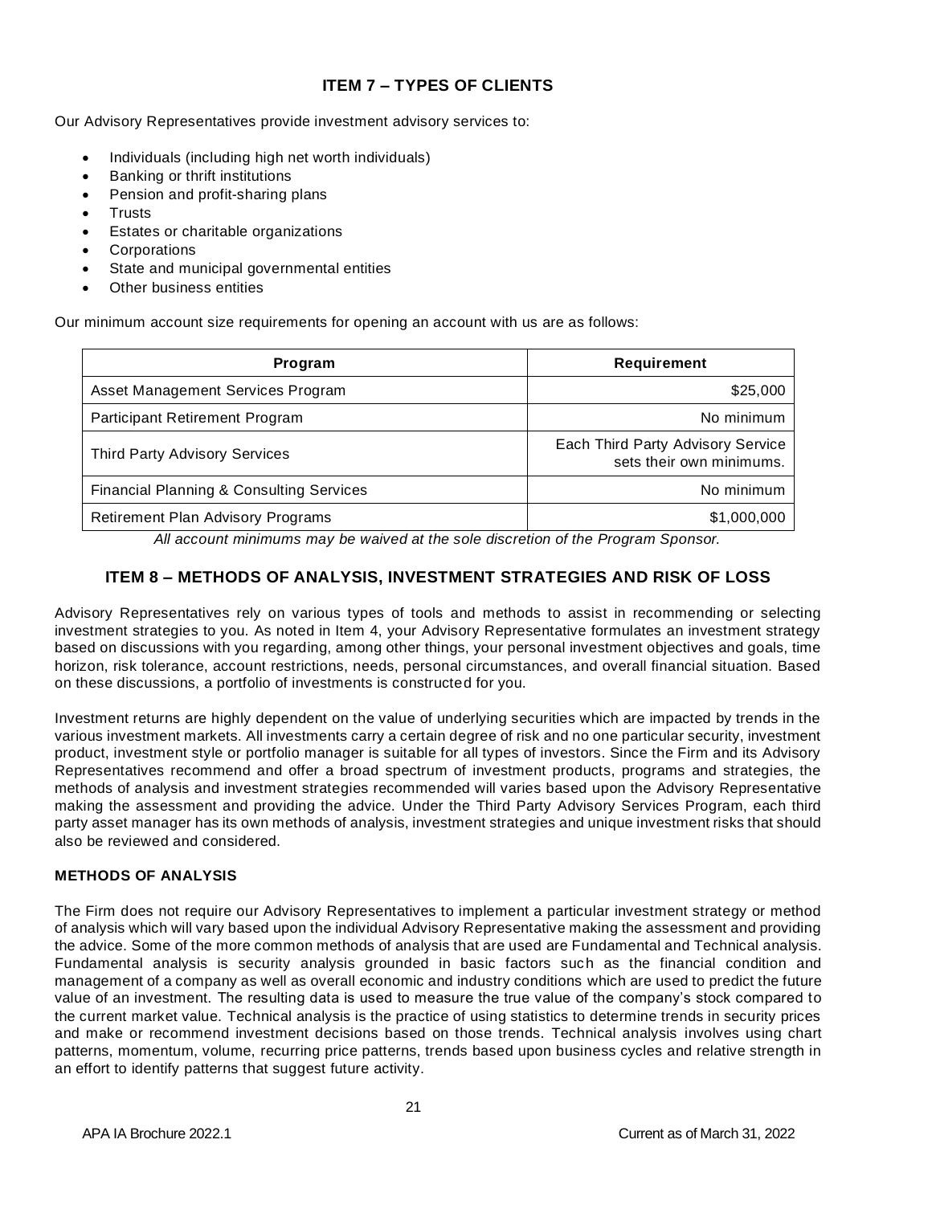## ITEM 7 – TYPES OF CLIENTS

Our Advisory Representatives provide investment advisory services to:

- Individuals (including high net worth individuals)
- Banking or thrift institutions
- Pension and profit-sharing plans
- Trusts
- Estates or charitable organizations
- Corporations
- State and municipal governmental entities
- Other business entities

Our minimum account size requirements for opening an account with us are as follows:

| Program | Requirement |
|---|---|
| Asset Management Services Program | $25,000 |
| Participant Retirement Program | No minimum |
| Third Party Advisory Services | Each Third Party Advisory Service sets their own minimums. |
| Financial Planning & Consulting Services | No minimum |
| Retirement Plan Advisory Programs | $1,000,000 |

*All account minimums may be waived at the sole discretion of the Program Sponsor.*

## ITEM 8 – METHODS OF ANALYSIS, INVESTMENT STRATEGIES AND RISK OF LOSS

Advisory Representatives rely on various types of tools and methods to assist in recommending or selecting investment strategies to you. As noted in Item 4, your Advisory Representative formulates an investment strategy based on discussions with you regarding, among other things, your personal investment objectives and goals, time horizon, risk tolerance, account restrictions, needs, personal circumstances, and overall financial situation. Based on these discussions, a portfolio of investments is constructed for you.

Investment returns are highly dependent on the value of underlying securities which are impacted by trends in the various investment markets. All investments carry a certain degree of risk and no one particular security, investment product, investment style or portfolio manager is suitable for all types of investors. Since the Firm and its Advisory Representatives recommend and offer a broad spectrum of investment products, programs and strategies, the methods of analysis and investment strategies recommended will varies based upon the Advisory Representative making the assessment and providing the advice. Under the Third Party Advisory Services Program, each third party asset manager has its own methods of analysis, investment strategies and unique investment risks that should also be reviewed and considered.

### METHODS OF ANALYSIS

The Firm does not require our Advisory Representatives to implement a particular investment strategy or method of analysis which will vary based upon the individual Advisory Representative making the assessment and providing the advice. Some of the more common methods of analysis that are used are Fundamental and Technical analysis. Fundamental analysis is security analysis grounded in basic factors such as the financial condition and management of a company as well as overall economic and industry conditions which are used to predict the future value of an investment. The resulting data is used to measure the true value of the company's stock compared to the current market value. Technical analysis is the practice of using statistics to determine trends in security prices and make or recommend investment decisions based on those trends. Technical analysis involves using chart patterns, momentum, volume, recurring price patterns, trends based upon business cycles and relative strength in an effort to identify patterns that suggest future activity.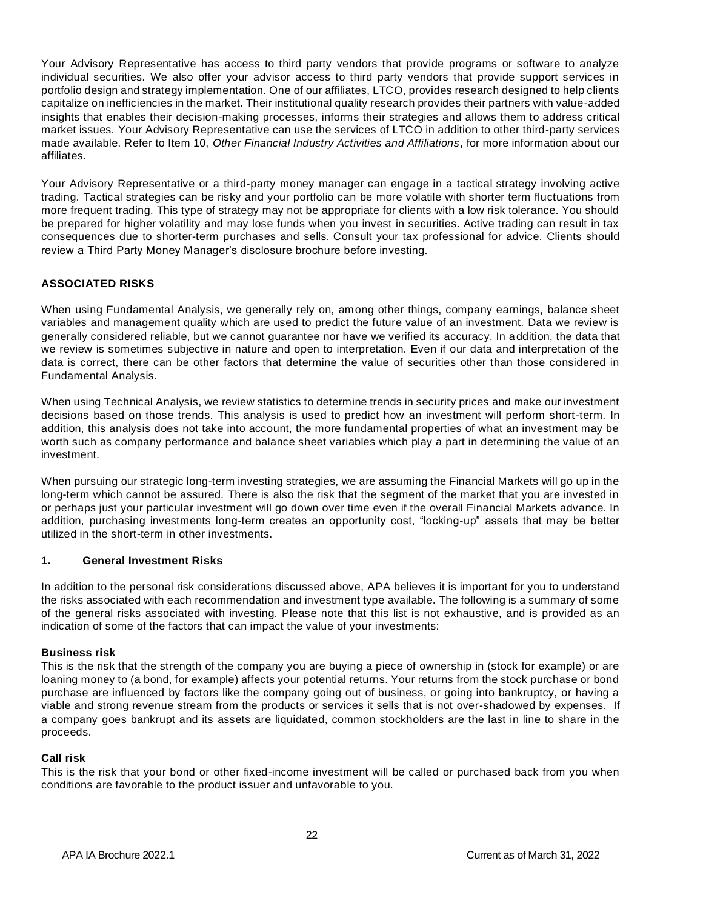Your Advisory Representative has access to third party vendors that provide programs or software to analyze individual securities. We also offer your advisor access to third party vendors that provide support services in portfolio design and strategy implementation. One of our affiliates, LTCO, provides research designed to help clients capitalize on inefficiencies in the market. Their institutional quality research provides their partners with value-added insights that enables their decision-making processes, informs their strategies and allows them to address critical market issues. Your Advisory Representative can use the services of LTCO in addition to other third-party services made available. Refer to Item 10, *Other Financial Industry Activities and Affiliations*, for more information about our affiliates.

Your Advisory Representative or a third-party money manager can engage in a tactical strategy involving active trading. Tactical strategies can be risky and your portfolio can be more volatile with shorter term fluctuations from more frequent trading. This type of strategy may not be appropriate for clients with a low risk tolerance. You should be prepared for higher volatility and may lose funds when you invest in securities. Active trading can result in tax consequences due to shorter-term purchases and sells. Consult your tax professional for advice. Clients should review a Third Party Money Manager's disclosure brochure before investing.

## ASSOCIATED RISKS

When using Fundamental Analysis, we generally rely on, among other things, company earnings, balance sheet variables and management quality which are used to predict the future value of an investment. Data we review is generally considered reliable, but we cannot guarantee nor have we verified its accuracy. In addition, the data that we review is sometimes subjective in nature and open to interpretation. Even if our data and interpretation of the data is correct, there can be other factors that determine the value of securities other than those considered in Fundamental Analysis.

When using Technical Analysis, we review statistics to determine trends in security prices and make our investment decisions based on those trends. This analysis is used to predict how an investment will perform short-term. In addition, this analysis does not take into account, the more fundamental properties of what an investment may be worth such as company performance and balance sheet variables which play a part in determining the value of an investment.

When pursuing our strategic long-term investing strategies, we are assuming the Financial Markets will go up in the long-term which cannot be assured. There is also the risk that the segment of the market that you are invested in or perhaps just your particular investment will go down over time even if the overall Financial Markets advance. In addition, purchasing investments long-term creates an opportunity cost, "locking-up" assets that may be better utilized in the short-term in other investments.

### 1. General Investment Risks

In addition to the personal risk considerations discussed above, APA believes it is important for you to understand the risks associated with each recommendation and investment type available. The following is a summary of some of the general risks associated with investing. Please note that this list is not exhaustive, and is provided as an indication of some of the factors that can impact the value of your investments:

**Business risk**
This is the risk that the strength of the company you are buying a piece of ownership in (stock for example) or are loaning money to (a bond, for example) affects your potential returns. Your returns from the stock purchase or bond purchase are influenced by factors like the company going out of business, or going into bankruptcy, or having a viable and strong revenue stream from the products or services it sells that is not over-shadowed by expenses. If a company goes bankrupt and its assets are liquidated, common stockholders are the last in line to share in the proceeds.

**Call risk**
This is the risk that your bond or other fixed-income investment will be called or purchased back from you when conditions are favorable to the product issuer and unfavorable to you.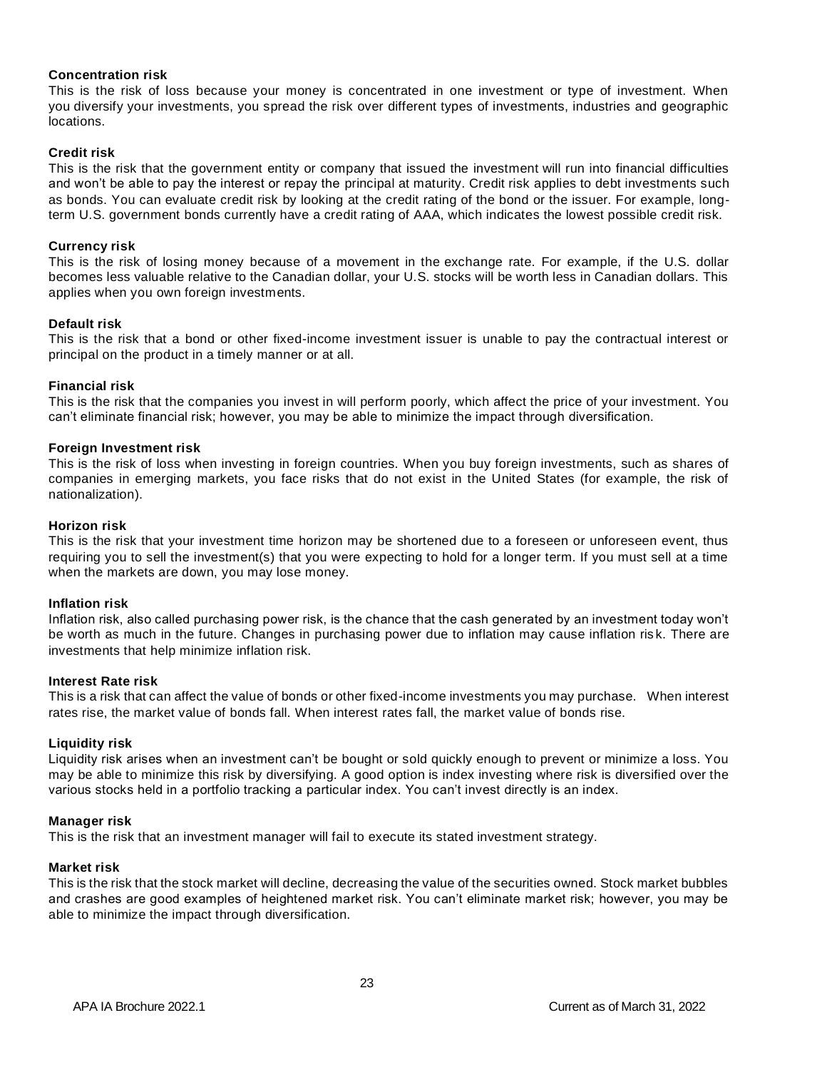**Concentration risk**

This is the risk of loss because your money is concentrated in one investment or type of investment. When you diversify your investments, you spread the risk over different types of investments, industries and geographic locations.

**Credit risk**

This is the risk that the government entity or company that issued the investment will run into financial difficulties and won't be able to pay the interest or repay the principal at maturity. Credit risk applies to debt investments such as bonds. You can evaluate credit risk by looking at the credit rating of the bond or the issuer. For example, long-term U.S. government bonds currently have a credit rating of AAA, which indicates the lowest possible credit risk.

**Currency risk**

This is the risk of losing money because of a movement in the exchange rate. For example, if the U.S. dollar becomes less valuable relative to the Canadian dollar, your U.S. stocks will be worth less in Canadian dollars. This applies when you own foreign investments.

**Default risk**

This is the risk that a bond or other fixed-income investment issuer is unable to pay the contractual interest or principal on the product in a timely manner or at all.

**Financial risk**

This is the risk that the companies you invest in will perform poorly, which affect the price of your investment. You can't eliminate financial risk; however, you may be able to minimize the impact through diversification.

**Foreign Investment risk**

This is the risk of loss when investing in foreign countries. When you buy foreign investments, such as shares of companies in emerging markets, you face risks that do not exist in the United States (for example, the risk of nationalization).

**Horizon risk**

This is the risk that your investment time horizon may be shortened due to a foreseen or unforeseen event, thus requiring you to sell the investment(s) that you were expecting to hold for a longer term. If you must sell at a time when the markets are down, you may lose money.

**Inflation risk**

Inflation risk, also called purchasing power risk, is the chance that the cash generated by an investment today won't be worth as much in the future. Changes in purchasing power due to inflation may cause inflation risk. There are investments that help minimize inflation risk.

**Interest Rate risk**

This is a risk that can affect the value of bonds or other fixed-income investments you may purchase. When interest rates rise, the market value of bonds fall. When interest rates fall, the market value of bonds rise.

**Liquidity risk**

Liquidity risk arises when an investment can't be bought or sold quickly enough to prevent or minimize a loss. You may be able to minimize this risk by diversifying. A good option is index investing where risk is diversified over the various stocks held in a portfolio tracking a particular index. You can't invest directly is an index.

**Manager risk**

This is the risk that an investment manager will fail to execute its stated investment strategy.

**Market risk**

This is the risk that the stock market will decline, decreasing the value of the securities owned. Stock market bubbles and crashes are good examples of heightened market risk. You can't eliminate market risk; however, you may be able to minimize the impact through diversification.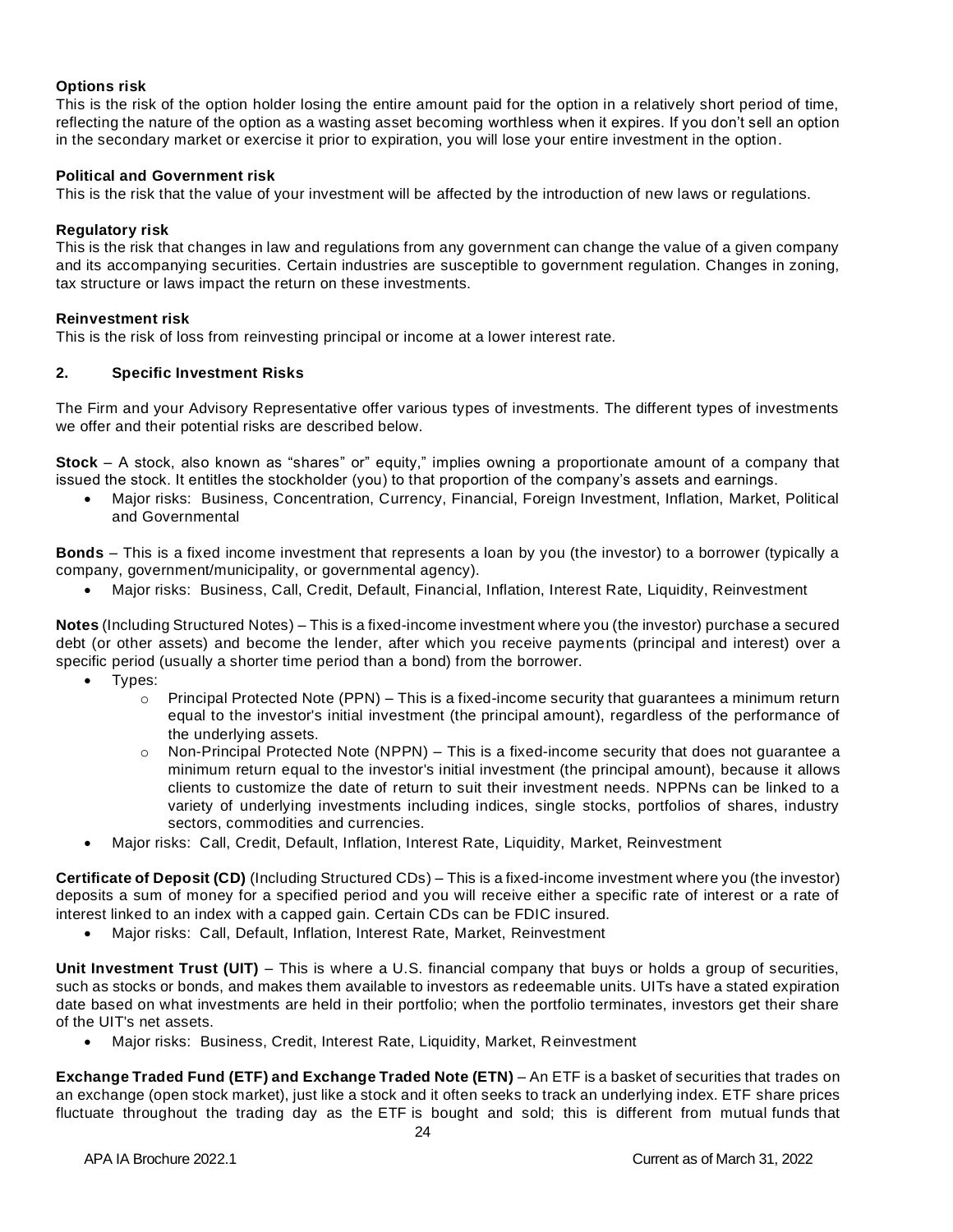**Options risk**
This is the risk of the option holder losing the entire amount paid for the option in a relatively short period of time, reflecting the nature of the option as a wasting asset becoming worthless when it expires. If you don't sell an option in the secondary market or exercise it prior to expiration, you will lose your entire investment in the option.

**Political and Government risk**
This is the risk that the value of your investment will be affected by the introduction of new laws or regulations.

**Regulatory risk**
This is the risk that changes in law and regulations from any government can change the value of a given company and its accompanying securities. Certain industries are susceptible to government regulation. Changes in zoning, tax structure or laws impact the return on these investments.

**Reinvestment risk**
This is the risk of loss from reinvesting principal or income at a lower interest rate.

## 2. Specific Investment Risks

The Firm and your Advisory Representative offer various types of investments. The different types of investments we offer and their potential risks are described below.

**Stock** – A stock, also known as "shares" or" equity," implies owning a proportionate amount of a company that issued the stock. It entitles the stockholder (you) to that proportion of the company's assets and earnings.

- Major risks: Business, Concentration, Currency, Financial, Foreign Investment, Inflation, Market, Political and Governmental

**Bonds** – This is a fixed income investment that represents a loan by you (the investor) to a borrower (typically a company, government/municipality, or governmental agency).

- Major risks: Business, Call, Credit, Default, Financial, Inflation, Interest Rate, Liquidity, Reinvestment

**Notes** (Including Structured Notes) – This is a fixed-income investment where you (the investor) purchase a secured debt (or other assets) and become the lender, after which you receive payments (principal and interest) over a specific period (usually a shorter time period than a bond) from the borrower.

- Types:
  - Principal Protected Note (PPN) – This is a fixed-income security that guarantees a minimum return equal to the investor's initial investment (the principal amount), regardless of the performance of the underlying assets.
  - Non-Principal Protected Note (NPPN) – This is a fixed-income security that does not guarantee a minimum return equal to the investor's initial investment (the principal amount), because it allows clients to customize the date of return to suit their investment needs. NPPNs can be linked to a variety of underlying investments including indices, single stocks, portfolios of shares, industry sectors, commodities and currencies.
- Major risks: Call, Credit, Default, Inflation, Interest Rate, Liquidity, Market, Reinvestment

**Certificate of Deposit (CD)** (Including Structured CDs) – This is a fixed-income investment where you (the investor) deposits a sum of money for a specified period and you will receive either a specific rate of interest or a rate of interest linked to an index with a capped gain. Certain CDs can be FDIC insured.

- Major risks: Call, Default, Inflation, Interest Rate, Market, Reinvestment

**Unit Investment Trust (UIT)** – This is where a U.S. financial company that buys or holds a group of securities, such as stocks or bonds, and makes them available to investors as redeemable units. UITs have a stated expiration date based on what investments are held in their portfolio; when the portfolio terminates, investors get their share of the UIT's net assets.

- Major risks: Business, Credit, Interest Rate, Liquidity, Market, Reinvestment

**Exchange Traded Fund (ETF) and Exchange Traded Note (ETN)** – An ETF is a basket of securities that trades on an exchange (open stock market), just like a stock and it often seeks to track an underlying index. ETF share prices fluctuate throughout the trading day as the ETF is bought and sold; this is different from mutual funds that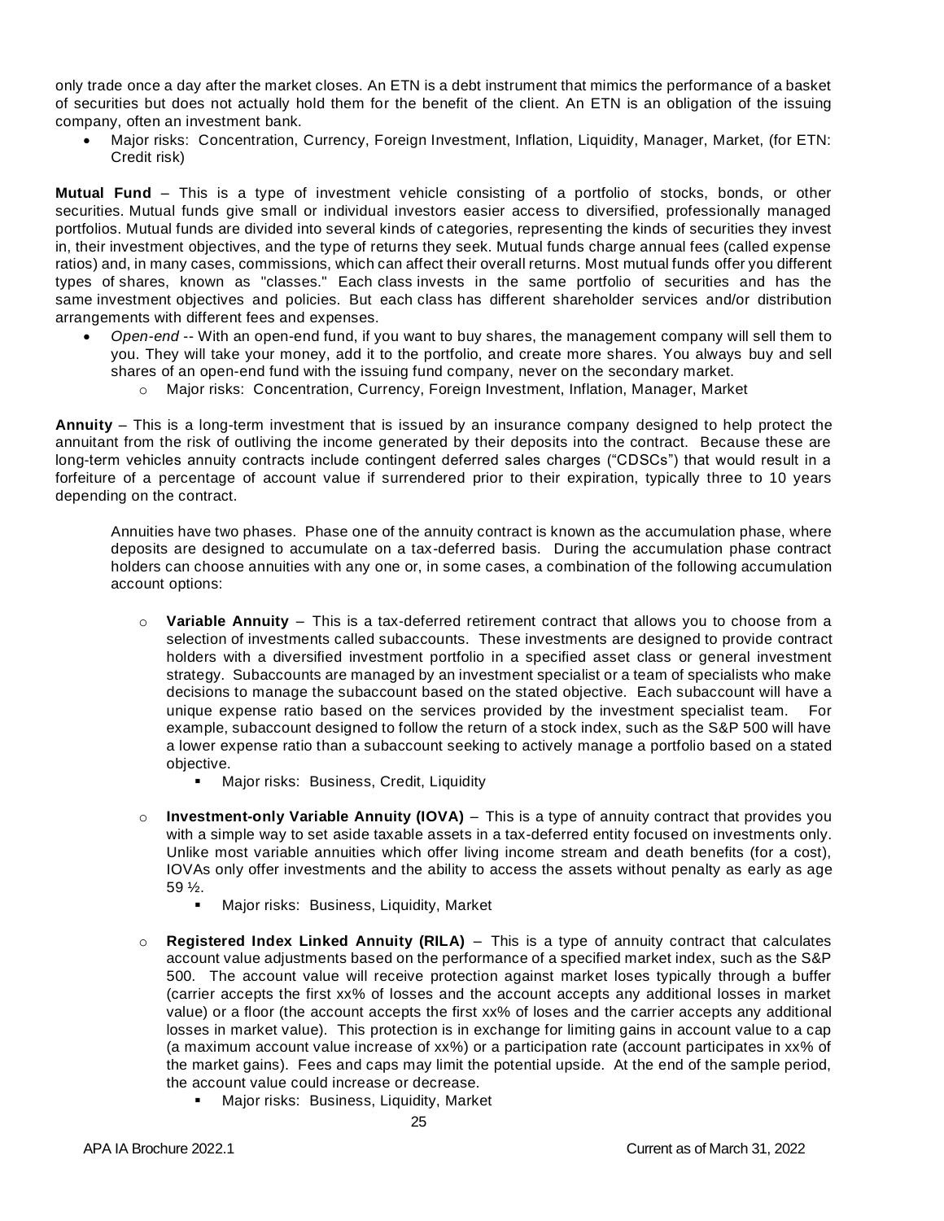only trade once a day after the market closes. An ETN is a debt instrument that mimics the performance of a basket of securities but does not actually hold them for the benefit of the client. An ETN is an obligation of the issuing company, often an investment bank.

- Major risks: Concentration, Currency, Foreign Investment, Inflation, Liquidity, Manager, Market, (for ETN: Credit risk)

**Mutual Fund** – This is a type of investment vehicle consisting of a portfolio of stocks, bonds, or other securities. Mutual funds give small or individual investors easier access to diversified, professionally managed portfolios. Mutual funds are divided into several kinds of categories, representing the kinds of securities they invest in, their investment objectives, and the type of returns they seek. Mutual funds charge annual fees (called expense ratios) and, in many cases, commissions, which can affect their overall returns. Most mutual funds offer you different types of shares, known as "classes." Each class invests in the same portfolio of securities and has the same investment objectives and policies. But each class has different shareholder services and/or distribution arrangements with different fees and expenses.

- *Open-end* -- With an open-end fund, if you want to buy shares, the management company will sell them to you. They will take your money, add it to the portfolio, and create more shares. You always buy and sell shares of an open-end fund with the issuing fund company, never on the secondary market.
  - Major risks: Concentration, Currency, Foreign Investment, Inflation, Manager, Market

**Annuity** – This is a long-term investment that is issued by an insurance company designed to help protect the annuitant from the risk of outliving the income generated by their deposits into the contract. Because these are long-term vehicles annuity contracts include contingent deferred sales charges ("CDSCs") that would result in a forfeiture of a percentage of account value if surrendered prior to their expiration, typically three to 10 years depending on the contract.

Annuities have two phases. Phase one of the annuity contract is known as the accumulation phase, where deposits are designed to accumulate on a tax-deferred basis. During the accumulation phase contract holders can choose annuities with any one or, in some cases, a combination of the following accumulation account options:

- **Variable Annuity** – This is a tax-deferred retirement contract that allows you to choose from a selection of investments called subaccounts. These investments are designed to provide contract holders with a diversified investment portfolio in a specified asset class or general investment strategy. Subaccounts are managed by an investment specialist or a team of specialists who make decisions to manage the subaccount based on the stated objective. Each subaccount will have a unique expense ratio based on the services provided by the investment specialist team. For example, subaccount designed to follow the return of a stock index, such as the S&P 500 will have a lower expense ratio than a subaccount seeking to actively manage a portfolio based on a stated objective.
  - Major risks: Business, Credit, Liquidity

- **Investment-only Variable Annuity (IOVA)** – This is a type of annuity contract that provides you with a simple way to set aside taxable assets in a tax-deferred entity focused on investments only. Unlike most variable annuities which offer living income stream and death benefits (for a cost), IOVAs only offer investments and the ability to access the assets without penalty as early as age 59 ½.
  - Major risks: Business, Liquidity, Market

- **Registered Index Linked Annuity (RILA)** – This is a type of annuity contract that calculates account value adjustments based on the performance of a specified market index, such as the S&P 500. The account value will receive protection against market loses typically through a buffer (carrier accepts the first xx% of losses and the account accepts any additional losses in market value) or a floor (the account accepts the first xx% of loses and the carrier accepts any additional losses in market value). This protection is in exchange for limiting gains in account value to a cap (a maximum account value increase of xx%) or a participation rate (account participates in xx% of the market gains). Fees and caps may limit the potential upside. At the end of the sample period, the account value could increase or decrease.
  - Major risks: Business, Liquidity, Market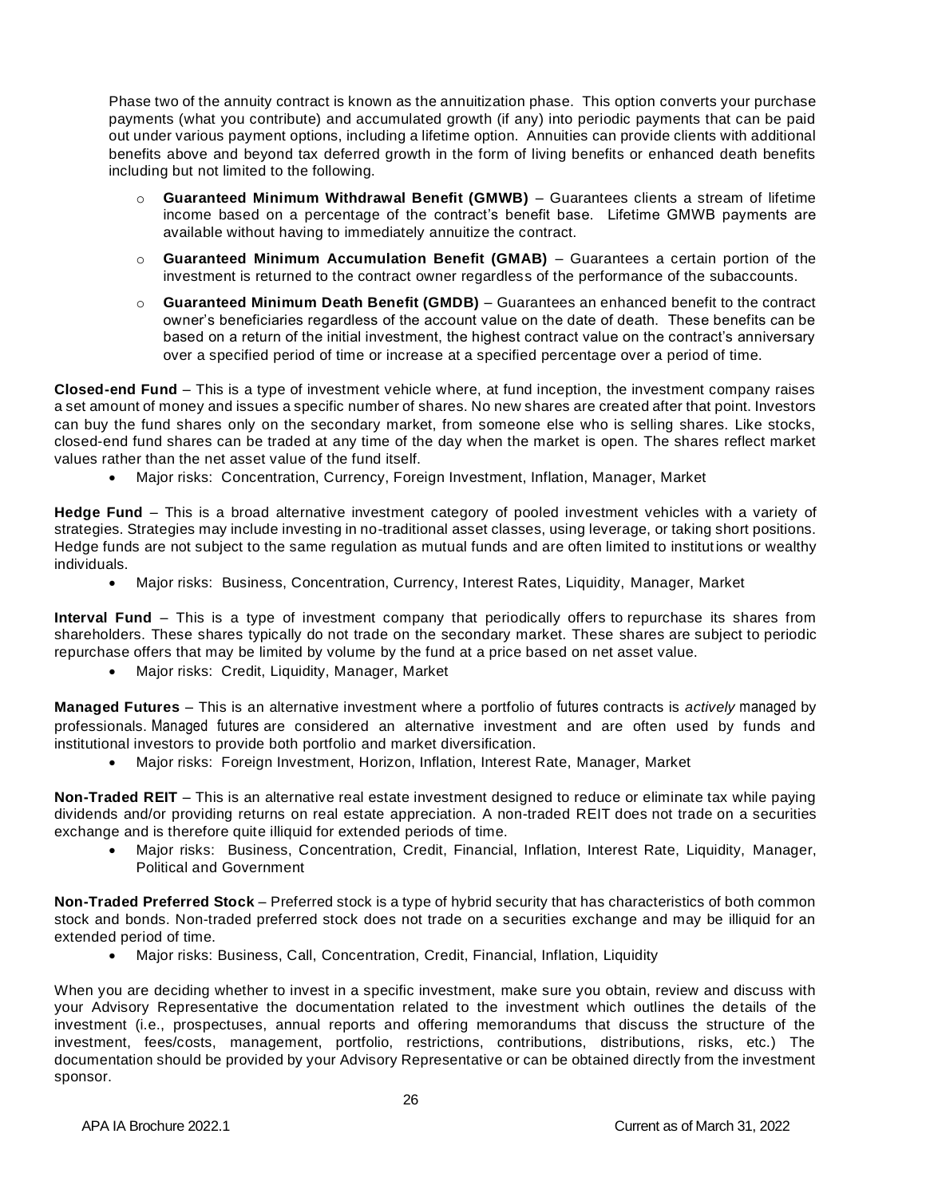Phase two of the annuity contract is known as the annuitization phase. This option converts your purchase payments (what you contribute) and accumulated growth (if any) into periodic payments that can be paid out under various payment options, including a lifetime option. Annuities can provide clients with additional benefits above and beyond tax deferred growth in the form of living benefits or enhanced death benefits including but not limited to the following.

- **Guaranteed Minimum Withdrawal Benefit (GMWB)** – Guarantees clients a stream of lifetime income based on a percentage of the contract's benefit base. Lifetime GMWB payments are available without having to immediately annuitize the contract.
- **Guaranteed Minimum Accumulation Benefit (GMAB)** – Guarantees a certain portion of the investment is returned to the contract owner regardless of the performance of the subaccounts.
- **Guaranteed Minimum Death Benefit (GMDB)** – Guarantees an enhanced benefit to the contract owner's beneficiaries regardless of the account value on the date of death. These benefits can be based on a return of the initial investment, the highest contract value on the contract's anniversary over a specified period of time or increase at a specified percentage over a period of time.

**Closed-end Fund** – This is a type of investment vehicle where, at fund inception, the investment company raises a set amount of money and issues a specific number of shares. No new shares are created after that point. Investors can buy the fund shares only on the secondary market, from someone else who is selling shares. Like stocks, closed-end fund shares can be traded at any time of the day when the market is open. The shares reflect market values rather than the net asset value of the fund itself.

- Major risks: Concentration, Currency, Foreign Investment, Inflation, Manager, Market

**Hedge Fund** – This is a broad alternative investment category of pooled investment vehicles with a variety of strategies. Strategies may include investing in no-traditional asset classes, using leverage, or taking short positions. Hedge funds are not subject to the same regulation as mutual funds and are often limited to institutions or wealthy individuals.

- Major risks: Business, Concentration, Currency, Interest Rates, Liquidity, Manager, Market

**Interval Fund** – This is a type of investment company that periodically offers to repurchase its shares from shareholders. These shares typically do not trade on the secondary market. These shares are subject to periodic repurchase offers that may be limited by volume by the fund at a price based on net asset value.

- Major risks: Credit, Liquidity, Manager, Market

**Managed Futures** – This is an alternative investment where a portfolio of futures contracts is *actively* managed by professionals. Managed futures are considered an alternative investment and are often used by funds and institutional investors to provide both portfolio and market diversification.

- Major risks: Foreign Investment, Horizon, Inflation, Interest Rate, Manager, Market

**Non-Traded REIT** – This is an alternative real estate investment designed to reduce or eliminate tax while paying dividends and/or providing returns on real estate appreciation. A non-traded REIT does not trade on a securities exchange and is therefore quite illiquid for extended periods of time.

- Major risks: Business, Concentration, Credit, Financial, Inflation, Interest Rate, Liquidity, Manager, Political and Government

**Non-Traded Preferred Stock** – Preferred stock is a type of hybrid security that has characteristics of both common stock and bonds. Non-traded preferred stock does not trade on a securities exchange and may be illiquid for an extended period of time.

- Major risks: Business, Call, Concentration, Credit, Financial, Inflation, Liquidity

When you are deciding whether to invest in a specific investment, make sure you obtain, review and discuss with your Advisory Representative the documentation related to the investment which outlines the details of the investment (i.e., prospectuses, annual reports and offering memorandums that discuss the structure of the investment, fees/costs, management, portfolio, restrictions, contributions, distributions, risks, etc.) The documentation should be provided by your Advisory Representative or can be obtained directly from the investment sponsor.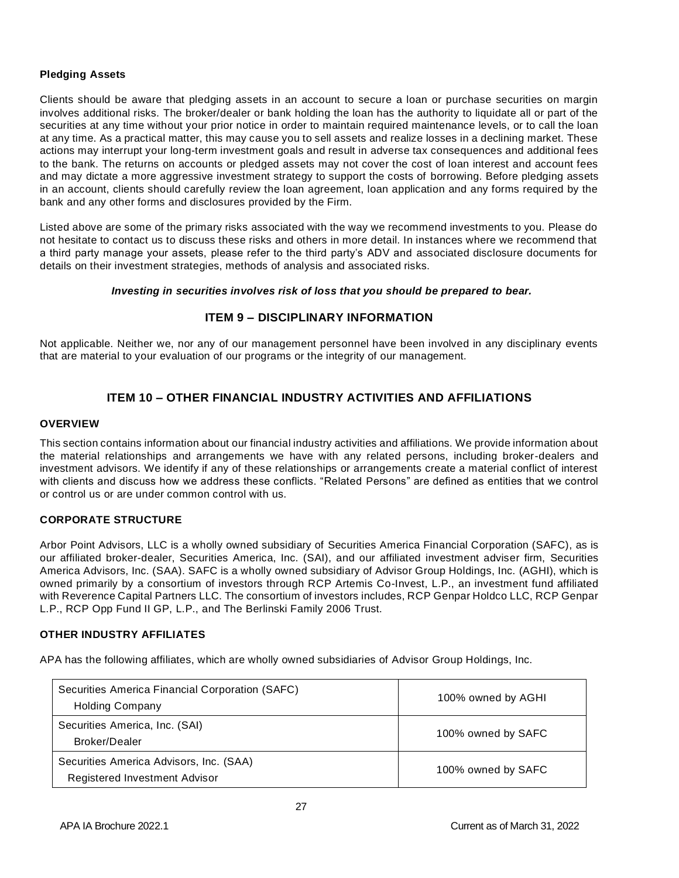**Pledging Assets**

Clients should be aware that pledging assets in an account to secure a loan or purchase securities on margin involves additional risks. The broker/dealer or bank holding the loan has the authority to liquidate all or part of the securities at any time without your prior notice in order to maintain required maintenance levels, or to call the loan at any time. As a practical matter, this may cause you to sell assets and realize losses in a declining market. These actions may interrupt your long-term investment goals and result in adverse tax consequences and additional fees to the bank. The returns on accounts or pledged assets may not cover the cost of loan interest and account fees and may dictate a more aggressive investment strategy to support the costs of borrowing. Before pledging assets in an account, clients should carefully review the loan agreement, loan application and any forms required by the bank and any other forms and disclosures provided by the Firm.

Listed above are some of the primary risks associated with the way we recommend investments to you. Please do not hesitate to contact us to discuss these risks and others in more detail. In instances where we recommend that a third party manage your assets, please refer to the third party's ADV and associated disclosure documents for details on their investment strategies, methods of analysis and associated risks.

***Investing in securities involves risk of loss that you should be prepared to bear.***

## ITEM 9 – DISCIPLINARY INFORMATION

Not applicable. Neither we, nor any of our management personnel have been involved in any disciplinary events that are material to your evaluation of our programs or the integrity of our management.

## ITEM 10 – OTHER FINANCIAL INDUSTRY ACTIVITIES AND AFFILIATIONS

### OVERVIEW

This section contains information about our financial industry activities and affiliations. We provide information about the material relationships and arrangements we have with any related persons, including broker-dealers and investment advisors. We identify if any of these relationships or arrangements create a material conflict of interest with clients and discuss how we address these conflicts. "Related Persons" are defined as entities that we control or control us or are under common control with us.

### CORPORATE STRUCTURE

Arbor Point Advisors, LLC is a wholly owned subsidiary of Securities America Financial Corporation (SAFC), as is our affiliated broker-dealer, Securities America, Inc. (SAI), and our affiliated investment adviser firm, Securities America Advisors, Inc. (SAA). SAFC is a wholly owned subsidiary of Advisor Group Holdings, Inc. (AGHI), which is owned primarily by a consortium of investors through RCP Artemis Co-Invest, L.P., an investment fund affiliated with Reverence Capital Partners LLC. The consortium of investors includes, RCP Genpar Holdco LLC, RCP Genpar L.P., RCP Opp Fund II GP, L.P., and The Berlinski Family 2006 Trust.

### OTHER INDUSTRY AFFILIATES

APA has the following affiliates, which are wholly owned subsidiaries of Advisor Group Holdings, Inc.

| Entity | Ownership |
|---|---|
| Securities America Financial Corporation (SAFC)<br>Holding Company | 100% owned by AGHI |
| Securities America, Inc. (SAI)<br>Broker/Dealer | 100% owned by SAFC |
| Securities America Advisors, Inc. (SAA)<br>Registered Investment Advisor | 100% owned by SAFC |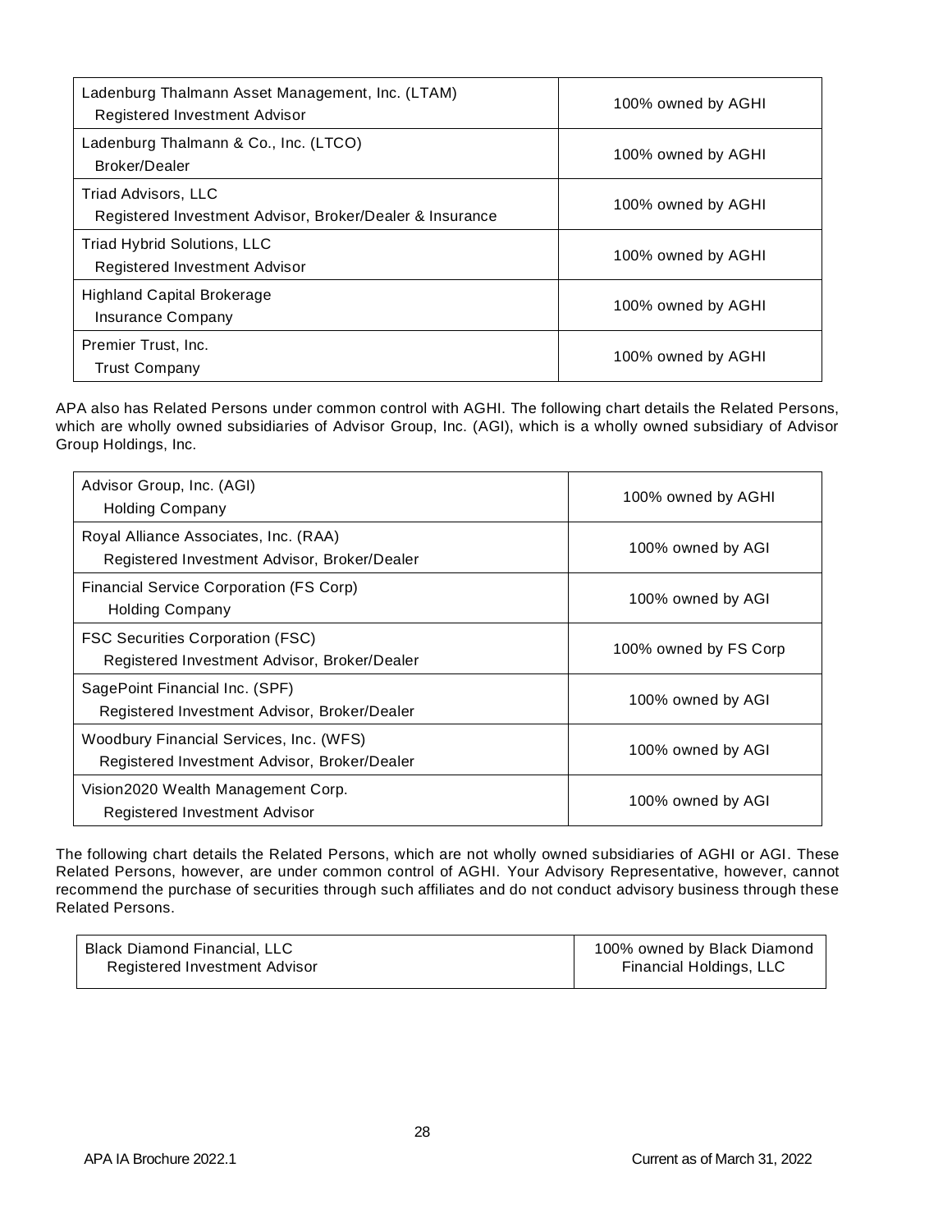| | |
|---|---|
| Ladenburg Thalmann Asset Management, Inc. (LTAM)<br>Registered Investment Advisor | 100% owned by AGHI |
| Ladenburg Thalmann & Co., Inc. (LTCO)<br>Broker/Dealer | 100% owned by AGHI |
| Triad Advisors, LLC<br>Registered Investment Advisor, Broker/Dealer & Insurance | 100% owned by AGHI |
| Triad Hybrid Solutions, LLC<br>Registered Investment Advisor | 100% owned by AGHI |
| Highland Capital Brokerage<br>Insurance Company | 100% owned by AGHI |
| Premier Trust, Inc.<br>Trust Company | 100% owned by AGHI |

APA also has Related Persons under common control with AGHI. The following chart details the Related Persons, which are wholly owned subsidiaries of Advisor Group, Inc. (AGI), which is a wholly owned subsidiary of Advisor Group Holdings, Inc.

| | |
|---|---|
| Advisor Group, Inc. (AGI)<br>Holding Company | 100% owned by AGHI |
| Royal Alliance Associates, Inc. (RAA)<br>Registered Investment Advisor, Broker/Dealer | 100% owned by AGI |
| Financial Service Corporation (FS Corp)<br>Holding Company | 100% owned by AGI |
| FSC Securities Corporation (FSC)<br>Registered Investment Advisor, Broker/Dealer | 100% owned by FS Corp |
| SagePoint Financial Inc. (SPF)<br>Registered Investment Advisor, Broker/Dealer | 100% owned by AGI |
| Woodbury Financial Services, Inc. (WFS)<br>Registered Investment Advisor, Broker/Dealer | 100% owned by AGI |
| Vision2020 Wealth Management Corp.<br>Registered Investment Advisor | 100% owned by AGI |

The following chart details the Related Persons, which are not wholly owned subsidiaries of AGHI or AGI. These Related Persons, however, are under common control of AGHI. Your Advisory Representative, however, cannot recommend the purchase of securities through such affiliates and do not conduct advisory business through these Related Persons.

| | |
|---|---|
| Black Diamond Financial, LLC<br>Registered Investment Advisor | 100% owned by Black Diamond Financial Holdings, LLC |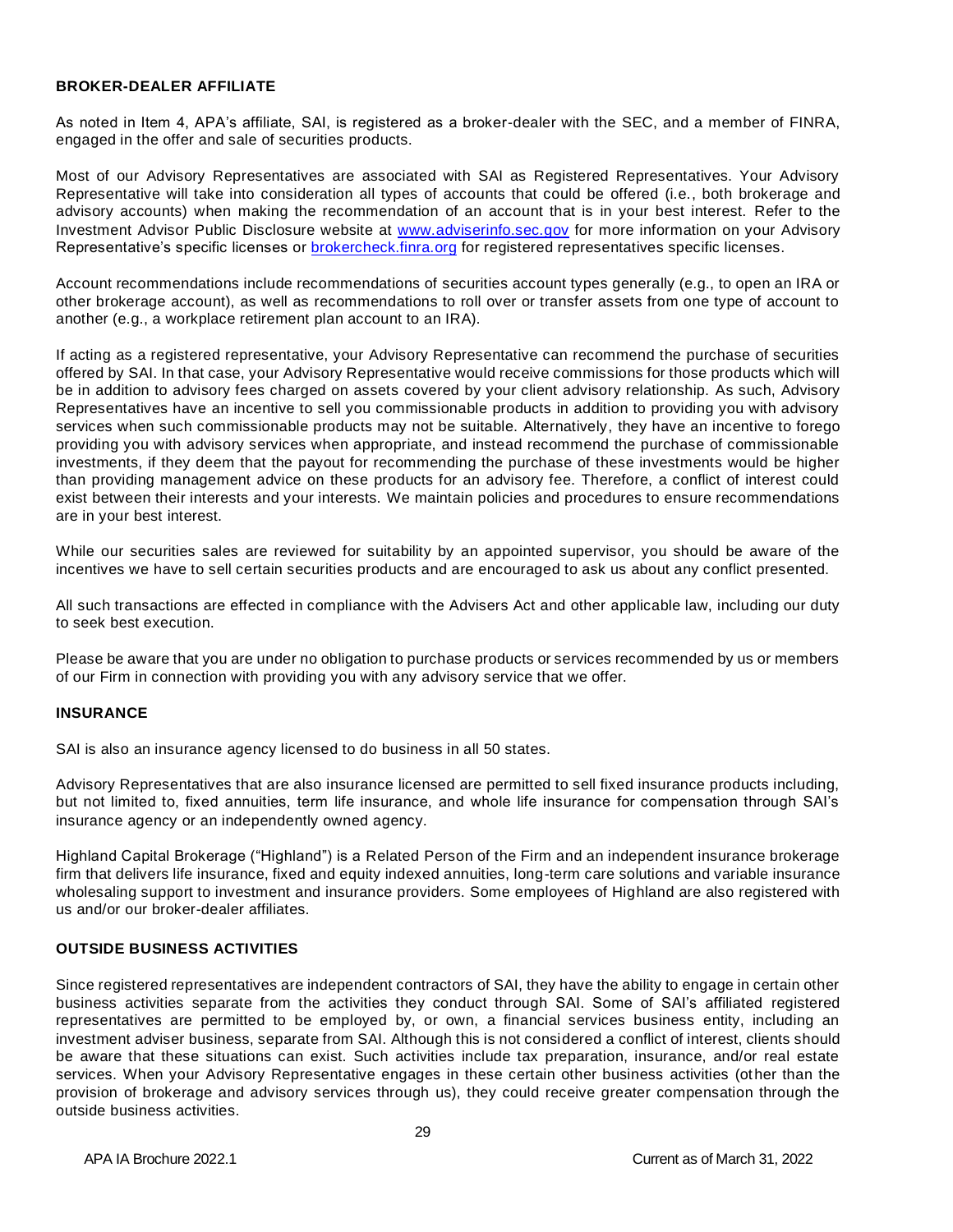## BROKER-DEALER AFFILIATE

As noted in Item 4, APA's affiliate, SAI, is registered as a broker-dealer with the SEC, and a member of FINRA, engaged in the offer and sale of securities products.

Most of our Advisory Representatives are associated with SAI as Registered Representatives. Your Advisory Representative will take into consideration all types of accounts that could be offered (i.e., both brokerage and advisory accounts) when making the recommendation of an account that is in your best interest. Refer to the Investment Advisor Public Disclosure website at [www.adviserinfo.sec.gov](http://www.adviserinfo.sec.gov) for more information on your Advisory Representative's specific licenses or [brokercheck.finra.org](https://brokercheck.finra.org) for registered representatives specific licenses.

Account recommendations include recommendations of securities account types generally (e.g., to open an IRA or other brokerage account), as well as recommendations to roll over or transfer assets from one type of account to another (e.g., a workplace retirement plan account to an IRA).

If acting as a registered representative, your Advisory Representative can recommend the purchase of securities offered by SAI. In that case, your Advisory Representative would receive commissions for those products which will be in addition to advisory fees charged on assets covered by your client advisory relationship. As such, Advisory Representatives have an incentive to sell you commissionable products in addition to providing you with advisory services when such commissionable products may not be suitable. Alternatively, they have an incentive to forego providing you with advisory services when appropriate, and instead recommend the purchase of commissionable investments, if they deem that the payout for recommending the purchase of these investments would be higher than providing management advice on these products for an advisory fee. Therefore, a conflict of interest could exist between their interests and your interests. We maintain policies and procedures to ensure recommendations are in your best interest.

While our securities sales are reviewed for suitability by an appointed supervisor, you should be aware of the incentives we have to sell certain securities products and are encouraged to ask us about any conflict presented.

All such transactions are effected in compliance with the Advisers Act and other applicable law, including our duty to seek best execution.

Please be aware that you are under no obligation to purchase products or services recommended by us or members of our Firm in connection with providing you with any advisory service that we offer.

## INSURANCE

SAI is also an insurance agency licensed to do business in all 50 states.

Advisory Representatives that are also insurance licensed are permitted to sell fixed insurance products including, but not limited to, fixed annuities, term life insurance, and whole life insurance for compensation through SAI's insurance agency or an independently owned agency.

Highland Capital Brokerage ("Highland") is a Related Person of the Firm and an independent insurance brokerage firm that delivers life insurance, fixed and equity indexed annuities, long-term care solutions and variable insurance wholesaling support to investment and insurance providers. Some employees of Highland are also registered with us and/or our broker-dealer affiliates.

## OUTSIDE BUSINESS ACTIVITIES

Since registered representatives are independent contractors of SAI, they have the ability to engage in certain other business activities separate from the activities they conduct through SAI. Some of SAI's affiliated registered representatives are permitted to be employed by, or own, a financial services business entity, including an investment adviser business, separate from SAI. Although this is not considered a conflict of interest, clients should be aware that these situations can exist. Such activities include tax preparation, insurance, and/or real estate services. When your Advisory Representative engages in these certain other business activities (other than the provision of brokerage and advisory services through us), they could receive greater compensation through the outside business activities.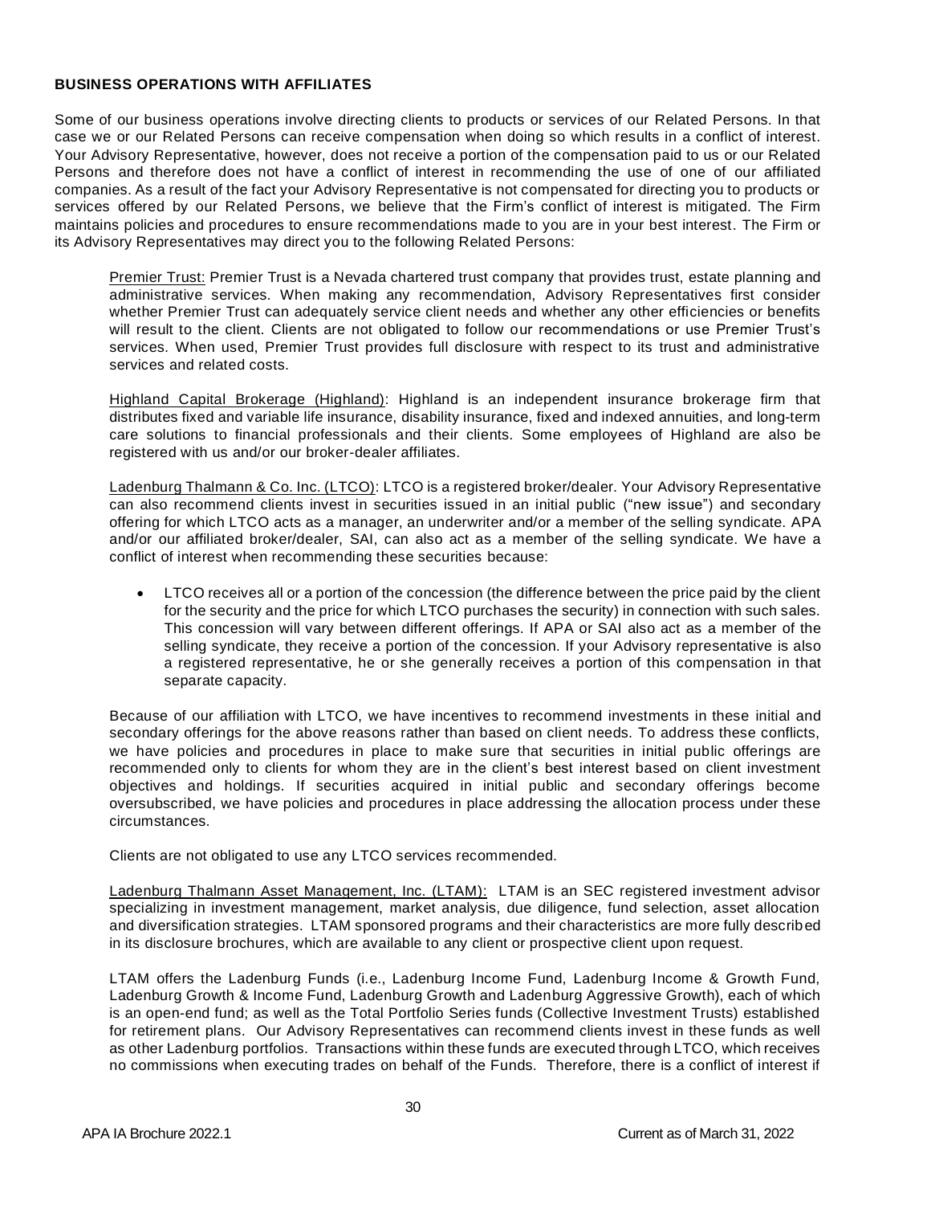**BUSINESS OPERATIONS WITH AFFILIATES**

Some of our business operations involve directing clients to products or services of our Related Persons. In that case we or our Related Persons can receive compensation when doing so which results in a conflict of interest. Your Advisory Representative, however, does not receive a portion of the compensation paid to us or our Related Persons and therefore does not have a conflict of interest in recommending the use of one of our affiliated companies. As a result of the fact your Advisory Representative is not compensated for directing you to products or services offered by our Related Persons, we believe that the Firm's conflict of interest is mitigated. The Firm maintains policies and procedures to ensure recommendations made to you are in your best interest. The Firm or its Advisory Representatives may direct you to the following Related Persons:

Premier Trust: Premier Trust is a Nevada chartered trust company that provides trust, estate planning and administrative services. When making any recommendation, Advisory Representatives first consider whether Premier Trust can adequately service client needs and whether any other efficiencies or benefits will result to the client. Clients are not obligated to follow our recommendations or use Premier Trust's services. When used, Premier Trust provides full disclosure with respect to its trust and administrative services and related costs.

Highland Capital Brokerage (Highland): Highland is an independent insurance brokerage firm that distributes fixed and variable life insurance, disability insurance, fixed and indexed annuities, and long-term care solutions to financial professionals and their clients. Some employees of Highland are also be registered with us and/or our broker-dealer affiliates.

Ladenburg Thalmann & Co. Inc. (LTCO): LTCO is a registered broker/dealer. Your Advisory Representative can also recommend clients invest in securities issued in an initial public ("new issue") and secondary offering for which LTCO acts as a manager, an underwriter and/or a member of the selling syndicate. APA and/or our affiliated broker/dealer, SAI, can also act as a member of the selling syndicate. We have a conflict of interest when recommending these securities because:

- LTCO receives all or a portion of the concession (the difference between the price paid by the client for the security and the price for which LTCO purchases the security) in connection with such sales. This concession will vary between different offerings. If APA or SAI also act as a member of the selling syndicate, they receive a portion of the concession. If your Advisory representative is also a registered representative, he or she generally receives a portion of this compensation in that separate capacity.

Because of our affiliation with LTCO, we have incentives to recommend investments in these initial and secondary offerings for the above reasons rather than based on client needs. To address these conflicts, we have policies and procedures in place to make sure that securities in initial public offerings are recommended only to clients for whom they are in the client's best interest based on client investment objectives and holdings. If securities acquired in initial public and secondary offerings become oversubscribed, we have policies and procedures in place addressing the allocation process under these circumstances.

Clients are not obligated to use any LTCO services recommended.

Ladenburg Thalmann Asset Management, Inc. (LTAM): LTAM is an SEC registered investment advisor specializing in investment management, market analysis, due diligence, fund selection, asset allocation and diversification strategies. LTAM sponsored programs and their characteristics are more fully described in its disclosure brochures, which are available to any client or prospective client upon request.

LTAM offers the Ladenburg Funds (i.e., Ladenburg Income Fund, Ladenburg Income & Growth Fund, Ladenburg Growth & Income Fund, Ladenburg Growth and Ladenburg Aggressive Growth), each of which is an open-end fund; as well as the Total Portfolio Series funds (Collective Investment Trusts) established for retirement plans. Our Advisory Representatives can recommend clients invest in these funds as well as other Ladenburg portfolios. Transactions within these funds are executed through LTCO, which receives no commissions when executing trades on behalf of the Funds. Therefore, there is a conflict of interest if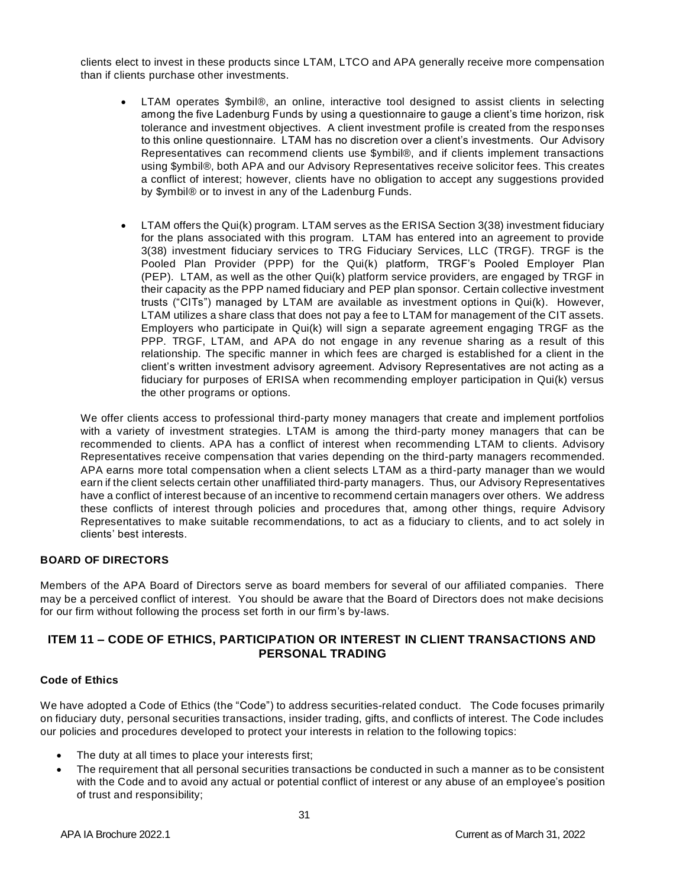clients elect to invest in these products since LTAM, LTCO and APA generally receive more compensation than if clients purchase other investments.

- LTAM operates $ymbil®, an online, interactive tool designed to assist clients in selecting among the five Ladenburg Funds by using a questionnaire to gauge a client's time horizon, risk tolerance and investment objectives. A client investment profile is created from the responses to this online questionnaire. LTAM has no discretion over a client's investments. Our Advisory Representatives can recommend clients use $ymbil®, and if clients implement transactions using $ymbil®, both APA and our Advisory Representatives receive solicitor fees. This creates a conflict of interest; however, clients have no obligation to accept any suggestions provided by $ymbil® or to invest in any of the Ladenburg Funds.

- LTAM offers the Qui(k) program. LTAM serves as the ERISA Section 3(38) investment fiduciary for the plans associated with this program. LTAM has entered into an agreement to provide 3(38) investment fiduciary services to TRG Fiduciary Services, LLC (TRGF). TRGF is the Pooled Plan Provider (PPP) for the Qui(k) platform, TRGF's Pooled Employer Plan (PEP). LTAM, as well as the other Qui(k) platform service providers, are engaged by TRGF in their capacity as the PPP named fiduciary and PEP plan sponsor. Certain collective investment trusts ("CITs") managed by LTAM are available as investment options in Qui(k). However, LTAM utilizes a share class that does not pay a fee to LTAM for management of the CIT assets. Employers who participate in Qui(k) will sign a separate agreement engaging TRGF as the PPP. TRGF, LTAM, and APA do not engage in any revenue sharing as a result of this relationship. The specific manner in which fees are charged is established for a client in the client's written investment advisory agreement. Advisory Representatives are not acting as a fiduciary for purposes of ERISA when recommending employer participation in Qui(k) versus the other programs or options.

We offer clients access to professional third-party money managers that create and implement portfolios with a variety of investment strategies. LTAM is among the third-party money managers that can be recommended to clients. APA has a conflict of interest when recommending LTAM to clients. Advisory Representatives receive compensation that varies depending on the third-party managers recommended. APA earns more total compensation when a client selects LTAM as a third-party manager than we would earn if the client selects certain other unaffiliated third-party managers. Thus, our Advisory Representatives have a conflict of interest because of an incentive to recommend certain managers over others. We address these conflicts of interest through policies and procedures that, among other things, require Advisory Representatives to make suitable recommendations, to act as a fiduciary to clients, and to act solely in clients' best interests.

**BOARD OF DIRECTORS**

Members of the APA Board of Directors serve as board members for several of our affiliated companies. There may be a perceived conflict of interest. You should be aware that the Board of Directors does not make decisions for our firm without following the process set forth in our firm's by-laws.

## ITEM 11 – CODE OF ETHICS, PARTICIPATION OR INTEREST IN CLIENT TRANSACTIONS AND PERSONAL TRADING

**Code of Ethics**

We have adopted a Code of Ethics (the "Code") to address securities-related conduct. The Code focuses primarily on fiduciary duty, personal securities transactions, insider trading, gifts, and conflicts of interest. The Code includes our policies and procedures developed to protect your interests in relation to the following topics:

- The duty at all times to place your interests first;
- The requirement that all personal securities transactions be conducted in such a manner as to be consistent with the Code and to avoid any actual or potential conflict of interest or any abuse of an employee's position of trust and responsibility;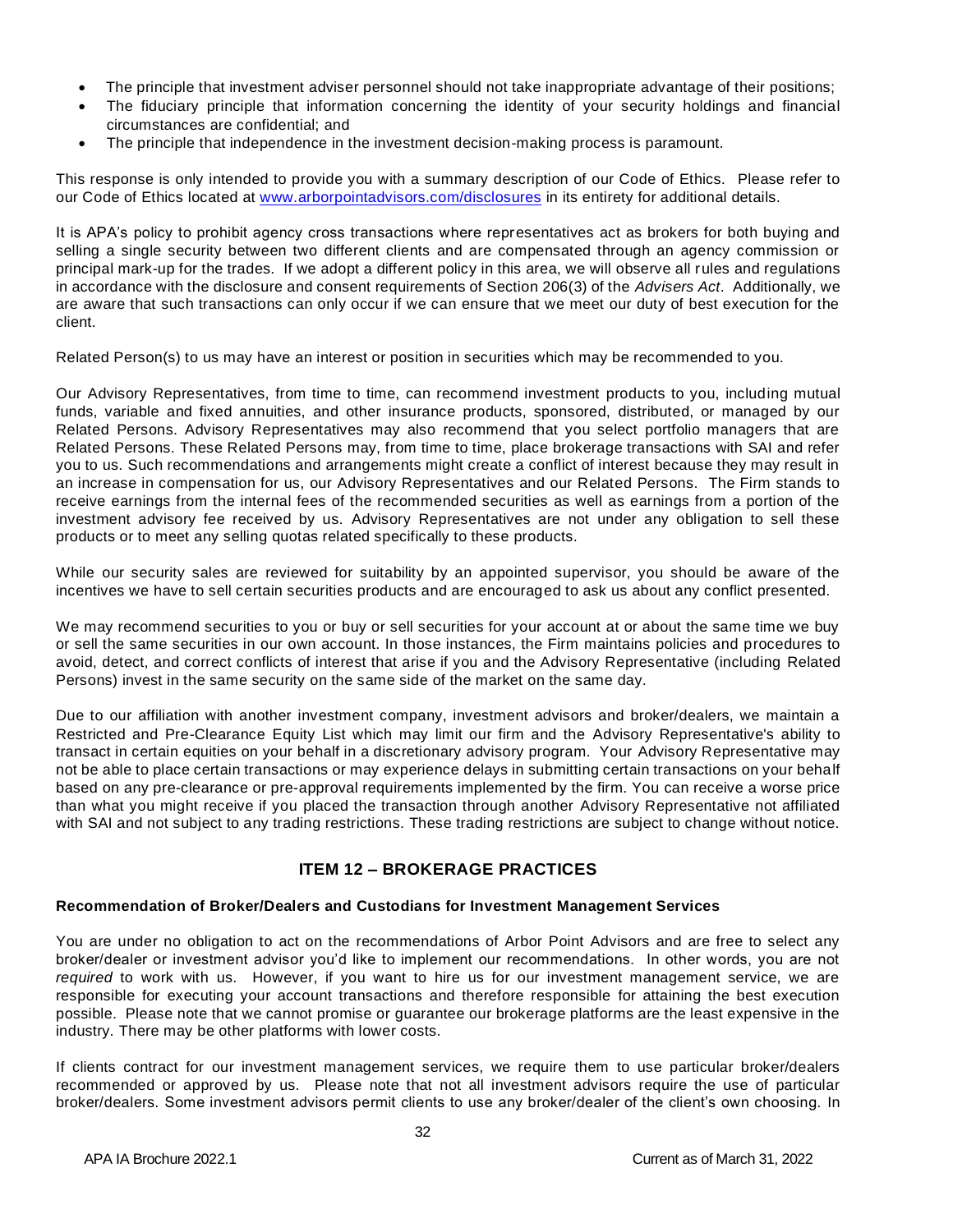- The principle that investment adviser personnel should not take inappropriate advantage of their positions;
- The fiduciary principle that information concerning the identity of your security holdings and financial circumstances are confidential; and
- The principle that independence in the investment decision-making process is paramount.

This response is only intended to provide you with a summary description of our Code of Ethics. Please refer to our Code of Ethics located at www.arborpointadvisors.com/disclosures in its entirety for additional details.

It is APA's policy to prohibit agency cross transactions where representatives act as brokers for both buying and selling a single security between two different clients and are compensated through an agency commission or principal mark-up for the trades. If we adopt a different policy in this area, we will observe all rules and regulations in accordance with the disclosure and consent requirements of Section 206(3) of the *Advisers Act*. Additionally, we are aware that such transactions can only occur if we can ensure that we meet our duty of best execution for the client.

Related Person(s) to us may have an interest or position in securities which may be recommended to you.

Our Advisory Representatives, from time to time, can recommend investment products to you, including mutual funds, variable and fixed annuities, and other insurance products, sponsored, distributed, or managed by our Related Persons. Advisory Representatives may also recommend that you select portfolio managers that are Related Persons. These Related Persons may, from time to time, place brokerage transactions with SAI and refer you to us. Such recommendations and arrangements might create a conflict of interest because they may result in an increase in compensation for us, our Advisory Representatives and our Related Persons. The Firm stands to receive earnings from the internal fees of the recommended securities as well as earnings from a portion of the investment advisory fee received by us. Advisory Representatives are not under any obligation to sell these products or to meet any selling quotas related specifically to these products.

While our security sales are reviewed for suitability by an appointed supervisor, you should be aware of the incentives we have to sell certain securities products and are encouraged to ask us about any conflict presented.

We may recommend securities to you or buy or sell securities for your account at or about the same time we buy or sell the same securities in our own account. In those instances, the Firm maintains policies and procedures to avoid, detect, and correct conflicts of interest that arise if you and the Advisory Representative (including Related Persons) invest in the same security on the same side of the market on the same day.

Due to our affiliation with another investment company, investment advisors and broker/dealers, we maintain a Restricted and Pre-Clearance Equity List which may limit our firm and the Advisory Representative's ability to transact in certain equities on your behalf in a discretionary advisory program. Your Advisory Representative may not be able to place certain transactions or may experience delays in submitting certain transactions on your behalf based on any pre-clearance or pre-approval requirements implemented by the firm. You can receive a worse price than what you might receive if you placed the transaction through another Advisory Representative not affiliated with SAI and not subject to any trading restrictions. These trading restrictions are subject to change without notice.

## ITEM 12 – BROKERAGE PRACTICES

**Recommendation of Broker/Dealers and Custodians for Investment Management Services**

You are under no obligation to act on the recommendations of Arbor Point Advisors and are free to select any broker/dealer or investment advisor you'd like to implement our recommendations. In other words, you are not *required* to work with us. However, if you want to hire us for our investment management service, we are responsible for executing your account transactions and therefore responsible for attaining the best execution possible. Please note that we cannot promise or guarantee our brokerage platforms are the least expensive in the industry. There may be other platforms with lower costs.

If clients contract for our investment management services, we require them to use particular broker/dealers recommended or approved by us. Please note that not all investment advisors require the use of particular broker/dealers. Some investment advisors permit clients to use any broker/dealer of the client's own choosing. In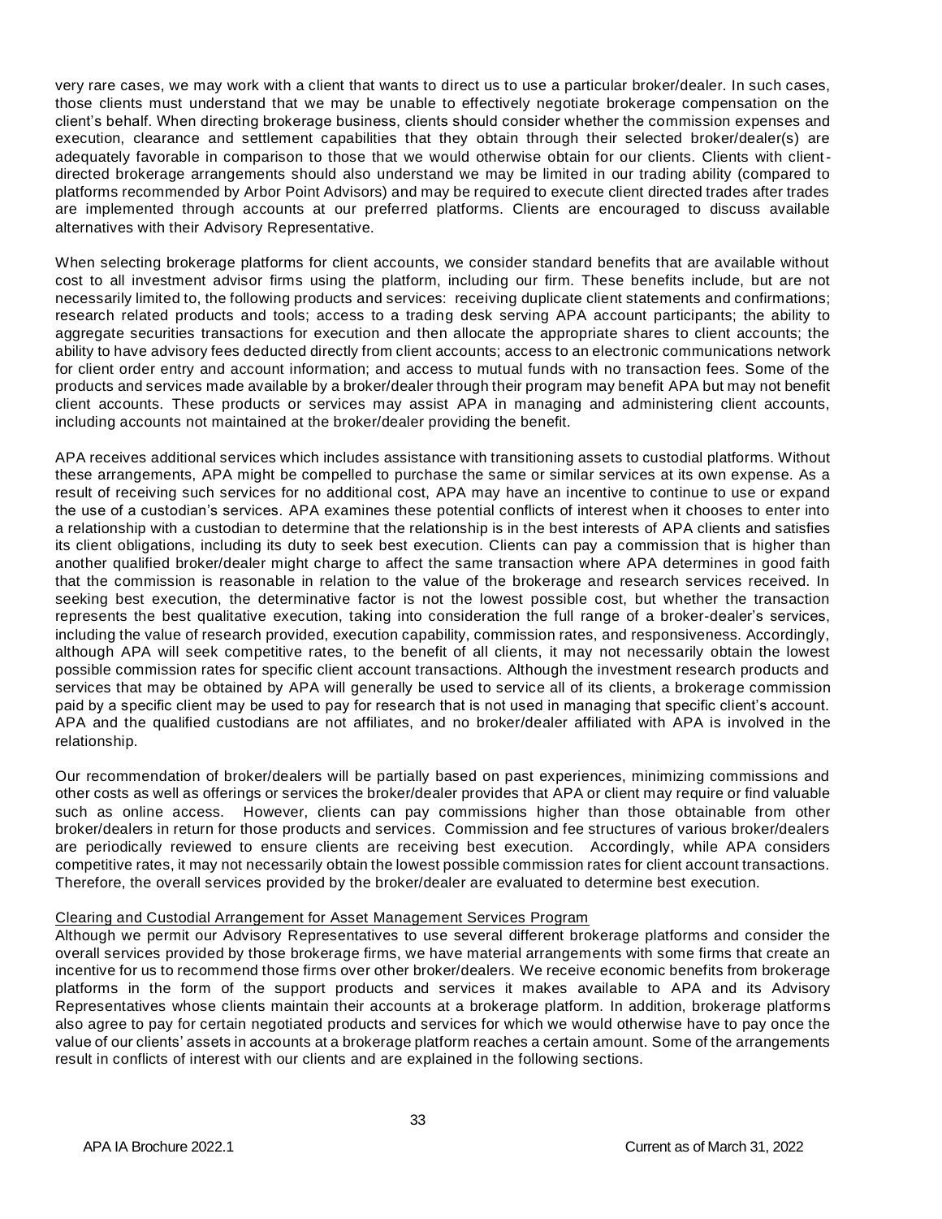very rare cases, we may work with a client that wants to direct us to use a particular broker/dealer. In such cases, those clients must understand that we may be unable to effectively negotiate brokerage compensation on the client's behalf. When directing brokerage business, clients should consider whether the commission expenses and execution, clearance and settlement capabilities that they obtain through their selected broker/dealer(s) are adequately favorable in comparison to those that we would otherwise obtain for our clients. Clients with client-directed brokerage arrangements should also understand we may be limited in our trading ability (compared to platforms recommended by Arbor Point Advisors) and may be required to execute client directed trades after trades are implemented through accounts at our preferred platforms. Clients are encouraged to discuss available alternatives with their Advisory Representative.

When selecting brokerage platforms for client accounts, we consider standard benefits that are available without cost to all investment advisor firms using the platform, including our firm. These benefits include, but are not necessarily limited to, the following products and services: receiving duplicate client statements and confirmations; research related products and tools; access to a trading desk serving APA account participants; the ability to aggregate securities transactions for execution and then allocate the appropriate shares to client accounts; the ability to have advisory fees deducted directly from client accounts; access to an electronic communications network for client order entry and account information; and access to mutual funds with no transaction fees. Some of the products and services made available by a broker/dealer through their program may benefit APA but may not benefit client accounts. These products or services may assist APA in managing and administering client accounts, including accounts not maintained at the broker/dealer providing the benefit.

APA receives additional services which includes assistance with transitioning assets to custodial platforms. Without these arrangements, APA might be compelled to purchase the same or similar services at its own expense. As a result of receiving such services for no additional cost, APA may have an incentive to continue to use or expand the use of a custodian's services. APA examines these potential conflicts of interest when it chooses to enter into a relationship with a custodian to determine that the relationship is in the best interests of APA clients and satisfies its client obligations, including its duty to seek best execution. Clients can pay a commission that is higher than another qualified broker/dealer might charge to affect the same transaction where APA determines in good faith that the commission is reasonable in relation to the value of the brokerage and research services received. In seeking best execution, the determinative factor is not the lowest possible cost, but whether the transaction represents the best qualitative execution, taking into consideration the full range of a broker-dealer's services, including the value of research provided, execution capability, commission rates, and responsiveness. Accordingly, although APA will seek competitive rates, to the benefit of all clients, it may not necessarily obtain the lowest possible commission rates for specific client account transactions. Although the investment research products and services that may be obtained by APA will generally be used to service all of its clients, a brokerage commission paid by a specific client may be used to pay for research that is not used in managing that specific client's account. APA and the qualified custodians are not affiliates, and no broker/dealer affiliated with APA is involved in the relationship.

Our recommendation of broker/dealers will be partially based on past experiences, minimizing commissions and other costs as well as offerings or services the broker/dealer provides that APA or client may require or find valuable such as online access. However, clients can pay commissions higher than those obtainable from other broker/dealers in return for those products and services. Commission and fee structures of various broker/dealers are periodically reviewed to ensure clients are receiving best execution. Accordingly, while APA considers competitive rates, it may not necessarily obtain the lowest possible commission rates for client account transactions. Therefore, the overall services provided by the broker/dealer are evaluated to determine best execution.

Clearing and Custodial Arrangement for Asset Management Services Program

Although we permit our Advisory Representatives to use several different brokerage platforms and consider the overall services provided by those brokerage firms, we have material arrangements with some firms that create an incentive for us to recommend those firms over other broker/dealers. We receive economic benefits from brokerage platforms in the form of the support products and services it makes available to APA and its Advisory Representatives whose clients maintain their accounts at a brokerage platform. In addition, brokerage platforms also agree to pay for certain negotiated products and services for which we would otherwise have to pay once the value of our clients' assets in accounts at a brokerage platform reaches a certain amount. Some of the arrangements result in conflicts of interest with our clients and are explained in the following sections.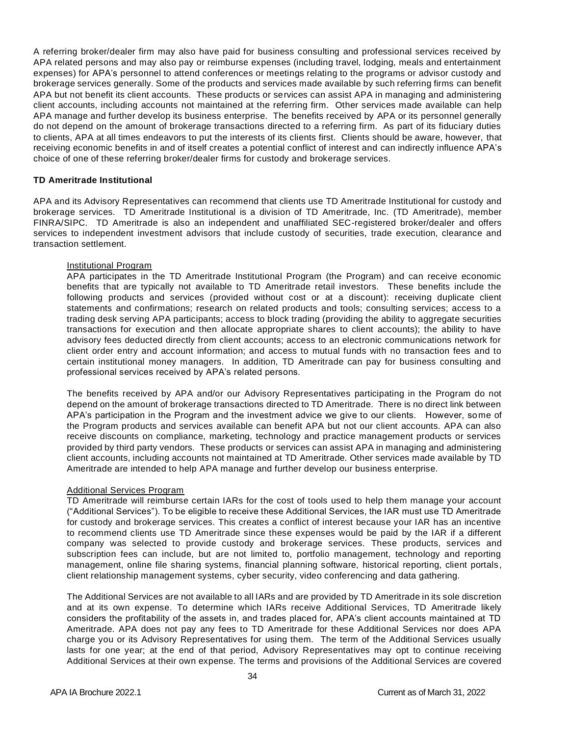A referring broker/dealer firm may also have paid for business consulting and professional services received by APA related persons and may also pay or reimburse expenses (including travel, lodging, meals and entertainment expenses) for APA's personnel to attend conferences or meetings relating to the programs or advisor custody and brokerage services generally. Some of the products and services made available by such referring firms can benefit APA but not benefit its client accounts. These products or services can assist APA in managing and administering client accounts, including accounts not maintained at the referring firm. Other services made available can help APA manage and further develop its business enterprise. The benefits received by APA or its personnel generally do not depend on the amount of brokerage transactions directed to a referring firm. As part of its fiduciary duties to clients, APA at all times endeavors to put the interests of its clients first. Clients should be aware, however, that receiving economic benefits in and of itself creates a potential conflict of interest and can indirectly influence APA's choice of one of these referring broker/dealer firms for custody and brokerage services.

**TD Ameritrade Institutional**

APA and its Advisory Representatives can recommend that clients use TD Ameritrade Institutional for custody and brokerage services. TD Ameritrade Institutional is a division of TD Ameritrade, Inc. (TD Ameritrade), member FINRA/SIPC. TD Ameritrade is also an independent and unaffiliated SEC-registered broker/dealer and offers services to independent investment advisors that include custody of securities, trade execution, clearance and transaction settlement.

Institutional Program

APA participates in the TD Ameritrade Institutional Program (the Program) and can receive economic benefits that are typically not available to TD Ameritrade retail investors. These benefits include the following products and services (provided without cost or at a discount): receiving duplicate client statements and confirmations; research on related products and tools; consulting services; access to a trading desk serving APA participants; access to block trading (providing the ability to aggregate securities transactions for execution and then allocate appropriate shares to client accounts); the ability to have advisory fees deducted directly from client accounts; access to an electronic communications network for client order entry and account information; and access to mutual funds with no transaction fees and to certain institutional money managers. In addition, TD Ameritrade can pay for business consulting and professional services received by APA's related persons.

The benefits received by APA and/or our Advisory Representatives participating in the Program do not depend on the amount of brokerage transactions directed to TD Ameritrade. There is no direct link between APA's participation in the Program and the investment advice we give to our clients. However, some of the Program products and services available can benefit APA but not our client accounts. APA can also receive discounts on compliance, marketing, technology and practice management products or services provided by third party vendors. These products or services can assist APA in managing and administering client accounts, including accounts not maintained at TD Ameritrade. Other services made available by TD Ameritrade are intended to help APA manage and further develop our business enterprise.

Additional Services Program

TD Ameritrade will reimburse certain IARs for the cost of tools used to help them manage your account ("Additional Services"). To be eligible to receive these Additional Services, the IAR must use TD Ameritrade for custody and brokerage services. This creates a conflict of interest because your IAR has an incentive to recommend clients use TD Ameritrade since these expenses would be paid by the IAR if a different company was selected to provide custody and brokerage services. These products, services and subscription fees can include, but are not limited to, portfolio management, technology and reporting management, online file sharing systems, financial planning software, historical reporting, client portals, client relationship management systems, cyber security, video conferencing and data gathering.

The Additional Services are not available to all IARs and are provided by TD Ameritrade in its sole discretion and at its own expense. To determine which IARs receive Additional Services, TD Ameritrade likely considers the profitability of the assets in, and trades placed for, APA's client accounts maintained at TD Ameritrade. APA does not pay any fees to TD Ameritrade for these Additional Services nor does APA charge you or its Advisory Representatives for using them. The term of the Additional Services usually lasts for one year; at the end of that period, Advisory Representatives may opt to continue receiving Additional Services at their own expense. The terms and provisions of the Additional Services are covered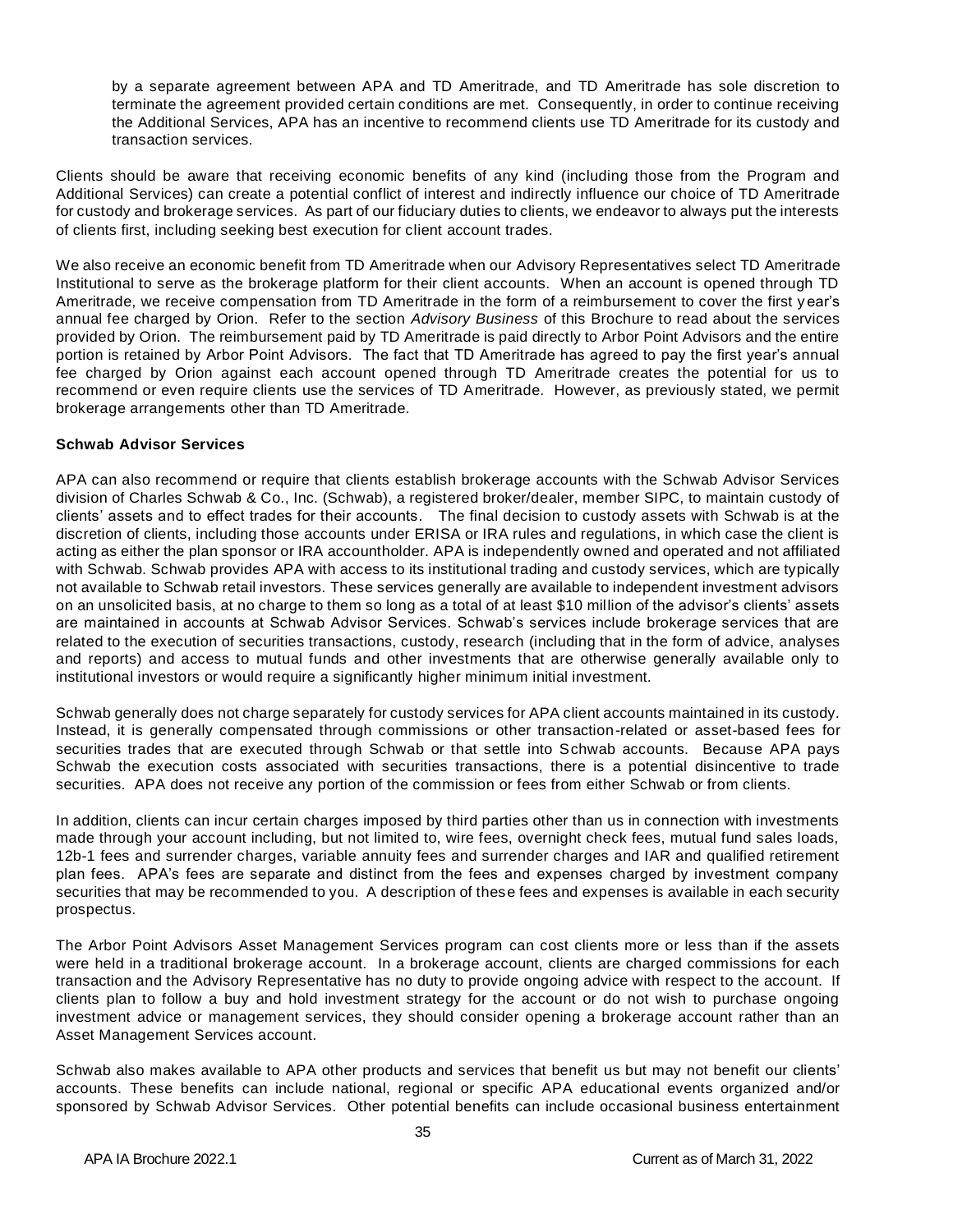by a separate agreement between APA and TD Ameritrade, and TD Ameritrade has sole discretion to terminate the agreement provided certain conditions are met. Consequently, in order to continue receiving the Additional Services, APA has an incentive to recommend clients use TD Ameritrade for its custody and transaction services.

Clients should be aware that receiving economic benefits of any kind (including those from the Program and Additional Services) can create a potential conflict of interest and indirectly influence our choice of TD Ameritrade for custody and brokerage services. As part of our fiduciary duties to clients, we endeavor to always put the interests of clients first, including seeking best execution for client account trades.

We also receive an economic benefit from TD Ameritrade when our Advisory Representatives select TD Ameritrade Institutional to serve as the brokerage platform for their client accounts. When an account is opened through TD Ameritrade, we receive compensation from TD Ameritrade in the form of a reimbursement to cover the first year's annual fee charged by Orion. Refer to the section *Advisory Business* of this Brochure to read about the services provided by Orion. The reimbursement paid by TD Ameritrade is paid directly to Arbor Point Advisors and the entire portion is retained by Arbor Point Advisors. The fact that TD Ameritrade has agreed to pay the first year's annual fee charged by Orion against each account opened through TD Ameritrade creates the potential for us to recommend or even require clients use the services of TD Ameritrade. However, as previously stated, we permit brokerage arrangements other than TD Ameritrade.

**Schwab Advisor Services**

APA can also recommend or require that clients establish brokerage accounts with the Schwab Advisor Services division of Charles Schwab & Co., Inc. (Schwab), a registered broker/dealer, member SIPC, to maintain custody of clients' assets and to effect trades for their accounts. The final decision to custody assets with Schwab is at the discretion of clients, including those accounts under ERISA or IRA rules and regulations, in which case the client is acting as either the plan sponsor or IRA accountholder. APA is independently owned and operated and not affiliated with Schwab. Schwab provides APA with access to its institutional trading and custody services, which are typically not available to Schwab retail investors. These services generally are available to independent investment advisors on an unsolicited basis, at no charge to them so long as a total of at least $10 million of the advisor's clients' assets are maintained in accounts at Schwab Advisor Services. Schwab's services include brokerage services that are related to the execution of securities transactions, custody, research (including that in the form of advice, analyses and reports) and access to mutual funds and other investments that are otherwise generally available only to institutional investors or would require a significantly higher minimum initial investment.

Schwab generally does not charge separately for custody services for APA client accounts maintained in its custody. Instead, it is generally compensated through commissions or other transaction-related or asset-based fees for securities trades that are executed through Schwab or that settle into Schwab accounts. Because APA pays Schwab the execution costs associated with securities transactions, there is a potential disincentive to trade securities. APA does not receive any portion of the commission or fees from either Schwab or from clients.

In addition, clients can incur certain charges imposed by third parties other than us in connection with investments made through your account including, but not limited to, wire fees, overnight check fees, mutual fund sales loads, 12b-1 fees and surrender charges, variable annuity fees and surrender charges and IAR and qualified retirement plan fees. APA's fees are separate and distinct from the fees and expenses charged by investment company securities that may be recommended to you. A description of these fees and expenses is available in each security prospectus.

The Arbor Point Advisors Asset Management Services program can cost clients more or less than if the assets were held in a traditional brokerage account. In a brokerage account, clients are charged commissions for each transaction and the Advisory Representative has no duty to provide ongoing advice with respect to the account. If clients plan to follow a buy and hold investment strategy for the account or do not wish to purchase ongoing investment advice or management services, they should consider opening a brokerage account rather than an Asset Management Services account.

Schwab also makes available to APA other products and services that benefit us but may not benefit our clients' accounts. These benefits can include national, regional or specific APA educational events organized and/or sponsored by Schwab Advisor Services. Other potential benefits can include occasional business entertainment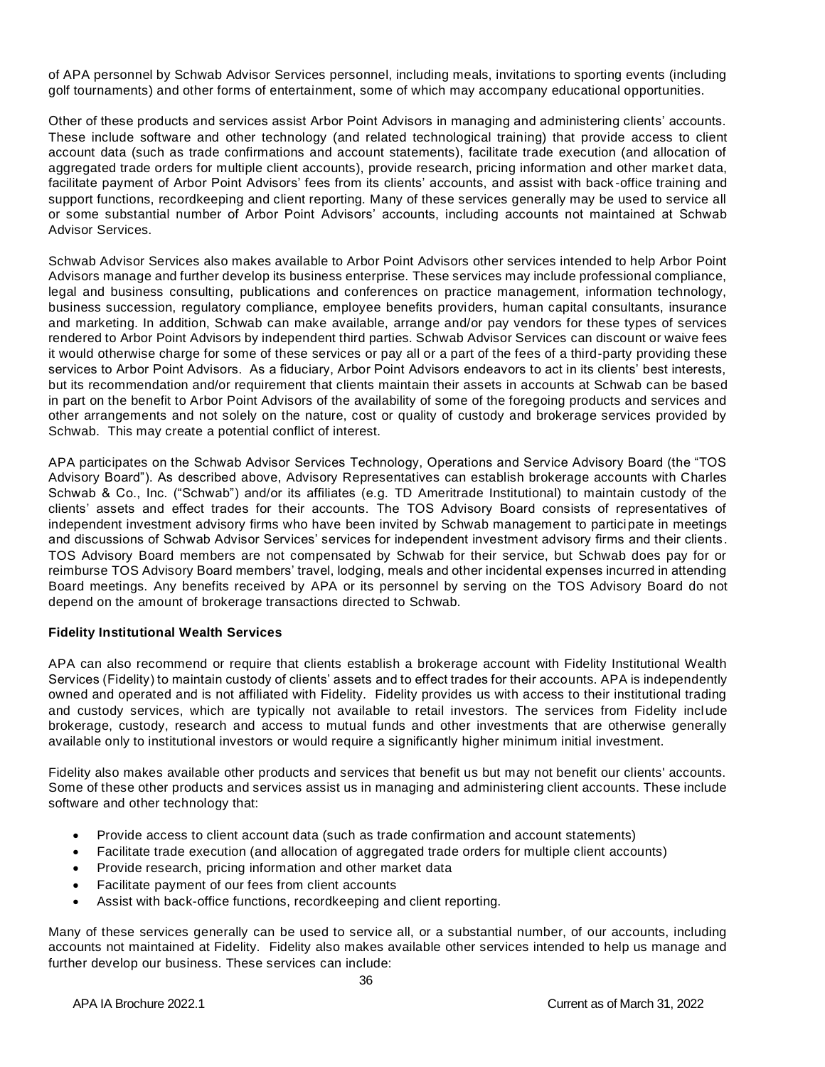of APA personnel by Schwab Advisor Services personnel, including meals, invitations to sporting events (including golf tournaments) and other forms of entertainment, some of which may accompany educational opportunities.

Other of these products and services assist Arbor Point Advisors in managing and administering clients' accounts. These include software and other technology (and related technological training) that provide access to client account data (such as trade confirmations and account statements), facilitate trade execution (and allocation of aggregated trade orders for multiple client accounts), provide research, pricing information and other market data, facilitate payment of Arbor Point Advisors' fees from its clients' accounts, and assist with back-office training and support functions, recordkeeping and client reporting. Many of these services generally may be used to service all or some substantial number of Arbor Point Advisors' accounts, including accounts not maintained at Schwab Advisor Services.

Schwab Advisor Services also makes available to Arbor Point Advisors other services intended to help Arbor Point Advisors manage and further develop its business enterprise. These services may include professional compliance, legal and business consulting, publications and conferences on practice management, information technology, business succession, regulatory compliance, employee benefits providers, human capital consultants, insurance and marketing. In addition, Schwab can make available, arrange and/or pay vendors for these types of services rendered to Arbor Point Advisors by independent third parties. Schwab Advisor Services can discount or waive fees it would otherwise charge for some of these services or pay all or a part of the fees of a third-party providing these services to Arbor Point Advisors. As a fiduciary, Arbor Point Advisors endeavors to act in its clients' best interests, but its recommendation and/or requirement that clients maintain their assets in accounts at Schwab can be based in part on the benefit to Arbor Point Advisors of the availability of some of the foregoing products and services and other arrangements and not solely on the nature, cost or quality of custody and brokerage services provided by Schwab. This may create a potential conflict of interest.

APA participates on the Schwab Advisor Services Technology, Operations and Service Advisory Board (the "TOS Advisory Board"). As described above, Advisory Representatives can establish brokerage accounts with Charles Schwab & Co., Inc. ("Schwab") and/or its affiliates (e.g. TD Ameritrade Institutional) to maintain custody of the clients' assets and effect trades for their accounts. The TOS Advisory Board consists of representatives of independent investment advisory firms who have been invited by Schwab management to participate in meetings and discussions of Schwab Advisor Services' services for independent investment advisory firms and their clients. TOS Advisory Board members are not compensated by Schwab for their service, but Schwab does pay for or reimburse TOS Advisory Board members' travel, lodging, meals and other incidental expenses incurred in attending Board meetings. Any benefits received by APA or its personnel by serving on the TOS Advisory Board do not depend on the amount of brokerage transactions directed to Schwab.

**Fidelity Institutional Wealth Services**

APA can also recommend or require that clients establish a brokerage account with Fidelity Institutional Wealth Services (Fidelity) to maintain custody of clients' assets and to effect trades for their accounts. APA is independently owned and operated and is not affiliated with Fidelity. Fidelity provides us with access to their institutional trading and custody services, which are typically not available to retail investors. The services from Fidelity include brokerage, custody, research and access to mutual funds and other investments that are otherwise generally available only to institutional investors or would require a significantly higher minimum initial investment.

Fidelity also makes available other products and services that benefit us but may not benefit our clients' accounts. Some of these other products and services assist us in managing and administering client accounts. These include software and other technology that:

- Provide access to client account data (such as trade confirmation and account statements)
- Facilitate trade execution (and allocation of aggregated trade orders for multiple client accounts)
- Provide research, pricing information and other market data
- Facilitate payment of our fees from client accounts
- Assist with back-office functions, recordkeeping and client reporting.

Many of these services generally can be used to service all, or a substantial number, of our accounts, including accounts not maintained at Fidelity. Fidelity also makes available other services intended to help us manage and further develop our business. These services can include: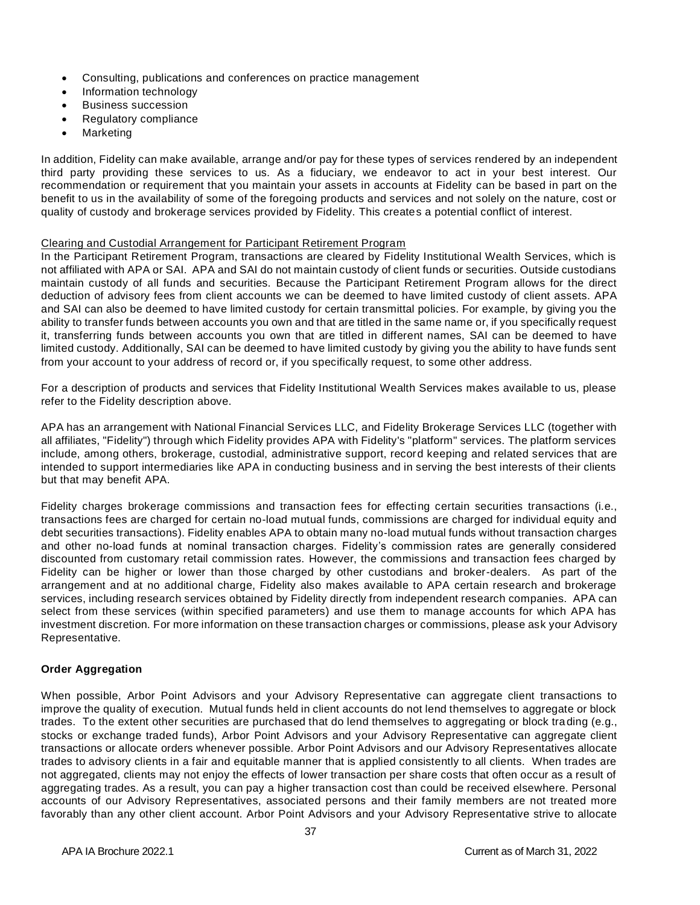- Consulting, publications and conferences on practice management
- Information technology
- Business succession
- Regulatory compliance
- Marketing

In addition, Fidelity can make available, arrange and/or pay for these types of services rendered by an independent third party providing these services to us. As a fiduciary, we endeavor to act in your best interest. Our recommendation or requirement that you maintain your assets in accounts at Fidelity can be based in part on the benefit to us in the availability of some of the foregoing products and services and not solely on the nature, cost or quality of custody and brokerage services provided by Fidelity. This creates a potential conflict of interest.

Clearing and Custodial Arrangement for Participant Retirement Program

In the Participant Retirement Program, transactions are cleared by Fidelity Institutional Wealth Services, which is not affiliated with APA or SAI. APA and SAI do not maintain custody of client funds or securities. Outside custodians maintain custody of all funds and securities. Because the Participant Retirement Program allows for the direct deduction of advisory fees from client accounts we can be deemed to have limited custody of client assets. APA and SAI can also be deemed to have limited custody for certain transmittal policies. For example, by giving you the ability to transfer funds between accounts you own and that are titled in the same name or, if you specifically request it, transferring funds between accounts you own that are titled in different names, SAI can be deemed to have limited custody. Additionally, SAI can be deemed to have limited custody by giving you the ability to have funds sent from your account to your address of record or, if you specifically request, to some other address.

For a description of products and services that Fidelity Institutional Wealth Services makes available to us, please refer to the Fidelity description above.

APA has an arrangement with National Financial Services LLC, and Fidelity Brokerage Services LLC (together with all affiliates, "Fidelity") through which Fidelity provides APA with Fidelity's "platform" services. The platform services include, among others, brokerage, custodial, administrative support, record keeping and related services that are intended to support intermediaries like APA in conducting business and in serving the best interests of their clients but that may benefit APA.

Fidelity charges brokerage commissions and transaction fees for effecting certain securities transactions (i.e., transactions fees are charged for certain no-load mutual funds, commissions are charged for individual equity and debt securities transactions). Fidelity enables APA to obtain many no-load mutual funds without transaction charges and other no-load funds at nominal transaction charges. Fidelity's commission rates are generally considered discounted from customary retail commission rates. However, the commissions and transaction fees charged by Fidelity can be higher or lower than those charged by other custodians and broker-dealers. As part of the arrangement and at no additional charge, Fidelity also makes available to APA certain research and brokerage services, including research services obtained by Fidelity directly from independent research companies. APA can select from these services (within specified parameters) and use them to manage accounts for which APA has investment discretion. For more information on these transaction charges or commissions, please ask your Advisory Representative.

**Order Aggregation**

When possible, Arbor Point Advisors and your Advisory Representative can aggregate client transactions to improve the quality of execution. Mutual funds held in client accounts do not lend themselves to aggregate or block trades. To the extent other securities are purchased that do lend themselves to aggregating or block trading (e.g., stocks or exchange traded funds), Arbor Point Advisors and your Advisory Representative can aggregate client transactions or allocate orders whenever possible. Arbor Point Advisors and our Advisory Representatives allocate trades to advisory clients in a fair and equitable manner that is applied consistently to all clients. When trades are not aggregated, clients may not enjoy the effects of lower transaction per share costs that often occur as a result of aggregating trades. As a result, you can pay a higher transaction cost than could be received elsewhere. Personal accounts of our Advisory Representatives, associated persons and their family members are not treated more favorably than any other client account. Arbor Point Advisors and your Advisory Representative strive to allocate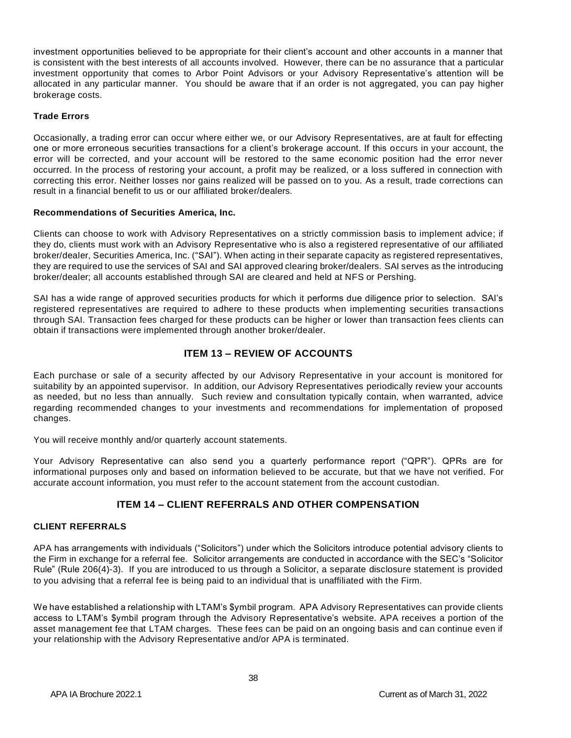investment opportunities believed to be appropriate for their client's account and other accounts in a manner that is consistent with the best interests of all accounts involved. However, there can be no assurance that a particular investment opportunity that comes to Arbor Point Advisors or your Advisory Representative's attention will be allocated in any particular manner. You should be aware that if an order is not aggregated, you can pay higher brokerage costs.

### Trade Errors

Occasionally, a trading error can occur where either we, or our Advisory Representatives, are at fault for effecting one or more erroneous securities transactions for a client's brokerage account. If this occurs in your account, the error will be corrected, and your account will be restored to the same economic position had the error never occurred. In the process of restoring your account, a profit may be realized, or a loss suffered in connection with correcting this error. Neither losses nor gains realized will be passed on to you. As a result, trade corrections can result in a financial benefit to us or our affiliated broker/dealers.

### Recommendations of Securities America, Inc.

Clients can choose to work with Advisory Representatives on a strictly commission basis to implement advice; if they do, clients must work with an Advisory Representative who is also a registered representative of our affiliated broker/dealer, Securities America, Inc. ("SAI"). When acting in their separate capacity as registered representatives, they are required to use the services of SAI and SAI approved clearing broker/dealers. SAI serves as the introducing broker/dealer; all accounts established through SAI are cleared and held at NFS or Pershing.

SAI has a wide range of approved securities products for which it performs due diligence prior to selection. SAI's registered representatives are required to adhere to these products when implementing securities transactions through SAI. Transaction fees charged for these products can be higher or lower than transaction fees clients can obtain if transactions were implemented through another broker/dealer.

## ITEM 13 – REVIEW OF ACCOUNTS

Each purchase or sale of a security affected by our Advisory Representative in your account is monitored for suitability by an appointed supervisor. In addition, our Advisory Representatives periodically review your accounts as needed, but no less than annually. Such review and consultation typically contain, when warranted, advice regarding recommended changes to your investments and recommendations for implementation of proposed changes.

You will receive monthly and/or quarterly account statements.

Your Advisory Representative can also send you a quarterly performance report ("QPR"). QPRs are for informational purposes only and based on information believed to be accurate, but that we have not verified. For accurate account information, you must refer to the account statement from the account custodian.

## ITEM 14 – CLIENT REFERRALS AND OTHER COMPENSATION

### CLIENT REFERRALS

APA has arrangements with individuals ("Solicitors") under which the Solicitors introduce potential advisory clients to the Firm in exchange for a referral fee. Solicitor arrangements are conducted in accordance with the SEC's "Solicitor Rule" (Rule 206(4)-3). If you are introduced to us through a Solicitor, a separate disclosure statement is provided to you advising that a referral fee is being paid to an individual that is unaffiliated with the Firm.

We have established a relationship with LTAM's $ymbil program. APA Advisory Representatives can provide clients access to LTAM's $ymbil program through the Advisory Representative's website. APA receives a portion of the asset management fee that LTAM charges. These fees can be paid on an ongoing basis and can continue even if your relationship with the Advisory Representative and/or APA is terminated.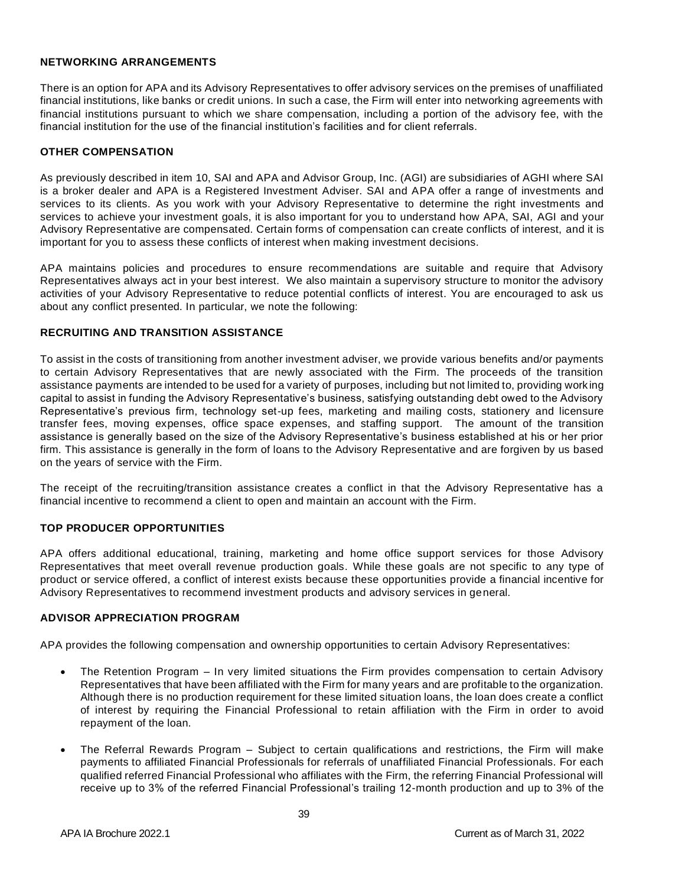## NETWORKING ARRANGEMENTS

There is an option for APA and its Advisory Representatives to offer advisory services on the premises of unaffiliated financial institutions, like banks or credit unions. In such a case, the Firm will enter into networking agreements with financial institutions pursuant to which we share compensation, including a portion of the advisory fee, with the financial institution for the use of the financial institution's facilities and for client referrals.

## OTHER COMPENSATION

As previously described in item 10, SAI and APA and Advisor Group, Inc. (AGI) are subsidiaries of AGHI where SAI is a broker dealer and APA is a Registered Investment Adviser. SAI and APA offer a range of investments and services to its clients. As you work with your Advisory Representative to determine the right investments and services to achieve your investment goals, it is also important for you to understand how APA, SAI, AGI and your Advisory Representative are compensated. Certain forms of compensation can create conflicts of interest, and it is important for you to assess these conflicts of interest when making investment decisions.

APA maintains policies and procedures to ensure recommendations are suitable and require that Advisory Representatives always act in your best interest. We also maintain a supervisory structure to monitor the advisory activities of your Advisory Representative to reduce potential conflicts of interest. You are encouraged to ask us about any conflict presented. In particular, we note the following:

## RECRUITING AND TRANSITION ASSISTANCE

To assist in the costs of transitioning from another investment adviser, we provide various benefits and/or payments to certain Advisory Representatives that are newly associated with the Firm. The proceeds of the transition assistance payments are intended to be used for a variety of purposes, including but not limited to, providing working capital to assist in funding the Advisory Representative's business, satisfying outstanding debt owed to the Advisory Representative's previous firm, technology set-up fees, marketing and mailing costs, stationery and licensure transfer fees, moving expenses, office space expenses, and staffing support. The amount of the transition assistance is generally based on the size of the Advisory Representative's business established at his or her prior firm. This assistance is generally in the form of loans to the Advisory Representative and are forgiven by us based on the years of service with the Firm.

The receipt of the recruiting/transition assistance creates a conflict in that the Advisory Representative has a financial incentive to recommend a client to open and maintain an account with the Firm.

## TOP PRODUCER OPPORTUNITIES

APA offers additional educational, training, marketing and home office support services for those Advisory Representatives that meet overall revenue production goals. While these goals are not specific to any type of product or service offered, a conflict of interest exists because these opportunities provide a financial incentive for Advisory Representatives to recommend investment products and advisory services in general.

## ADVISOR APPRECIATION PROGRAM

APA provides the following compensation and ownership opportunities to certain Advisory Representatives:

- The Retention Program – In very limited situations the Firm provides compensation to certain Advisory Representatives that have been affiliated with the Firm for many years and are profitable to the organization. Although there is no production requirement for these limited situation loans, the loan does create a conflict of interest by requiring the Financial Professional to retain affiliation with the Firm in order to avoid repayment of the loan.
- The Referral Rewards Program – Subject to certain qualifications and restrictions, the Firm will make payments to affiliated Financial Professionals for referrals of unaffiliated Financial Professionals. For each qualified referred Financial Professional who affiliates with the Firm, the referring Financial Professional will receive up to 3% of the referred Financial Professional's trailing 12-month production and up to 3% of the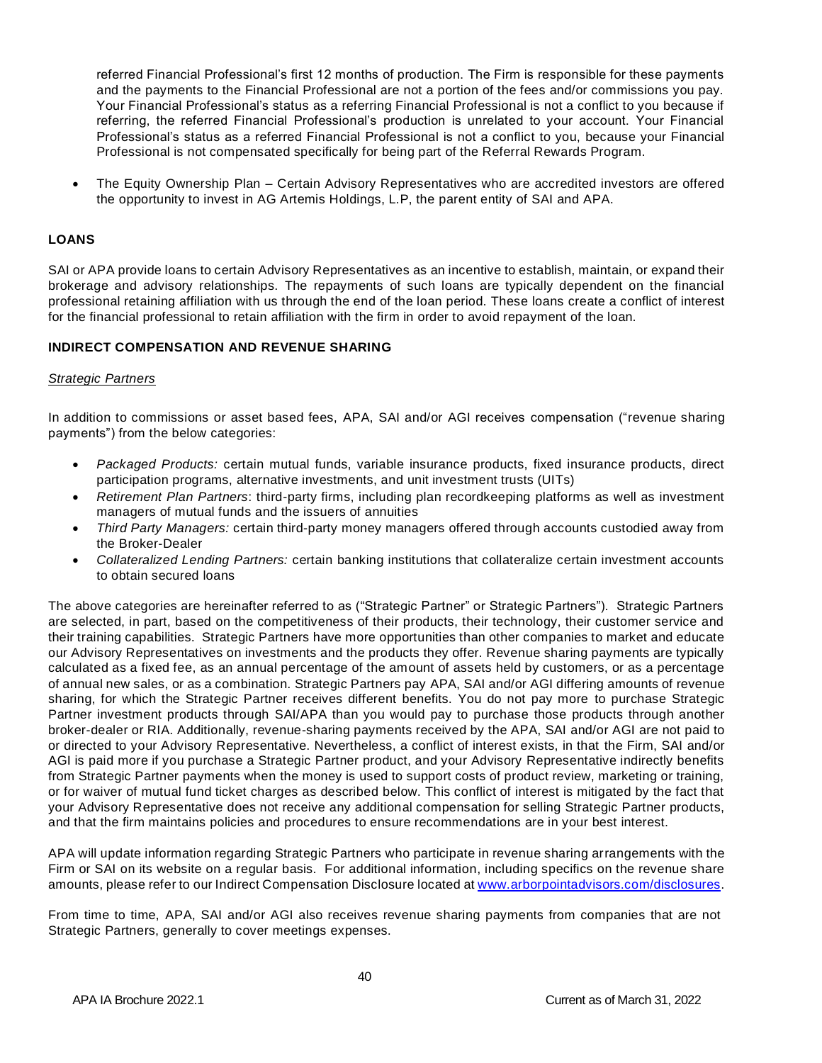referred Financial Professional's first 12 months of production. The Firm is responsible for these payments and the payments to the Financial Professional are not a portion of the fees and/or commissions you pay. Your Financial Professional's status as a referring Financial Professional is not a conflict to you because if referring, the referred Financial Professional's production is unrelated to your account. Your Financial Professional's status as a referred Financial Professional is not a conflict to you, because your Financial Professional is not compensated specifically for being part of the Referral Rewards Program.

- The Equity Ownership Plan – Certain Advisory Representatives who are accredited investors are offered the opportunity to invest in AG Artemis Holdings, L.P, the parent entity of SAI and APA.

**LOANS**

SAI or APA provide loans to certain Advisory Representatives as an incentive to establish, maintain, or expand their brokerage and advisory relationships. The repayments of such loans are typically dependent on the financial professional retaining affiliation with us through the end of the loan period. These loans create a conflict of interest for the financial professional to retain affiliation with the firm in order to avoid repayment of the loan.

**INDIRECT COMPENSATION AND REVENUE SHARING**

*Strategic Partners*

In addition to commissions or asset based fees, APA, SAI and/or AGI receives compensation ("revenue sharing payments") from the below categories:

- *Packaged Products:* certain mutual funds, variable insurance products, fixed insurance products, direct participation programs, alternative investments, and unit investment trusts (UITs)
- *Retirement Plan Partners*: third-party firms, including plan recordkeeping platforms as well as investment managers of mutual funds and the issuers of annuities
- *Third Party Managers:* certain third-party money managers offered through accounts custodied away from the Broker-Dealer
- *Collateralized Lending Partners:* certain banking institutions that collateralize certain investment accounts to obtain secured loans

The above categories are hereinafter referred to as ("Strategic Partner" or Strategic Partners"). Strategic Partners are selected, in part, based on the competitiveness of their products, their technology, their customer service and their training capabilities. Strategic Partners have more opportunities than other companies to market and educate our Advisory Representatives on investments and the products they offer. Revenue sharing payments are typically calculated as a fixed fee, as an annual percentage of the amount of assets held by customers, or as a percentage of annual new sales, or as a combination. Strategic Partners pay APA, SAI and/or AGI differing amounts of revenue sharing, for which the Strategic Partner receives different benefits. You do not pay more to purchase Strategic Partner investment products through SAI/APA than you would pay to purchase those products through another broker-dealer or RIA. Additionally, revenue-sharing payments received by the APA, SAI and/or AGI are not paid to or directed to your Advisory Representative. Nevertheless, a conflict of interest exists, in that the Firm, SAI and/or AGI is paid more if you purchase a Strategic Partner product, and your Advisory Representative indirectly benefits from Strategic Partner payments when the money is used to support costs of product review, marketing or training, or for waiver of mutual fund ticket charges as described below. This conflict of interest is mitigated by the fact that your Advisory Representative does not receive any additional compensation for selling Strategic Partner products, and that the firm maintains policies and procedures to ensure recommendations are in your best interest.

APA will update information regarding Strategic Partners who participate in revenue sharing arrangements with the Firm or SAI on its website on a regular basis. For additional information, including specifics on the revenue share amounts, please refer to our Indirect Compensation Disclosure located at [www.arborpointadvisors.com/disclosures](http://www.arborpointadvisors.com/disclosures).

From time to time, APA, SAI and/or AGI also receives revenue sharing payments from companies that are not Strategic Partners, generally to cover meetings expenses.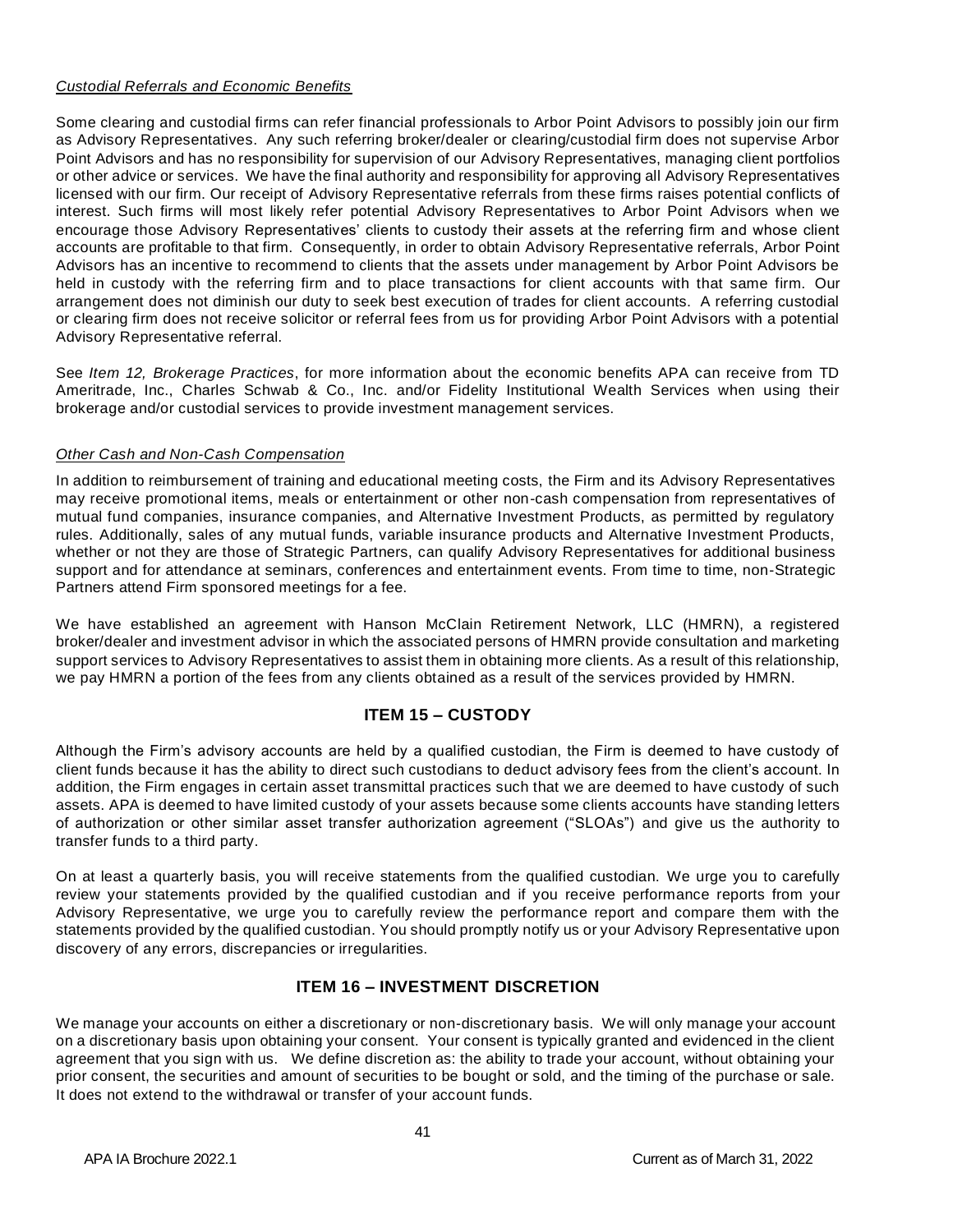*Custodial Referrals and Economic Benefits*

Some clearing and custodial firms can refer financial professionals to Arbor Point Advisors to possibly join our firm as Advisory Representatives. Any such referring broker/dealer or clearing/custodial firm does not supervise Arbor Point Advisors and has no responsibility for supervision of our Advisory Representatives, managing client portfolios or other advice or services. We have the final authority and responsibility for approving all Advisory Representatives licensed with our firm. Our receipt of Advisory Representative referrals from these firms raises potential conflicts of interest. Such firms will most likely refer potential Advisory Representatives to Arbor Point Advisors when we encourage those Advisory Representatives' clients to custody their assets at the referring firm and whose client accounts are profitable to that firm. Consequently, in order to obtain Advisory Representative referrals, Arbor Point Advisors has an incentive to recommend to clients that the assets under management by Arbor Point Advisors be held in custody with the referring firm and to place transactions for client accounts with that same firm. Our arrangement does not diminish our duty to seek best execution of trades for client accounts. A referring custodial or clearing firm does not receive solicitor or referral fees from us for providing Arbor Point Advisors with a potential Advisory Representative referral.

See *Item 12, Brokerage Practices*, for more information about the economic benefits APA can receive from TD Ameritrade, Inc., Charles Schwab & Co., Inc. and/or Fidelity Institutional Wealth Services when using their brokerage and/or custodial services to provide investment management services.

*Other Cash and Non-Cash Compensation*

In addition to reimbursement of training and educational meeting costs, the Firm and its Advisory Representatives may receive promotional items, meals or entertainment or other non-cash compensation from representatives of mutual fund companies, insurance companies, and Alternative Investment Products, as permitted by regulatory rules. Additionally, sales of any mutual funds, variable insurance products and Alternative Investment Products, whether or not they are those of Strategic Partners, can qualify Advisory Representatives for additional business support and for attendance at seminars, conferences and entertainment events. From time to time, non-Strategic Partners attend Firm sponsored meetings for a fee.

We have established an agreement with Hanson McClain Retirement Network, LLC (HMRN), a registered broker/dealer and investment advisor in which the associated persons of HMRN provide consultation and marketing support services to Advisory Representatives to assist them in obtaining more clients. As a result of this relationship, we pay HMRN a portion of the fees from any clients obtained as a result of the services provided by HMRN.

## ITEM 15 – CUSTODY

Although the Firm's advisory accounts are held by a qualified custodian, the Firm is deemed to have custody of client funds because it has the ability to direct such custodians to deduct advisory fees from the client's account. In addition, the Firm engages in certain asset transmittal practices such that we are deemed to have custody of such assets. APA is deemed to have limited custody of your assets because some clients accounts have standing letters of authorization or other similar asset transfer authorization agreement ("SLOAs") and give us the authority to transfer funds to a third party.

On at least a quarterly basis, you will receive statements from the qualified custodian. We urge you to carefully review your statements provided by the qualified custodian and if you receive performance reports from your Advisory Representative, we urge you to carefully review the performance report and compare them with the statements provided by the qualified custodian. You should promptly notify us or your Advisory Representative upon discovery of any errors, discrepancies or irregularities.

## ITEM 16 – INVESTMENT DISCRETION

We manage your accounts on either a discretionary or non-discretionary basis. We will only manage your account on a discretionary basis upon obtaining your consent. Your consent is typically granted and evidenced in the client agreement that you sign with us. We define discretion as: the ability to trade your account, without obtaining your prior consent, the securities and amount of securities to be bought or sold, and the timing of the purchase or sale. It does not extend to the withdrawal or transfer of your account funds.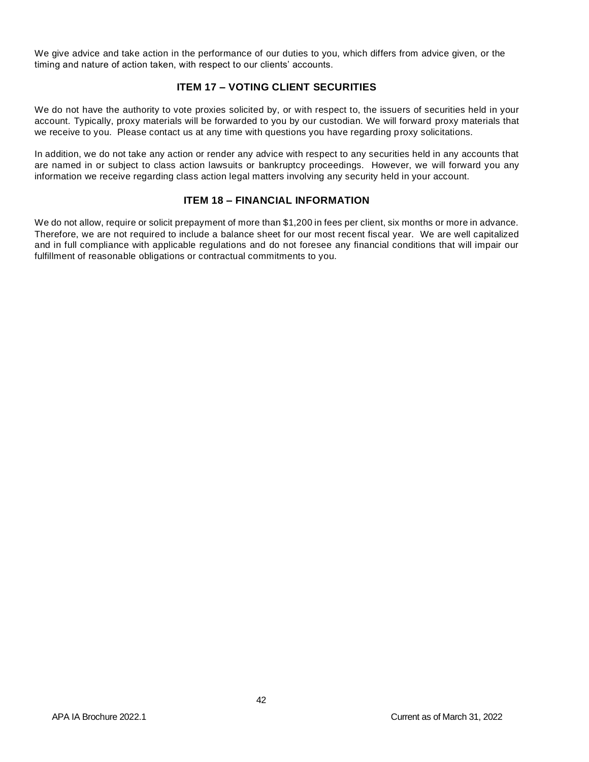We give advice and take action in the performance of our duties to you, which differs from advice given, or the timing and nature of action taken, with respect to our clients' accounts.

## ITEM 17 – VOTING CLIENT SECURITIES

We do not have the authority to vote proxies solicited by, or with respect to, the issuers of securities held in your account. Typically, proxy materials will be forwarded to you by our custodian. We will forward proxy materials that we receive to you. Please contact us at any time with questions you have regarding proxy solicitations.

In addition, we do not take any action or render any advice with respect to any securities held in any accounts that are named in or subject to class action lawsuits or bankruptcy proceedings. However, we will forward you any information we receive regarding class action legal matters involving any security held in your account.

## ITEM 18 – FINANCIAL INFORMATION

We do not allow, require or solicit prepayment of more than $1,200 in fees per client, six months or more in advance. Therefore, we are not required to include a balance sheet for our most recent fiscal year. We are well capitalized and in full compliance with applicable regulations and do not foresee any financial conditions that will impair our fulfillment of reasonable obligations or contractual commitments to you.